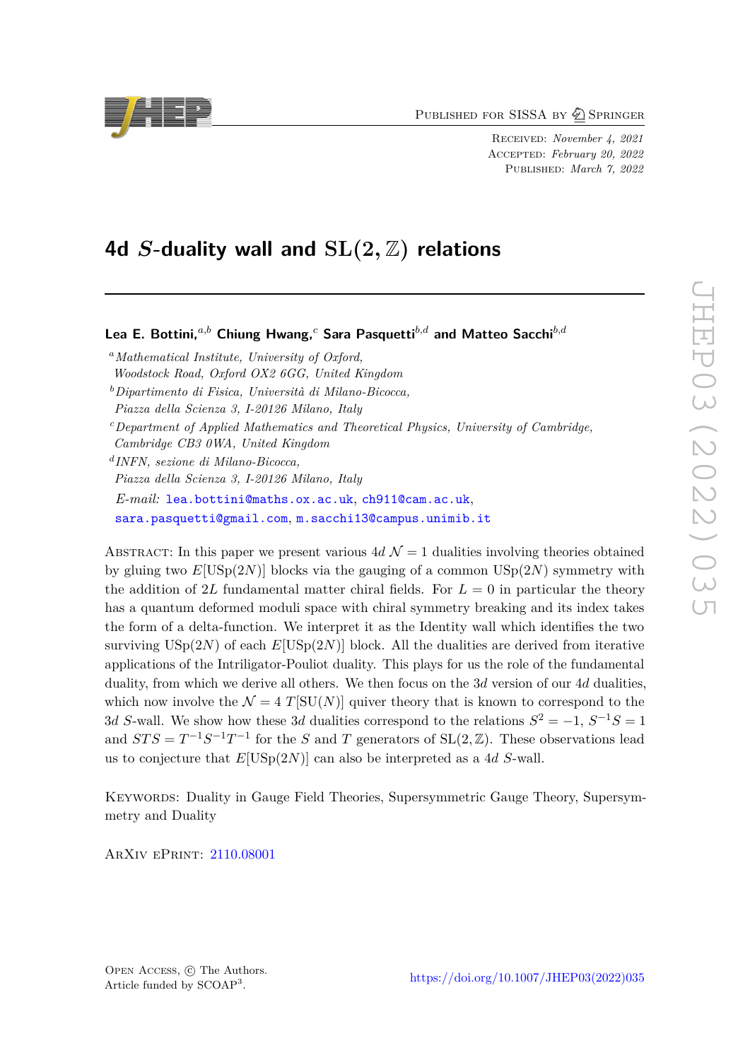Published for SISSA by Springer

Received: *November 4, 2021*
Accepted: *February 20, 2022*
Published: *March 7, 2022*

# 4d $S$-duality wall and $\mathrm{SL}(2,\mathbb{Z})$ relations

**Lea E. Bottini,**[a,b] **Chiung Hwang,**[c] **Sara Pasquetti**[b,d] **and Matteo Sacchi**[b,d]

[a] *Mathematical Institute, University of Oxford, Woodstock Road, Oxford OX2 6GG, United Kingdom*
[b] *Dipartimento di Fisica, Università di Milano-Bicocca, Piazza della Scienza 3, I-20126 Milano, Italy*
[c] *Department of Applied Mathematics and Theoretical Physics, University of Cambridge, Cambridge CB3 0WA, United Kingdom*
[d] *INFN, sezione di Milano-Bicocca, Piazza della Scienza 3, I-20126 Milano, Italy*

*E-mail:* lea.bottini@maths.ox.ac.uk, ch911@cam.ac.uk, sara.pasquetti@gmail.com, m.sacchi13@campus.unimib.it

Abstract: In this paper we present various $4d$ $\mathcal{N}=1$ dualities involving theories obtained by gluing two $E[\mathrm{USp}(2N)]$ blocks via the gauging of a common $\mathrm{USp}(2N)$ symmetry with the addition of $2L$ fundamental matter chiral fields. For $L=0$ in particular the theory has a quantum deformed moduli space with chiral symmetry breaking and its index takes the form of a delta-function. We interpret it as the Identity wall which identifies the two surviving $\mathrm{USp}(2N)$ of each $E[\mathrm{USp}(2N)]$ block. All the dualities are derived from iterative applications of the Intriligator-Pouliot duality. This plays for us the role of the fundamental duality, from which we derive all others. We then focus on the $3d$ version of our $4d$ dualities, which now involve the $\mathcal{N}=4$ $T[\mathrm{SU}(N)]$ quiver theory that is known to correspond to the $3d$ $S$-wall. We show how these $3d$ dualities correspond to the relations $S^2=-1$, $S^{-1}S=1$ and $STS=T^{-1}S^{-1}T^{-1}$ for the $S$ and $T$ generators of $\mathrm{SL}(2,\mathbb{Z})$. These observations lead us to conjecture that $E[\mathrm{USp}(2N)]$ can also be interpreted as a $4d$ $S$-wall.

Keywords: Duality in Gauge Field Theories, Supersymmetric Gauge Theory, Supersymmetry and Duality

ArXiv ePrint: 2110.08001

Open Access, © The Authors.
Article funded by SCOAP[3].

https://doi.org/10.1007/JHEP03(2022)035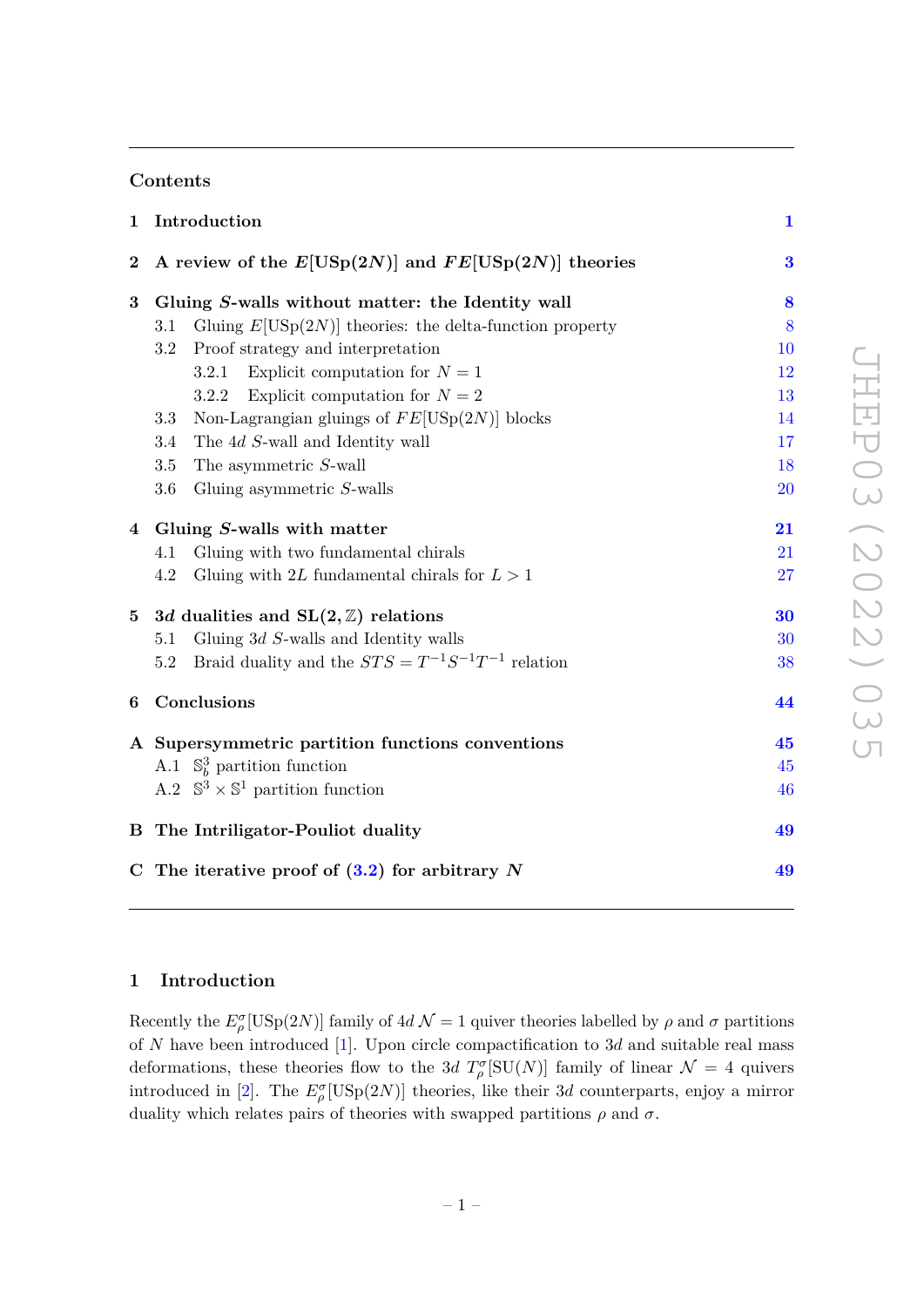## Contents

| | | |
|---|---|---|
| **1** | **Introduction** | **1** |
| **2** | **A review of the $E$[USp(2$N$)] and $FE$[USp(2$N$)] theories** | **3** |
| **3** | **Gluing $S$-walls without matter: the Identity wall** | **8** |
| 3.1 | Gluing $E$[USp(2$N$)] theories: the delta-function property | 8 |
| 3.2 | Proof strategy and interpretation | 10 |
| 3.2.1 | Explicit computation for $N = 1$ | 12 |
| 3.2.2 | Explicit computation for $N = 2$ | 13 |
| 3.3 | Non-Lagrangian gluings of $FE$[USp(2$N$)] blocks | 14 |
| 3.4 | The 4$d$ $S$-wall and Identity wall | 17 |
| 3.5 | The asymmetric $S$-wall | 18 |
| 3.6 | Gluing asymmetric $S$-walls | 20 |
| **4** | **Gluing $S$-walls with matter** | **21** |
| 4.1 | Gluing with two fundamental chirals | 21 |
| 4.2 | Gluing with 2$L$ fundamental chirals for $L > 1$ | 27 |
| **5** | **3$d$ dualities and SL(2, $\mathbb{Z}$) relations** | **30** |
| 5.1 | Gluing 3$d$ $S$-walls and Identity walls | 30 |
| 5.2 | Braid duality and the $STS = T^{-1}S^{-1}T^{-1}$ relation | 38 |
| **6** | **Conclusions** | **44** |
| **A** | **Supersymmetric partition functions conventions** | **45** |
| A.1 | $\mathbb{S}_b^3$ partition function | 45 |
| A.2 | $\mathbb{S}^3 \times \mathbb{S}^1$ partition function | 46 |
| **B** | **The Intriligator-Pouliot duality** | **49** |
| **C** | **The iterative proof of (3.2) for arbitrary $N$** | **49** |

## 1 Introduction

Recently the $E_\rho^\sigma$[USp(2$N$)] family of 4$d$ $\mathcal{N} = 1$ quiver theories labelled by $\rho$ and $\sigma$ partitions of $N$ have been introduced [1]. Upon circle compactification to 3$d$ and suitable real mass deformations, these theories flow to the 3$d$ $T_\rho^\sigma$[SU($N$)] family of linear $\mathcal{N} = 4$ quivers introduced in [2]. The $E_\rho^\sigma$[USp(2$N$)] theories, like their 3$d$ counterparts, enjoy a mirror duality which relates pairs of theories with swapped partitions $\rho$ and $\sigma$.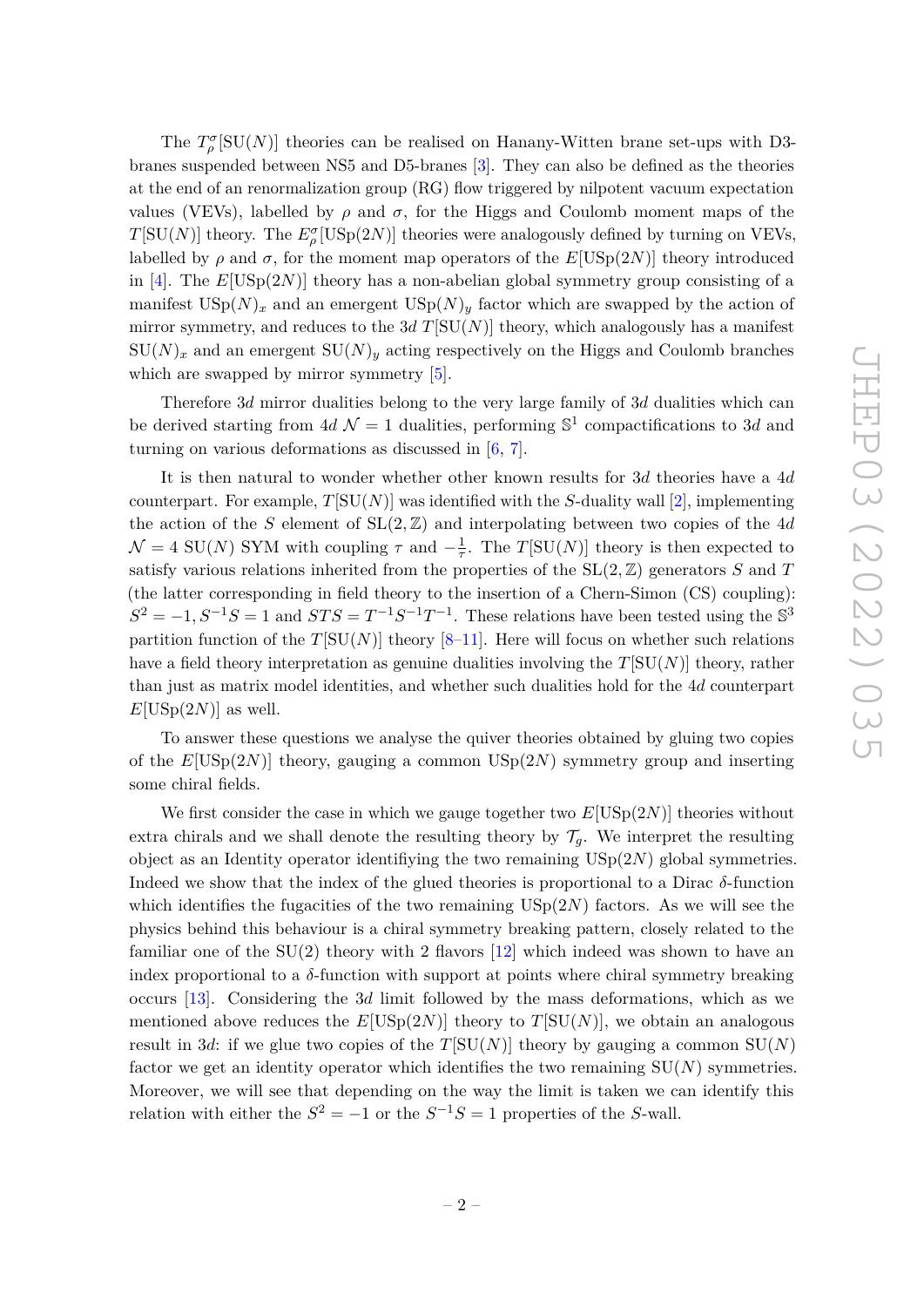The $T_\rho^\sigma[\mathrm{SU}(N)]$ theories can be realised on Hanany-Witten brane set-ups with D3-branes suspended between NS5 and D5-branes [3]. They can also be defined as the theories at the end of an renormalization group (RG) flow triggered by nilpotent vacuum expectation values (VEVs), labelled by $\rho$ and $\sigma$, for the Higgs and Coulomb moment maps of the $T[\mathrm{SU}(N)]$ theory. The $E_\rho^\sigma[\mathrm{USp}(2N)]$ theories were analogously defined by turning on VEVs, labelled by $\rho$ and $\sigma$, for the moment map operators of the $E[\mathrm{USp}(2N)]$ theory introduced in [4]. The $E[\mathrm{USp}(2N)]$ theory has a non-abelian global symmetry group consisting of a manifest $\mathrm{USp}(N)_x$ and an emergent $\mathrm{USp}(N)_y$ factor which are swapped by the action of mirror symmetry, and reduces to the 3$d$ $T[\mathrm{SU}(N)]$ theory, which analogously has a manifest $\mathrm{SU}(N)_x$ and an emergent $\mathrm{SU}(N)_y$ acting respectively on the Higgs and Coulomb branches which are swapped by mirror symmetry [5].

Therefore 3$d$ mirror dualities belong to the very large family of 3$d$ dualities which can be derived starting from 4$d$ $\mathcal{N}=1$ dualities, performing $\mathbb{S}^1$ compactifications to 3$d$ and turning on various deformations as discussed in [6, 7].

It is then natural to wonder whether other known results for 3$d$ theories have a 4$d$ counterpart. For example, $T[\mathrm{SU}(N)]$ was identified with the $S$-duality wall [2], implementing the action of the $S$ element of $\mathrm{SL}(2,\mathbb{Z})$ and interpolating between two copies of the 4$d$ $\mathcal{N}=4$ $\mathrm{SU}(N)$ SYM with coupling $\tau$ and $-\frac{1}{\tau}$. The $T[\mathrm{SU}(N)]$ theory is then expected to satisfy various relations inherited from the properties of the $\mathrm{SL}(2,\mathbb{Z})$ generators $S$ and $T$ (the latter corresponding in field theory to the insertion of a Chern-Simon (CS) coupling): $S^2=-1, S^{-1}S=1$ and $STS=T^{-1}S^{-1}T^{-1}$. These relations have been tested using the $\mathbb{S}^3$ partition function of the $T[\mathrm{SU}(N)]$ theory [8–11]. Here will focus on whether such relations have a field theory interpretation as genuine dualities involving the $T[\mathrm{SU}(N)]$ theory, rather than just as matrix model identities, and whether such dualities hold for the 4$d$ counterpart $E[\mathrm{USp}(2N)]$ as well.

To answer these questions we analyse the quiver theories obtained by gluing two copies of the $E[\mathrm{USp}(2N)]$ theory, gauging a common $\mathrm{USp}(2N)$ symmetry group and inserting some chiral fields.

We first consider the case in which we gauge together two $E[\mathrm{USp}(2N)]$ theories without extra chirals and we shall denote the resulting theory by $\mathcal{T}_g$. We interpret the resulting object as an Identity operator identifying the two remaining $\mathrm{USp}(2N)$ global symmetries. Indeed we show that the index of the glued theories is proportional to a Dirac $\delta$-function which identifies the fugacities of the two remaining $\mathrm{USp}(2N)$ factors. As we will see the physics behind this behaviour is a chiral symmetry breaking pattern, closely related to the familiar one of the $\mathrm{SU}(2)$ theory with 2 flavors [12] which indeed was shown to have an index proportional to a $\delta$-function with support at points where chiral symmetry breaking occurs [13]. Considering the 3$d$ limit followed by the mass deformations, which as we mentioned above reduces the $E[\mathrm{USp}(2N)]$ theory to $T[\mathrm{SU}(N)]$, we obtain an analogous result in 3$d$: if we glue two copies of the $T[\mathrm{SU}(N)]$ theory by gauging a common $\mathrm{SU}(N)$ factor we get an identity operator which identifies the two remaining $\mathrm{SU}(N)$ symmetries. Moreover, we will see that depending on the way the limit is taken we can identify this relation with either the $S^2=-1$ or the $S^{-1}S=1$ properties of the $S$-wall.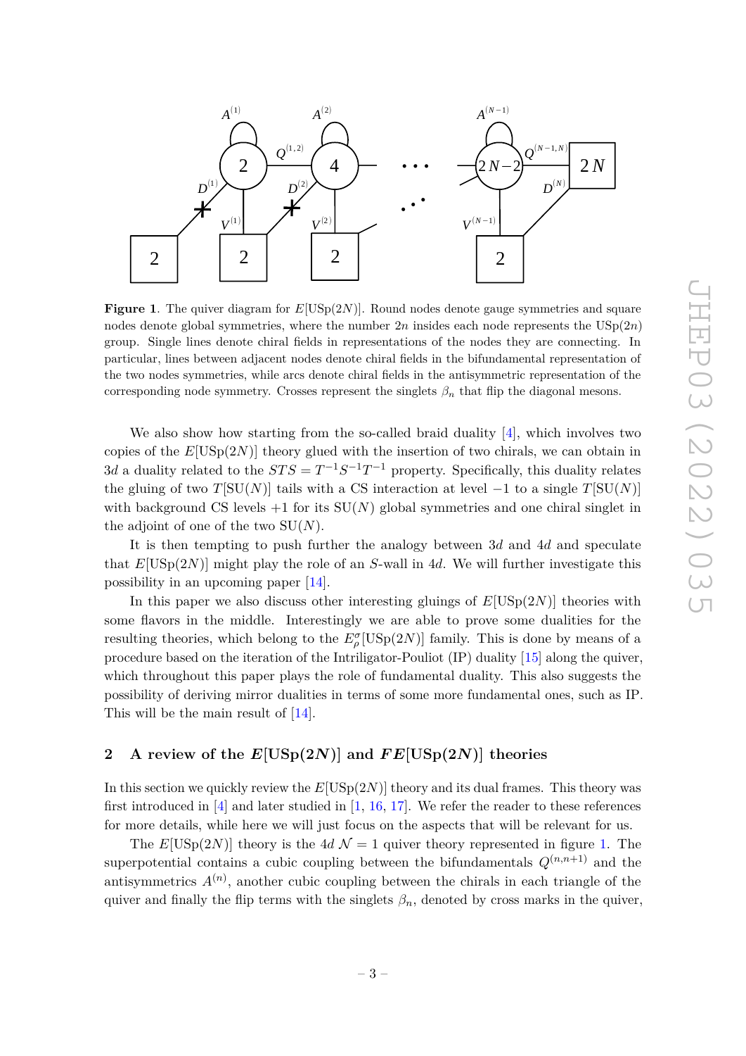**Figure 1**. The quiver diagram for $E[\mathrm{USp}(2N)]$. Round nodes denote gauge symmetries and square nodes denote global symmetries, where the number $2n$ insides each node represents the $\mathrm{USp}(2n)$ group. Single lines denote chiral fields in representations of the nodes they are connecting. In particular, lines between adjacent nodes denote chiral fields in the bifundamental representation of the two nodes symmetries, while arcs denote chiral fields in the antisymmetric representation of the corresponding node symmetry. Crosses represent the singlets $\beta_n$ that flip the diagonal mesons.

We also show how starting from the so-called braid duality [4], which involves two copies of the $E[\mathrm{USp}(2N)]$ theory glued with the insertion of two chirals, we can obtain in $3d$ a duality related to the $STS = T^{-1}S^{-1}T^{-1}$ property. Specifically, this duality relates the gluing of two $T[\mathrm{SU}(N)]$ tails with a CS interaction at level $-1$ to a single $T[\mathrm{SU}(N)]$ with background CS levels $+1$ for its $\mathrm{SU}(N)$ global symmetries and one chiral singlet in the adjoint of one of the two $\mathrm{SU}(N)$.

It is then tempting to push further the analogy between $3d$ and $4d$ and speculate that $E[\mathrm{USp}(2N)]$ might play the role of an $S$-wall in $4d$. We will further investigate this possibility in an upcoming paper [14].

In this paper we also discuss other interesting gluings of $E[\mathrm{USp}(2N)]$ theories with some flavors in the middle. Interestingly we are able to prove some dualities for the resulting theories, which belong to the $E^\sigma_\rho[\mathrm{USp}(2N)]$ family. This is done by means of a procedure based on the iteration of the Intriligator-Pouliot (IP) duality [15] along the quiver, which throughout this paper plays the role of fundamental duality. This also suggests the possibility of deriving mirror dualities in terms of some more fundamental ones, such as IP. This will be the main result of [14].

## 2 A review of the $E[\mathrm{USp}(2N)]$ and $FE[\mathrm{USp}(2N)]$ theories

In this section we quickly review the $E[\mathrm{USp}(2N)]$ theory and its dual frames. This theory was first introduced in [4] and later studied in [1, 16, 17]. We refer the reader to these references for more details, while here we will just focus on the aspects that will be relevant for us.

The $E[\mathrm{USp}(2N)]$ theory is the $4d$ $\mathcal{N}=1$ quiver theory represented in figure 1. The superpotential contains a cubic coupling between the bifundamentals $Q^{(n,n+1)}$ and the antisymmetrics $A^{(n)}$, another cubic coupling between the chirals in each triangle of the quiver and finally the flip terms with the singlets $\beta_n$, denoted by cross marks in the quiver,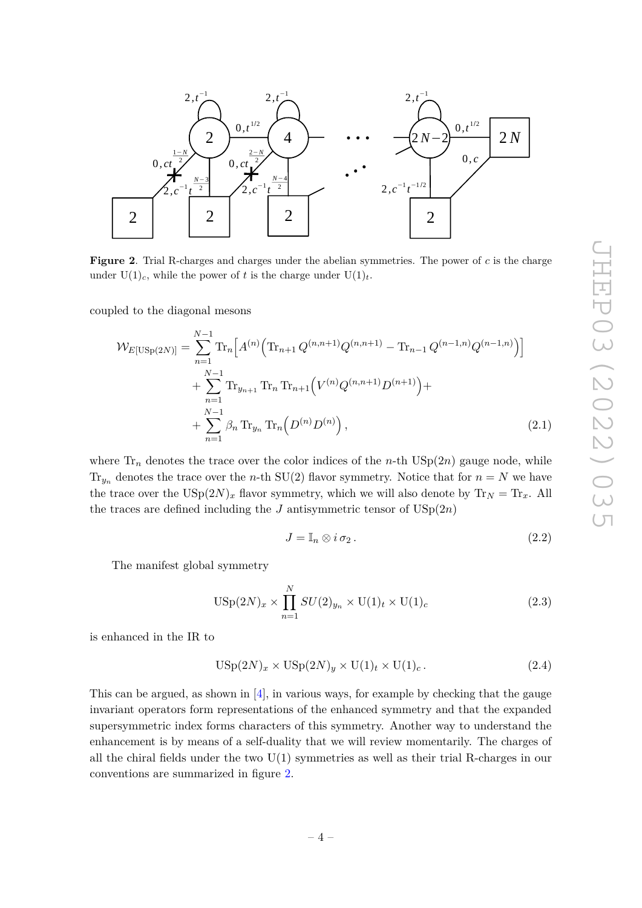**Figure 2**. Trial R-charges and charges under the abelian symmetries. The power of $c$ is the charge under $\mathrm{U}(1)_c$, while the power of $t$ is the charge under $\mathrm{U}(1)_t$.

coupled to the diagonal mesons

$$
\begin{aligned}
\mathcal{W}_{E[\mathrm{USp}(2N)]} = & \sum_{n=1}^{N-1} \mathrm{Tr}_n \Big[ A^{(n)} \Big( \mathrm{Tr}_{n+1} \, Q^{(n,n+1)} Q^{(n,n+1)} - \mathrm{Tr}_{n-1} \, Q^{(n-1,n)} Q^{(n-1,n)} \Big) \Big] \\
& + \sum_{n=1}^{N-1} \mathrm{Tr}_{y_{n+1}} \mathrm{Tr}_n \, \mathrm{Tr}_{n+1} \Big( V^{(n)} Q^{(n,n+1)} D^{(n+1)} \Big) + \\
& + \sum_{n=1}^{N-1} \beta_n \, \mathrm{Tr}_{y_n} \, \mathrm{Tr}_n \Big( D^{(n)} D^{(n)} \Big) \, ,
\end{aligned} \tag{2.1}
$$

where $\mathrm{Tr}_n$ denotes the trace over the color indices of the $n$-th $\mathrm{USp}(2n)$ gauge node, while $\mathrm{Tr}_{y_n}$ denotes the trace over the $n$-th $\mathrm{SU}(2)$ flavor symmetry. Notice that for $n = N$ we have the trace over the $\mathrm{USp}(2N)_x$ flavor symmetry, which we will also denote by $\mathrm{Tr}_N = \mathrm{Tr}_x$. All the traces are defined including the $J$ antisymmetric tensor of $\mathrm{USp}(2n)$

$$
J = \mathbb{I}_n \otimes i \, \sigma_2 \, . \tag{2.2}
$$

The manifest global symmetry

$$
\mathrm{USp}(2N)_x \times \prod_{n=1}^{N} SU(2)_{y_n} \times \mathrm{U}(1)_t \times \mathrm{U}(1)_c \tag{2.3}
$$

is enhanced in the IR to

$$
\mathrm{USp}(2N)_x \times \mathrm{USp}(2N)_y \times \mathrm{U}(1)_t \times \mathrm{U}(1)_c \, . \tag{2.4}
$$

This can be argued, as shown in [4], in various ways, for example by checking that the gauge invariant operators form representations of the enhanced symmetry and that the expanded supersymmetric index forms characters of this symmetry. Another way to understand the enhancement is by means of a self-duality that we will review momentarily. The charges of all the chiral fields under the two $\mathrm{U}(1)$ symmetries as well as their trial R-charges in our conventions are summarized in figure 2.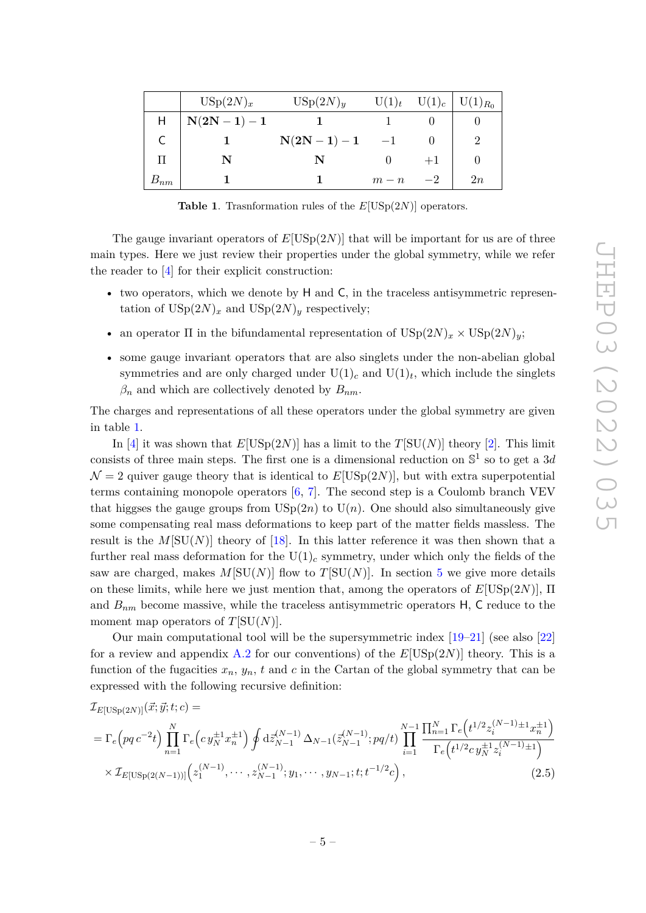|  | $\mathrm{USp}(2N)_x$ | $\mathrm{USp}(2N)_y$ | $\mathrm{U}(1)_t$ | $\mathrm{U}(1)_c$ | $\mathrm{U}(1)_{R_0}$ |
|---|---|---|---|---|---|
| $\mathsf{H}$ | $\mathbf{N(2N-1)-1}$ | $\mathbf{1}$ | 1 | 0 | 0 |
| $\mathsf{C}$ | $\mathbf{1}$ | $\mathbf{N(2N-1)-1}$ | $-1$ | 0 | 2 |
| $\Pi$ | $\mathbf{N}$ | $\mathbf{N}$ | 0 | $+1$ | 0 |
| $B_{nm}$ | $\mathbf{1}$ | $\mathbf{1}$ | $m-n$ | $-2$ | $2n$ |

**Table 1**. Trasnformation rules of the $E[\mathrm{USp}(2N)]$ operators.

The gauge invariant operators of $E[\mathrm{USp}(2N)]$ that will be important for us are of three main types. Here we just review their properties under the global symmetry, while we refer the reader to [4] for their explicit construction:

- two operators, which we denote by $\mathsf{H}$ and $\mathsf{C}$, in the traceless antisymmetric representation of $\mathrm{USp}(2N)_x$ and $\mathrm{USp}(2N)_y$ respectively;
- an operator $\Pi$ in the bifundamental representation of $\mathrm{USp}(2N)_x \times \mathrm{USp}(2N)_y$;
- some gauge invariant operators that are also singlets under the non-abelian global symmetries and are only charged under $\mathrm{U}(1)_c$ and $\mathrm{U}(1)_t$, which include the singlets $\beta_n$ and which are collectively denoted by $B_{nm}$.

The charges and representations of all these operators under the global symmetry are given in table 1.

In [4] it was shown that $E[\mathrm{USp}(2N)]$ has a limit to the $T[\mathrm{SU}(N)]$ theory [2]. This limit consists of three main steps. The first one is a dimensional reduction on $\mathbb{S}^1$ so to get a $3d$ $\mathcal{N}=2$ quiver gauge theory that is identical to $E[\mathrm{USp}(2N)]$, but with extra superpotential terms containing monopole operators [6, 7]. The second step is a Coulomb branch VEV that higgses the gauge groups from $\mathrm{USp}(2n)$ to $\mathrm{U}(n)$. One should also simultaneously give some compensating real mass deformations to keep part of the matter fields massless. The result is the $M[\mathrm{SU}(N)]$ theory of [18]. In this latter reference it was then shown that a further real mass deformation for the $\mathrm{U}(1)_c$ symmetry, under which only the fields of the saw are charged, makes $M[\mathrm{SU}(N)]$ flow to $T[\mathrm{SU}(N)]$. In section 5 we give more details on these limits, while here we just mention that, among the operators of $E[\mathrm{USp}(2N)]$, $\Pi$ and $B_{nm}$ become massive, while the traceless antisymmetric operators $\mathsf{H}$, $\mathsf{C}$ reduce to the moment map operators of $T[\mathrm{SU}(N)]$.

Our main computational tool will be the supersymmetric index [19–21] (see also [22] for a review and appendix A.2 for our conventions) of the $E[\mathrm{USp}(2N)]$ theory. This is a function of the fugacities $x_n$, $y_n$, $t$ and $c$ in the Cartan of the global symmetry that can be expressed with the following recursive definition:

$$
\begin{aligned}
&\mathcal{I}_{E[\mathrm{USp}(2N)]}(\vec{x};\vec{y};t;c) = \\
&= \Gamma_e\Big(pq\,c^{-2}t\Big)\prod_{n=1}^{N}\Gamma_e\Big(c\,y_N^{\pm1}x_n^{\pm1}\Big)\oint \mathrm{d}\vec{z}^{(N-1)}_{N-1}\,\Delta_{N-1}(\vec{z}^{(N-1)}_{N-1};pq/t)\prod_{i=1}^{N-1}\frac{\prod_{n=1}^{N}\Gamma_e\Big(t^{1/2}z_i^{(N-1)\pm1}x_n^{\pm1}\Big)}{\Gamma_e\Big(t^{1/2}c\,y_N^{\pm1}z_i^{(N-1)\pm1}\Big)} \\
&\quad\times\mathcal{I}_{E[\mathrm{USp}(2(N-1))]}\Big(z_1^{(N-1)},\cdots,z_{N-1}^{(N-1)};y_1,\cdots,y_{N-1};t;t^{-1/2}c\Big)\,,
\end{aligned}
\tag{2.5}
$$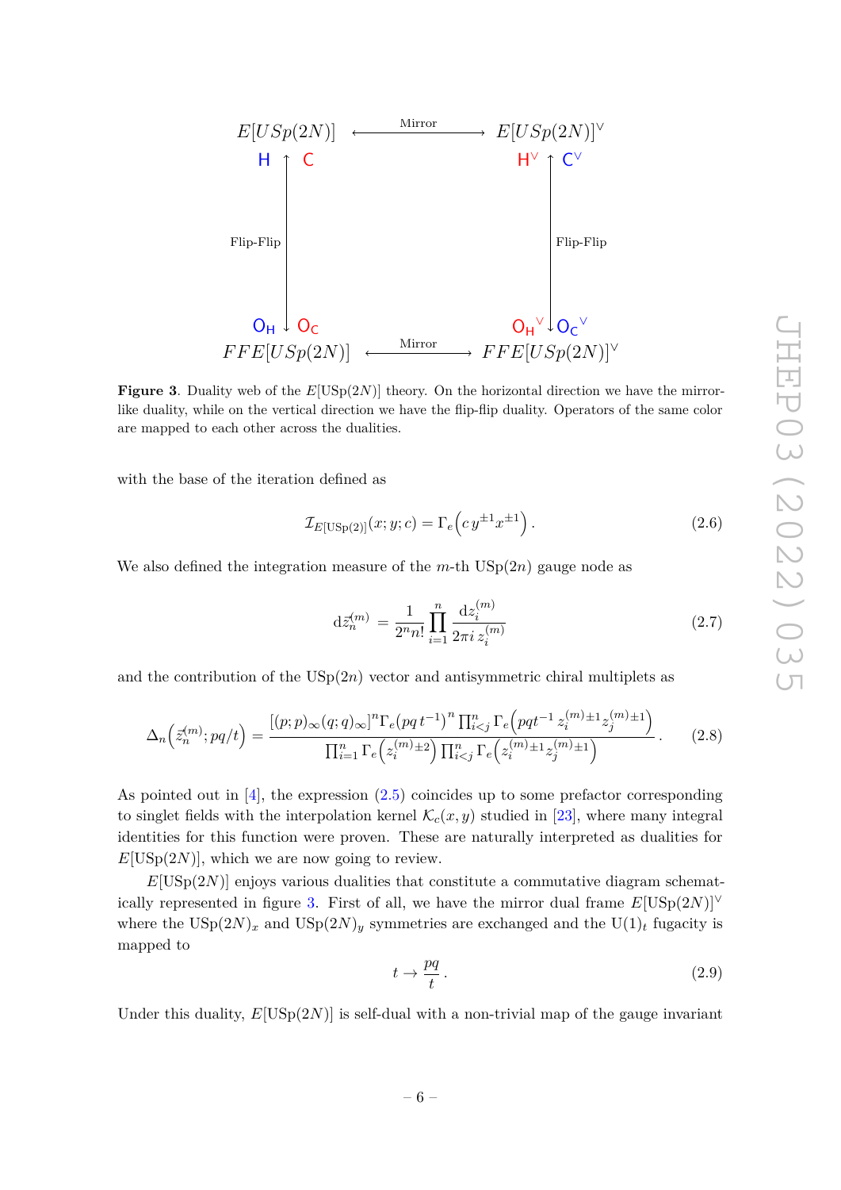$$
\begin{array}{ccc}
E[USp(2N)] & \xleftrightarrow{\text{Mirror}} & E[USp(2N)]^\vee \\
\mathsf{H} \uparrow \mathsf{C} & & \mathsf{H}^\vee \uparrow \mathsf{C}^\vee \\
\text{Flip-Flip} & & \text{Flip-Flip} \\
\mathsf{O_H} \downarrow \mathsf{O_C} & & \mathsf{O_H}^\vee \downarrow \mathsf{O_C}^\vee \\
FFE[USp(2N)] & \xleftrightarrow{\text{Mirror}} & FFE[USp(2N)]^\vee
\end{array}
$$

**Figure 3**. Duality web of the $E[\mathrm{USp}(2N)]$ theory. On the horizontal direction we have the mirror-like duality, while on the vertical direction we have the flip-flip duality. Operators of the same color are mapped to each other across the dualities.

with the base of the iteration defined as

$$
\mathcal{I}_{E[\mathrm{USp}(2)]}(x;y;c) = \Gamma_e\Big(c\, y^{\pm 1} x^{\pm 1}\Big)\,. \tag{2.6}
$$

We also defined the integration measure of the $m$-th $\mathrm{USp}(2n)$ gauge node as

$$
\mathrm{d}\vec{z}_n^{(m)} = \frac{1}{2^n n!}\prod_{i=1}^{n}\frac{\mathrm{d}z_i^{(m)}}{2\pi i\, z_i^{(m)}} \tag{2.7}
$$

and the contribution of the $\mathrm{USp}(2n)$ vector and antisymmetric chiral multiplets as

$$
\Delta_n\Big(\vec{z}_n^{(m)};pq/t\Big) = \frac{\left[(p;p)_\infty(q;q)_\infty\right]^n \Gamma_e\big(pq\,t^{-1}\big)^n \prod_{i<j}^{n}\Gamma_e\Big(pqt^{-1}\, z_i^{(m)\pm 1} z_j^{(m)\pm 1}\Big)}{\prod_{i=1}^{n}\Gamma_e\Big(z_i^{(m)\pm 2}\Big)\prod_{i<j}^{n}\Gamma_e\Big(z_i^{(m)\pm 1} z_j^{(m)\pm 1}\Big)}\,. \tag{2.8}
$$

As pointed out in [4], the expression (2.5) coincides up to some prefactor corresponding to singlet fields with the interpolation kernel $\mathcal{K}_c(x,y)$ studied in [23], where many integral identities for this function were proven. These are naturally interpreted as dualities for $E[\mathrm{USp}(2N)]$, which we are now going to review.

$E[\mathrm{USp}(2N)]$ enjoys various dualities that constitute a commutative diagram schematically represented in figure 3. First of all, we have the mirror dual frame $E[\mathrm{USp}(2N)]^\vee$ where the $\mathrm{USp}(2N)_x$ and $\mathrm{USp}(2N)_y$ symmetries are exchanged and the $\mathrm{U}(1)_t$ fugacity is mapped to

$$
t \to \frac{pq}{t}\,. \tag{2.9}
$$

Under this duality, $E[\mathrm{USp}(2N)]$ is self-dual with a non-trivial map of the gauge invariant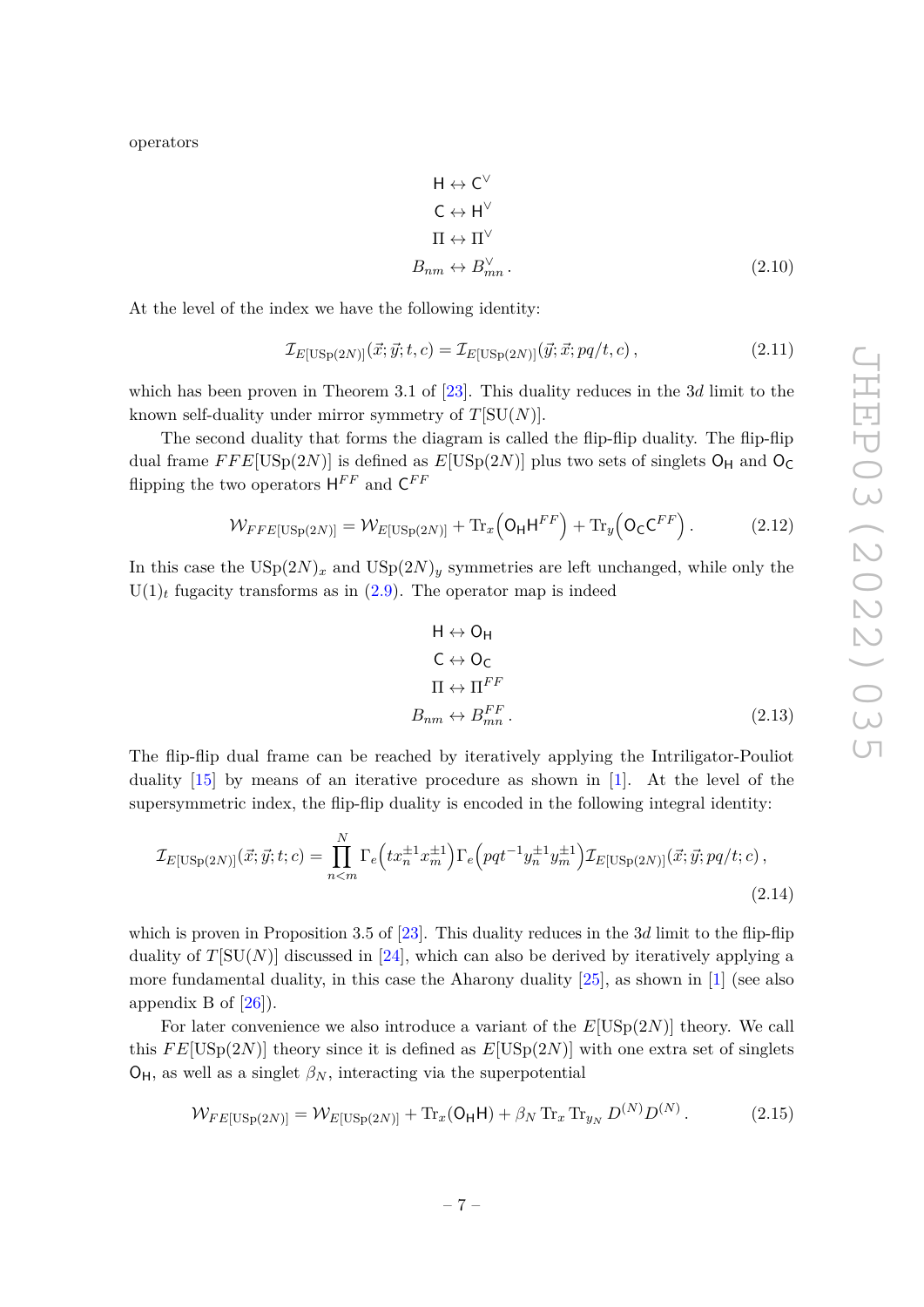operators

$$
\begin{aligned}
\mathsf{H} &\leftrightarrow \mathsf{C}^\vee \\
\mathsf{C} &\leftrightarrow \mathsf{H}^\vee \\
\Pi &\leftrightarrow \Pi^\vee \\
B_{nm} &\leftrightarrow B^\vee_{mn}\,.
\end{aligned}
\tag{2.10}
$$

At the level of the index we have the following identity:

$$
\mathcal{I}_{E[\mathrm{USp}(2N)]}(\vec{x};\vec{y};t,c) = \mathcal{I}_{E[\mathrm{USp}(2N)]}(\vec{y};\vec{x};pq/t,c)\,, \tag{2.11}
$$

which has been proven in Theorem 3.1 of [23]. This duality reduces in the $3d$ limit to the known self-duality under mirror symmetry of $T[\mathrm{SU}(N)]$.

The second duality that forms the diagram is called the flip-flip duality. The flip-flip dual frame $FFE[\mathrm{USp}(2N)]$ is defined as $E[\mathrm{USp}(2N)]$ plus two sets of singlets $\mathsf{O_H}$ and $\mathsf{O_C}$ flipping the two operators $\mathsf{H}^{FF}$ and $\mathsf{C}^{FF}$

$$
\mathcal{W}_{FFE[\mathrm{USp}(2N)]} = \mathcal{W}_{E[\mathrm{USp}(2N)]} + \mathrm{Tr}_x\Big(\mathsf{O_H}\mathsf{H}^{FF}\Big) + \mathrm{Tr}_y\Big(\mathsf{O_C}\mathsf{C}^{FF}\Big)\,. \tag{2.12}
$$

In this case the $\mathrm{USp}(2N)_x$ and $\mathrm{USp}(2N)_y$ symmetries are left unchanged, while only the $\mathrm{U}(1)_t$ fugacity transforms as in (2.9). The operator map is indeed

$$
\begin{aligned}
\mathsf{H} &\leftrightarrow \mathsf{O_H} \\
\mathsf{C} &\leftrightarrow \mathsf{O_C} \\
\Pi &\leftrightarrow \Pi^{FF} \\
B_{nm} &\leftrightarrow B^{FF}_{mn}\,.
\end{aligned}
\tag{2.13}
$$

The flip-flip dual frame can be reached by iteratively applying the Intriligator-Pouliot duality [15] by means of an iterative procedure as shown in [1]. At the level of the supersymmetric index, the flip-flip duality is encoded in the following integral identity:

$$
\mathcal{I}_{E[\mathrm{USp}(2N)]}(\vec{x};\vec{y};c) = \prod_{n<m}^{N}\Gamma_e\Big(t x_n^{\pm1}x_m^{\pm1}\Big)\Gamma_e\Big(pqt^{-1}y_n^{\pm1}y_m^{\pm1}\Big)\mathcal{I}_{E[\mathrm{USp}(2N)]}(\vec{x};\vec{y};pq/t;c)\,, \tag{2.14}
$$

which is proven in Proposition 3.5 of [23]. This duality reduces in the $3d$ limit to the flip-flip duality of $T[\mathrm{SU}(N)]$ discussed in [24], which can also be derived by iteratively applying a more fundamental duality, in this case the Aharony duality [25], as shown in [1] (see also appendix B of [26]).

For later convenience we also introduce a variant of the $E[\mathrm{USp}(2N)]$ theory. We call this $FE[\mathrm{USp}(2N)]$ theory since it is defined as $E[\mathrm{USp}(2N)]$ with one extra set of singlets $\mathsf{O_H}$, as well as a singlet $\beta_N$, interacting via the superpotential

$$
\mathcal{W}_{FE[\mathrm{USp}(2N)]} = \mathcal{W}_{E[\mathrm{USp}(2N)]} + \mathrm{Tr}_x(\mathsf{O_H}\mathsf{H}) + \beta_N\,\mathrm{Tr}_x\,\mathrm{Tr}_{y_N}\,D^{(N)}D^{(N)}\,. \tag{2.15}
$$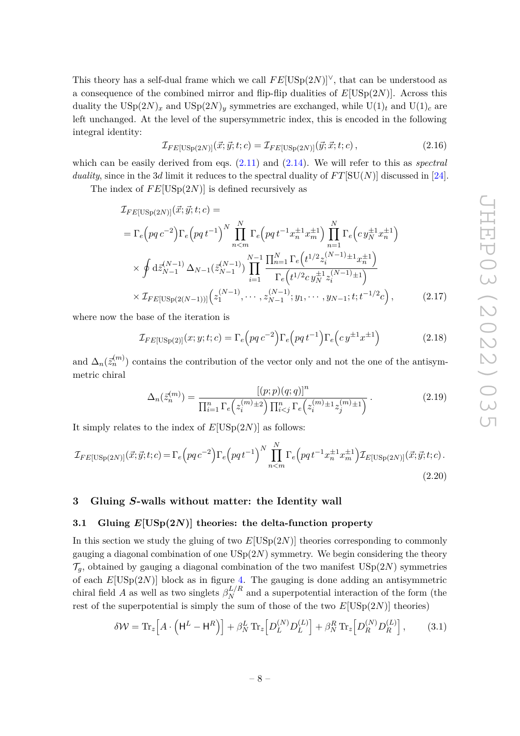This theory has a self-dual frame which we call $FE[\mathrm{USp}(2N)]^\vee$, that can be understood as a consequence of the combined mirror and flip-flip dualities of $E[\mathrm{USp}(2N)]$. Across this duality the $\mathrm{USp}(2N)_x$ and $\mathrm{USp}(2N)_y$ symmetries are exchanged, while $\mathrm{U}(1)_t$ and $\mathrm{U}(1)_c$ are left unchanged. At the level of the supersymmetric index, this is encoded in the following integral identity:

$$\mathcal{I}_{FE[\mathrm{USp}(2N)]}(\vec{x};\vec{y};t;c) = \mathcal{I}_{FE[\mathrm{USp}(2N)]}(\vec{y};\vec{x};t;c)\,, \tag{2.16}$$

which can be easily derived from eqs. (2.11) and (2.14). We will refer to this as *spectral duality*, since in the 3*d* limit it reduces to the spectral duality of $FT[\mathrm{SU}(N)]$ discussed in [24].

The index of $FE[\mathrm{USp}(2N)]$ is defined recursively as

$$\begin{aligned}
&\mathcal{I}_{FE[\mathrm{USp}(2N)]}(\vec{x};\vec{y};t;c) = \\
&= \Gamma_e\Big(pq\,c^{-2}\Big)\Gamma_e\Big(pq\,t^{-1}\Big)^N \prod_{n<m}^{N}\Gamma_e\Big(pq\,t^{-1}x_n^{\pm1}x_m^{\pm1}\Big)\prod_{n=1}^{N}\Gamma_e\Big(c\,y_N^{\pm1}x_n^{\pm1}\Big)\\
&\times \oint \mathrm{d}\vec{z}_{N-1}^{(N-1)}\,\Delta_{N-1}(\vec{z}_{N-1}^{(N-1)})\prod_{i=1}^{N-1}\frac{\prod_{n=1}^{N}\Gamma_e\Big(t^{1/2}z_i^{(N-1)\pm1}x_n^{\pm1}\Big)}{\Gamma_e\Big(t^{1/2}c\,y_N^{\pm1}z_i^{(N-1)\pm1}\Big)}\\
&\times \mathcal{I}_{FE[\mathrm{USp}(2(N-1))]}\Big(z_1^{(N-1)},\cdots,z_{N-1}^{(N-1)};y_1,\cdots,y_{N-1};t;t^{-1/2}c\Big)\,,
\end{aligned} \tag{2.17}$$

where now the base of the iteration is

$$\mathcal{I}_{FE[\mathrm{USp}(2)]}(x;y;t;c) = \Gamma_e\Big(pq\,c^{-2}\Big)\Gamma_e\Big(pq\,t^{-1}\Big)\Gamma_e\Big(c\,y^{\pm1}x^{\pm1}\Big) \tag{2.18}$$

and $\Delta_n(\vec{z}_n^{(m)})$ contains the contribution of the vector only and not the one of the antisymmetric chiral

$$\Delta_n(\vec{z}_n^{(m)}) = \frac{\left[(p;p)(q;q)\right]^n}{\prod_{i=1}^{n}\Gamma_e\Big(z_i^{(m)\pm2}\Big)\prod_{i<j}^{n}\Gamma_e\Big(z_i^{(m)\pm1}z_j^{(m)\pm1}\Big)}\,. \tag{2.19}$$

It simply relates to the index of $E[\mathrm{USp}(2N)]$ as follows:

$$\mathcal{I}_{FE[\mathrm{USp}(2N)]}(\vec{x};\vec{y};t;c) = \Gamma_e\Big(pq\,c^{-2}\Big)\Gamma_e\Big(pq\,t^{-1}\Big)^N\prod_{n<m}^{N}\Gamma_e\Big(pq\,t^{-1}x_n^{\pm1}x_m^{\pm1}\Big)\mathcal{I}_{E[\mathrm{USp}(2N)]}(\vec{x};\vec{y};t;c)\,. \tag{2.20}$$

## 3 Gluing *S*-walls without matter: the Identity wall

### 3.1 Gluing $E[\mathrm{USp}(2N)]$ theories: the delta-function property

In this section we study the gluing of two $E[\mathrm{USp}(2N)]$ theories corresponding to commonly gauging a diagonal combination of one $\mathrm{USp}(2N)$ symmetry. We begin considering the theory $\mathcal{T}_g$, obtained by gauging a diagonal combination of the two manifest $\mathrm{USp}(2N)$ symmetries of each $E[\mathrm{USp}(2N)]$ block as in figure 4. The gauging is done adding an antisymmetric chiral field $A$ as well as two singlets $\beta_N^{L/R}$ and a superpotential interaction of the form (the rest of the superpotential is simply the sum of those of the two $E[\mathrm{USp}(2N)]$ theories)

$$\delta\mathcal{W} = \mathrm{Tr}_z\Big[A\cdot\Big(\mathsf{H}^L - \mathsf{H}^R\Big)\Big] + \beta_N^L\,\mathrm{Tr}_z\Big[D_L^{(N)}D_L^{(L)}\Big] + \beta_N^R\,\mathrm{Tr}_z\Big[D_R^{(N)}D_R^{(L)}\Big]\,, \tag{3.1}$$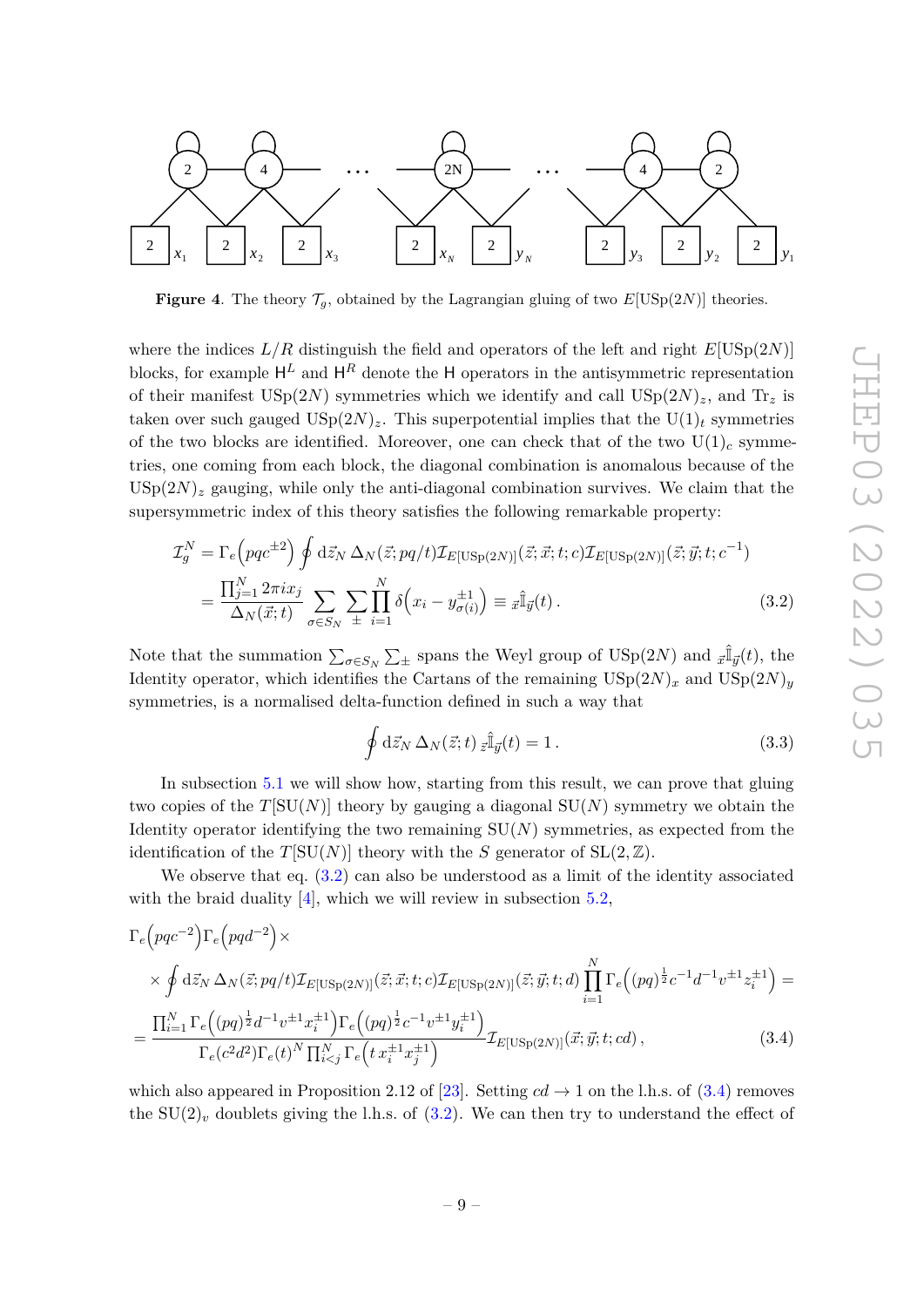**Figure 4**. The theory $\mathcal{T}_g$, obtained by the Lagrangian gluing of two $E[\mathrm{USp}(2N)]$ theories.

where the indices $L/R$ distinguish the field and operators of the left and right $E[\mathrm{USp}(2N)]$ blocks, for example $\mathsf{H}^L$ and $\mathsf{H}^R$ denote the $\mathsf{H}$ operators in the antisymmetric representation of their manifest $\mathrm{USp}(2N)$ symmetries which we identify and call $\mathrm{USp}(2N)_z$, and $\mathrm{Tr}_z$ is taken over such gauged $\mathrm{USp}(2N)_z$. This superpotential implies that the $\mathrm{U}(1)_t$ symmetries of the two blocks are identified. Moreover, one can check that of the two $\mathrm{U}(1)_c$ symmetries, one coming from each block, the diagonal combination is anomalous because of the $\mathrm{USp}(2N)_z$ gauging, while only the anti-diagonal combination survives. We claim that the supersymmetric index of this theory satisfies the following remarkable property:

$$
\begin{aligned}
\mathcal{I}_g^N &= \Gamma_e\Big(pqc^{\pm 2}\Big) \oint \mathrm{d}\vec{z}_N\, \Delta_N(\vec{z};pq/t)\mathcal{I}_{E[\mathrm{USp}(2N)]}(\vec{z};\vec{x};t;c)\mathcal{I}_{E[\mathrm{USp}(2N)]}(\vec{z};\vec{y};t;c^{-1}) \\
&= \frac{\prod_{j=1}^N 2\pi i x_j}{\Delta_N(\vec{x};t)} \sum_{\sigma\in S_N}\sum_{\pm}\prod_{i=1}^N \delta\Big(x_i - y_{\sigma(i)}^{\pm 1}\Big) \equiv {}_{\vec{x}}\hat{\mathbb{I}}_{\vec{y}}(t)\,.
\end{aligned} \tag{3.2}
$$

Note that the summation $\sum_{\sigma\in S_N}\sum_{\pm}$ spans the Weyl group of $\mathrm{USp}(2N)$ and ${}_{\vec{x}}\hat{\mathbb{I}}_{\vec{y}}(t)$, the Identity operator, which identifies the Cartans of the remaining $\mathrm{USp}(2N)_x$ and $\mathrm{USp}(2N)_y$ symmetries, is a normalised delta-function defined in such a way that

$$
\oint \mathrm{d}\vec{z}_N\, \Delta_N(\vec{z};t)\, {}_{\vec{z}}\hat{\mathbb{I}}_{\vec{y}}(t) = 1\,. \tag{3.3}
$$

In subsection 5.1 we will show how, starting from this result, we can prove that gluing two copies of the $T[\mathrm{SU}(N)]$ theory by gauging a diagonal $\mathrm{SU}(N)$ symmetry we obtain the Identity operator identifying the two remaining $\mathrm{SU}(N)$ symmetries, as expected from the identification of the $T[\mathrm{SU}(N)]$ theory with the $S$ generator of $\mathrm{SL}(2,\mathbb{Z})$.

We observe that eq. (3.2) can also be understood as a limit of the identity associated with the braid duality [4], which we will review in subsection 5.2,

$$
\begin{aligned}
&\Gamma_e\Big(pqc^{-2}\Big)\Gamma_e\Big(pqd^{-2}\Big)\times \\
&\quad\times \oint \mathrm{d}\vec{z}_N\, \Delta_N(\vec{z};pq/t)\mathcal{I}_{E[\mathrm{USp}(2N)]}(\vec{z};\vec{x};t;c)\mathcal{I}_{E[\mathrm{USp}(2N)]}(\vec{z};\vec{y};t;d)\prod_{i=1}^N \Gamma_e\Big((pq)^{\frac{1}{2}}c^{-1}d^{-1}v^{\pm 1}z_i^{\pm 1}\Big) = \\
&= \frac{\prod_{i=1}^N \Gamma_e\Big((pq)^{\frac{1}{2}}d^{-1}v^{\pm 1}x_i^{\pm 1}\Big)\Gamma_e\Big((pq)^{\frac{1}{2}}c^{-1}v^{\pm 1}y_i^{\pm 1}\Big)}{\Gamma_e(c^2d^2)\Gamma_e(t)^N\prod_{i<j}^N \Gamma_e\Big(t\,x_i^{\pm 1}x_j^{\pm 1}\Big)}\mathcal{I}_{E[\mathrm{USp}(2N)]}(\vec{x};\vec{y};t;cd)\,,
\end{aligned} \tag{3.4}
$$

which also appeared in Proposition 2.12 of [23]. Setting $cd \to 1$ on the l.h.s. of (3.4) removes the $\mathrm{SU}(2)_v$ doublets giving the l.h.s. of (3.2). We can then try to understand the effect of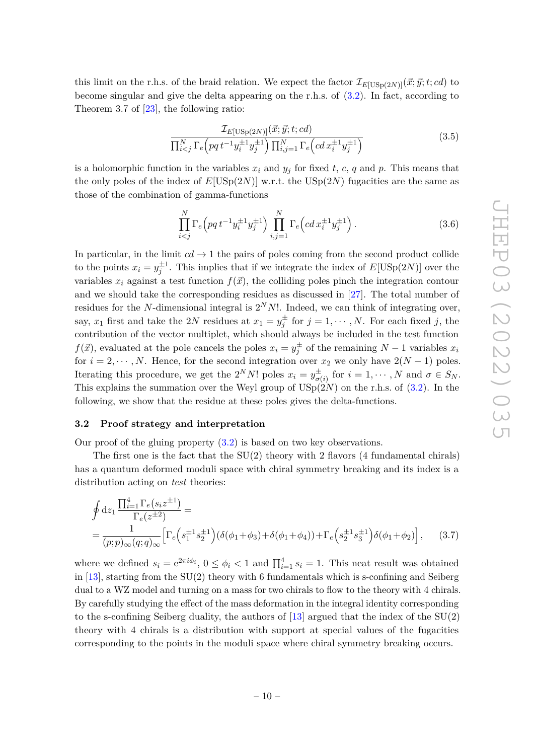this limit on the r.h.s. of the braid relation. We expect the factor $\mathcal{I}_{E[\mathrm{USp}(2N)]}(\vec{x};\vec{y};t;cd)$ to become singular and give the delta appearing on the r.h.s. of (3.2). In fact, according to Theorem 3.7 of [23], the following ratio:

$$\frac{\mathcal{I}_{E[\mathrm{USp}(2N)]}(\vec{x};\vec{y};t;cd)}{\prod_{i<j}^{N}\Gamma_e\Big(pq\,t^{-1}y_i^{\pm1}y_j^{\pm1}\Big)\prod_{i,j=1}^{N}\Gamma_e\Big(cd\,x_i^{\pm1}y_j^{\pm1}\Big)} \tag{3.5}$$

is a holomorphic function in the variables $x_i$ and $y_j$ for fixed $t$, $c$, $q$ and $p$. This means that the only poles of the index of $E[\mathrm{USp}(2N)]$ w.r.t. the $\mathrm{USp}(2N)$ fugacities are the same as those of the combination of gamma-functions

$$\prod_{i<j}^{N}\Gamma_e\Big(pq\,t^{-1}y_i^{\pm1}y_j^{\pm1}\Big)\prod_{i,j=1}^{N}\Gamma_e\Big(cd\,x_i^{\pm1}y_j^{\pm1}\Big)\,. \tag{3.6}$$

In particular, in the limit $cd\to1$ the pairs of poles coming from the second product collide to the points $x_i=y_j^{\pm1}$. This implies that if we integrate the index of $E[\mathrm{USp}(2N)]$ over the variables $x_i$ against a test function $f(\vec{x})$, the colliding poles pinch the integration contour and we should take the corresponding residues as discussed in [27]. The total number of residues for the $N$-dimensional integral is $2^N N!$. Indeed, we can think of integrating over, say, $x_1$ first and take the $2N$ residues at $x_1=y_j^{\pm}$ for $j=1,\cdots,N$. For each fixed $j$, the contribution of the vector multiplet, which should always be included in the test function $f(\vec{x})$, evaluated at the pole cancels the poles $x_i=y_j^{\pm}$ of the remaining $N-1$ variables $x_i$ for $i=2,\cdots,N$. Hence, for the second integration over $x_2$ we only have $2(N-1)$ poles. Iterating this procedure, we get the $2^N N!$ poles $x_i=y_{\sigma(i)}^{\pm}$ for $i=1,\cdots,N$ and $\sigma\in S_N$. This explains the summation over the Weyl group of $\mathrm{USp}(2N)$ on the r.h.s. of (3.2). In the following, we show that the residue at these poles gives the delta-functions.

### 3.2 Proof strategy and interpretation

Our proof of the gluing property (3.2) is based on two key observations.

The first one is the fact that the SU(2) theory with 2 flavors (4 fundamental chirals) has a quantum deformed moduli space with chiral symmetry breaking and its index is a distribution acting on *test* theories:

$$\begin{aligned}&\oint \mathrm{d}z_1\,\frac{\prod_{i=1}^4\Gamma_e\big(s_iz^{\pm1}\big)}{\Gamma_e\big(z^{\pm2}\big)}=\\&=\frac{1}{(p;p)_\infty(q;q)_\infty}\Big[\Gamma_e\Big(s_1^{\pm1}s_2^{\pm1}\Big)\big(\delta(\phi_1+\phi_3)+\delta(\phi_1+\phi_4)\big)+\Gamma_e\Big(s_2^{\pm1}s_3^{\pm1}\Big)\delta(\phi_1+\phi_2)\Big]\,,\end{aligned} \tag{3.7}$$

where we defined $s_i=\mathrm{e}^{2\pi i\phi_i}$, $0\le\phi_i<1$ and $\prod_{i=1}^4 s_i=1$. This neat result was obtained in [13], starting from the SU(2) theory with 6 fundamentals which is s-confining and Seiberg dual to a WZ model and turning on a mass for two chirals to flow to the theory with 4 chirals. By carefully studying the effect of the mass deformation in the integral identity corresponding to the s-confining Seiberg duality, the authors of [13] argued that the index of the SU(2) theory with 4 chirals is a distribution with support at special values of the fugacities corresponding to the points in the moduli space where chiral symmetry breaking occurs.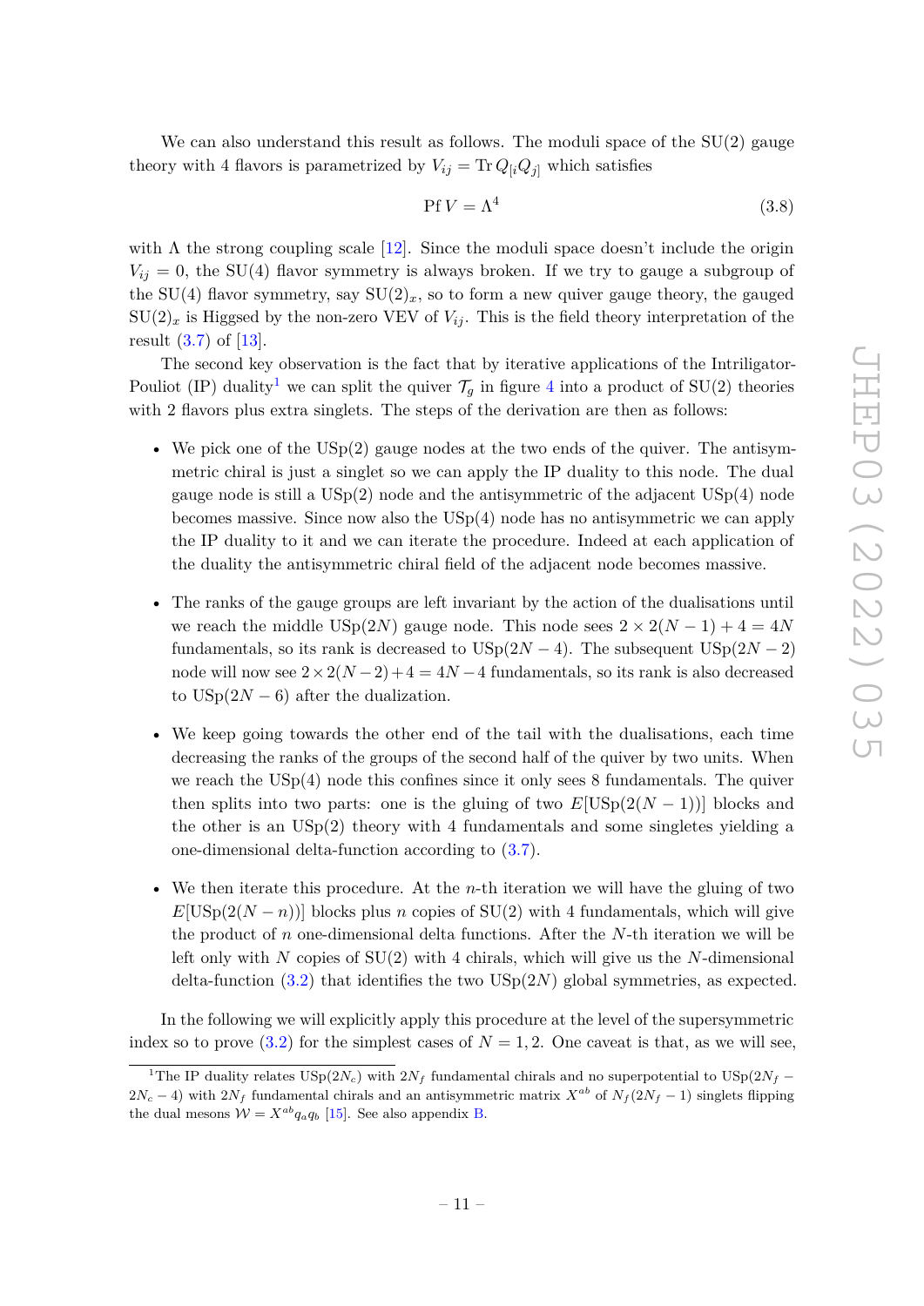We can also understand this result as follows. The moduli space of the SU(2) gauge theory with 4 flavors is parametrized by $V_{ij} = \text{Tr}\, Q_{[i} Q_{j]}$ which satisfies

$$\text{Pf}\, V = \Lambda^4 \tag{3.8}$$

with $\Lambda$ the strong coupling scale [12]. Since the moduli space doesn't include the origin $V_{ij} = 0$, the SU(4) flavor symmetry is always broken. If we try to gauge a subgroup of the SU(4) flavor symmetry, say $\text{SU}(2)_x$, so to form a new quiver gauge theory, the gauged $\text{SU}(2)_x$ is Higgsed by the non-zero VEV of $V_{ij}$. This is the field theory interpretation of the result (3.7) of [13].

The second key observation is the fact that by iterative applications of the Intriligator-Pouliot (IP) duality[1] we can split the quiver $\mathcal{T}_g$ in figure 4 into a product of SU(2) theories with 2 flavors plus extra singlets. The steps of the derivation are then as follows:

- We pick one of the USp(2) gauge nodes at the two ends of the quiver. The antisymmetric chiral is just a singlet so we can apply the IP duality to this node. The dual gauge node is still a USp(2) node and the antisymmetric of the adjacent USp(4) node becomes massive. Since now also the USp(4) node has no antisymmetric we can apply the IP duality to it and we can iterate the procedure. Indeed at each application of the duality the antisymmetric chiral field of the adjacent node becomes massive.
- The ranks of the gauge groups are left invariant by the action of the dualisations until we reach the middle $\text{USp}(2N)$ gauge node. This node sees $2 \times 2(N-1) + 4 = 4N$ fundamentals, so its rank is decreased to $\text{USp}(2N-4)$. The subsequent $\text{USp}(2N-2)$ node will now see $2 \times 2(N-2) + 4 = 4N-4$ fundamentals, so its rank is also decreased to $\text{USp}(2N-6)$ after the dualization.
- We keep going towards the other end of the tail with the dualisations, each time decreasing the ranks of the groups of the second half of the quiver by two units. When we reach the USp(4) node this confines since it only sees 8 fundamentals. The quiver then splits into two parts: one is the gluing of two $E[\text{USp}(2(N-1))]$ blocks and the other is an USp(2) theory with 4 fundamentals and some singletes yielding a one-dimensional delta-function according to (3.7).
- We then iterate this procedure. At the $n$-th iteration we will have the gluing of two $E[\text{USp}(2(N-n))]$ blocks plus $n$ copies of SU(2) with 4 fundamentals, which will give the product of $n$ one-dimensional delta functions. After the $N$-th iteration we will be left only with $N$ copies of SU(2) with 4 chirals, which will give us the $N$-dimensional delta-function (3.2) that identifies the two $\text{USp}(2N)$ global symmetries, as expected.

In the following we will explicitly apply this procedure at the level of the supersymmetric index so to prove (3.2) for the simplest cases of $N = 1, 2$. One caveat is that, as we will see,

---

[1] The IP duality relates $\text{USp}(2N_c)$ with $2N_f$ fundamental chirals and no superpotential to $\text{USp}(2N_f - 2N_c - 4)$ with $2N_f$ fundamental chirals and an antisymmetric matrix $X^{ab}$ of $N_f(2N_f - 1)$ singlets flipping the dual mesons $\mathcal{W} = X^{ab} q_a q_b$ [15]. See also appendix B.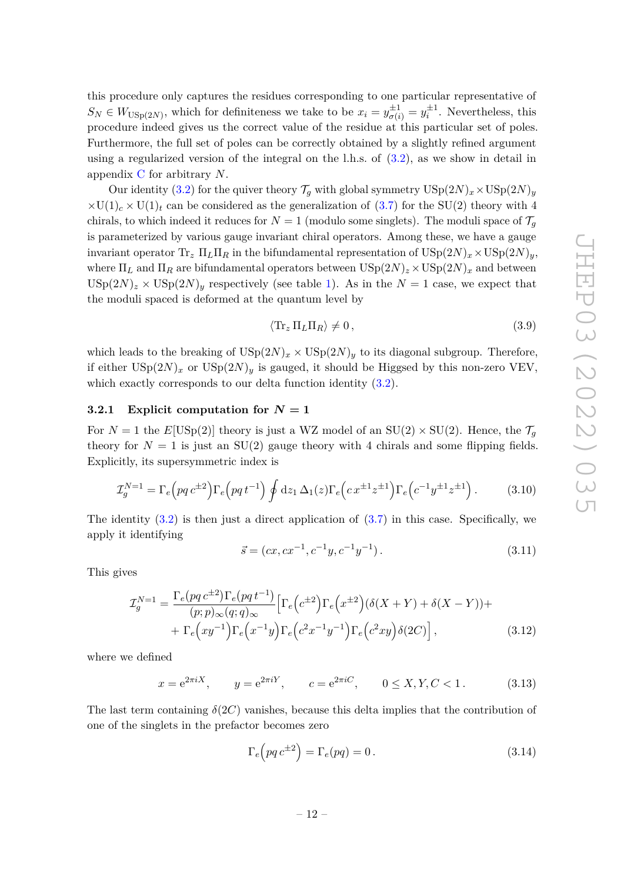this procedure only captures the residues corresponding to one particular representative of $S_N \in W_{\mathrm{USp}(2N)}$, which for definiteness we take to be $x_i = y_{\sigma(i)}^{\pm 1} = y_i^{\pm 1}$. Nevertheless, this procedure indeed gives us the correct value of the residue at this particular set of poles. Furthermore, the full set of poles can be correctly obtained by a slightly refined argument using a regularized version of the integral on the l.h.s. of (3.2), as we show in detail in appendix C for arbitrary $N$.

Our identity (3.2) for the quiver theory $\mathcal{T}_g$ with global symmetry $\mathrm{USp}(2N)_x \times \mathrm{USp}(2N)_y \times \mathrm{U}(1)_c \times \mathrm{U}(1)_t$ can be considered as the generalization of (3.7) for the SU(2) theory with 4 chirals, to which indeed it reduces for $N = 1$ (modulo some singlets). The moduli space of $\mathcal{T}_g$ is parameterized by various gauge invariant chiral operators. Among these, we have a gauge invariant operator $\mathrm{Tr}_z\, \Pi_L \Pi_R$ in the bifundamental representation of $\mathrm{USp}(2N)_x \times \mathrm{USp}(2N)_y$, where $\Pi_L$ and $\Pi_R$ are bifundamental operators between $\mathrm{USp}(2N)_z \times \mathrm{USp}(2N)_x$ and between $\mathrm{USp}(2N)_z \times \mathrm{USp}(2N)_y$ respectively (see table 1). As in the $N = 1$ case, we expect that the moduli spaced is deformed at the quantum level by

$$\langle \mathrm{Tr}_z\, \Pi_L \Pi_R \rangle \neq 0\,, \tag{3.9}$$

which leads to the breaking of $\mathrm{USp}(2N)_x \times \mathrm{USp}(2N)_y$ to its diagonal subgroup. Therefore, if either $\mathrm{USp}(2N)_x$ or $\mathrm{USp}(2N)_y$ is gauged, it should be Higgsed by this non-zero VEV, which exactly corresponds to our delta function identity (3.2).

### 3.2.1 Explicit computation for $N = 1$

For $N = 1$ the $E[\mathrm{USp}(2)]$ theory is just a WZ model of an $\mathrm{SU}(2) \times \mathrm{SU}(2)$. Hence, the $\mathcal{T}_g$ theory for $N = 1$ is just an SU(2) gauge theory with 4 chirals and some flipping fields. Explicitly, its supersymmetric index is

$$\mathcal{I}_g^{N=1} = \Gamma_e\Big(pq\, c^{\pm 2}\Big)\Gamma_e\Big(pq\, t^{-1}\Big) \oint \mathrm{d}z_1\, \Delta_1(z) \Gamma_e\Big(c\, x^{\pm 1} z^{\pm 1}\Big)\Gamma_e\Big(c^{-1} y^{\pm 1} z^{\pm 1}\Big)\,. \tag{3.10}$$

The identity (3.2) is then just a direct application of (3.7) in this case. Specifically, we apply it identifying

$$\vec{s} = (cx, cx^{-1}, c^{-1}y, c^{-1}y^{-1})\,. \tag{3.11}$$

This gives

$$\begin{aligned}\mathcal{I}_g^{N=1} = \frac{\Gamma_e(pq\, c^{\pm 2})\Gamma_e(pq\, t^{-1})}{(p;p)_\infty (q;q)_\infty} \Big[&\Gamma_e\Big(c^{\pm 2}\Big)\Gamma_e\Big(x^{\pm 2}\Big)(\delta(X+Y) + \delta(X-Y)) + \\ &+ \Gamma_e\Big(xy^{-1}\Big)\Gamma_e\Big(x^{-1}y\Big)\Gamma_e\Big(c^2 x^{-1} y^{-1}\Big)\Gamma_e\Big(c^2 xy\Big)\delta(2C)\Big]\,,\end{aligned} \tag{3.12}$$

where we defined

$$x = \mathrm{e}^{2\pi i X}, \qquad y = \mathrm{e}^{2\pi i Y}, \qquad c = \mathrm{e}^{2\pi i C}, \qquad 0 \leq X, Y, C < 1\,. \tag{3.13}$$

The last term containing $\delta(2C)$ vanishes, because this delta implies that the contribution of one of the singlets in the prefactor becomes zero

$$\Gamma_e\Big(pq\, c^{\pm 2}\Big) = \Gamma_e(pq) = 0\,. \tag{3.14}$$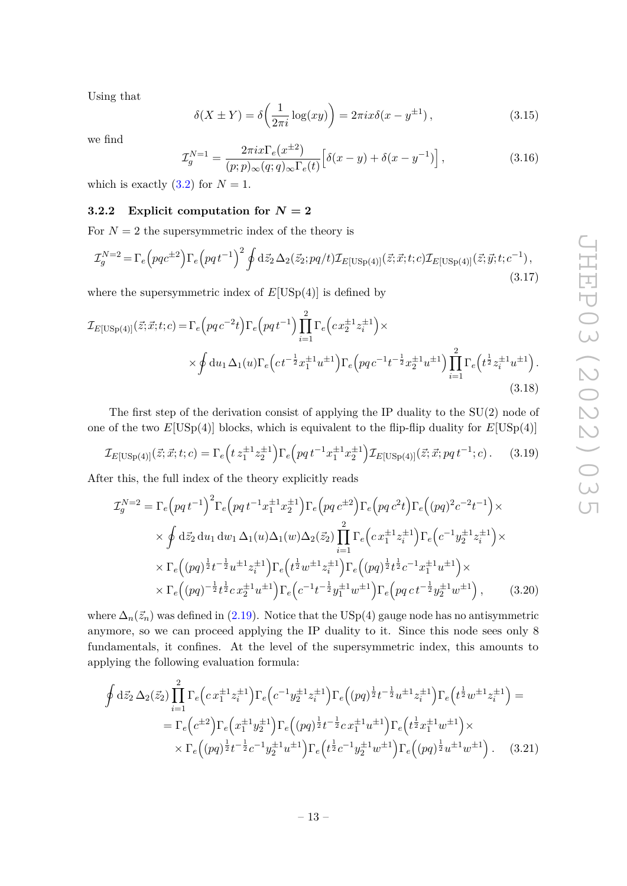Using that

$$\delta(X \pm Y) = \delta\Big(\frac{1}{2\pi i}\log(xy)\Big) = 2\pi i x \delta(x - y^{\pm 1})\,, \tag{3.15}$$

we find

$$\mathcal{I}_g^{N=1} = \frac{2\pi i x \Gamma_e\big(x^{\pm 2}\big)}{(p;p)_\infty (q;q)_\infty \Gamma_e(t)}\Big[\delta(x-y) + \delta(x-y^{-1})\Big]\,, \tag{3.16}$$

which is exactly (3.2) for $N = 1$.

### 3.2.2 Explicit computation for $N = 2$

For $N = 2$ the supersymmetric index of the theory is

$$\mathcal{I}_g^{N=2} = \Gamma_e\Big(pqc^{\pm 2}\Big)\Gamma_e\Big(pq\,t^{-1}\Big)^2 \oint \mathrm{d}\vec{z}_2\,\Delta_2(\vec{z}_2;pq/t)\mathcal{I}_{E[\mathrm{USp}(4)]}(\vec{z};\vec{x};t;c)\mathcal{I}_{E[\mathrm{USp}(4)]}(\vec{z};\vec{y};t;c^{-1})\,, \tag{3.17}$$

where the supersymmetric index of $E[\mathrm{USp}(4)]$ is defined by

$$\begin{aligned}\mathcal{I}_{E[\mathrm{USp}(4)]}(\vec{z};\vec{x};t;c) = {}& \Gamma_e\Big(pq\,c^{-2}t\Big)\Gamma_e\Big(pq\,t^{-1}\Big)\prod_{i=1}^{2}\Gamma_e\Big(c\,x_2^{\pm 1}z_i^{\pm 1}\Big)\times \\ & \times \oint \mathrm{d}u_1\,\Delta_1(u)\Gamma_e\Big(c\,t^{-\frac{1}{2}}x_1^{\pm 1}u^{\pm 1}\Big)\Gamma_e\Big(pq\,c^{-1}t^{-\frac{1}{2}}x_2^{\pm 1}u^{\pm 1}\Big)\prod_{i=1}^{2}\Gamma_e\Big(t^{\frac{1}{2}}z_i^{\pm 1}u^{\pm 1}\Big)\,.\end{aligned} \tag{3.18}$$

The first step of the derivation consist of applying the IP duality to the SU(2) node of one of the two $E[\mathrm{USp}(4)]$ blocks, which is equivalent to the flip-flip duality for $E[\mathrm{USp}(4)]$

$$\mathcal{I}_{E[\mathrm{USp}(4)]}(\vec{z};\vec{x};t;c) = \Gamma_e\Big(t\,z_1^{\pm 1}z_2^{\pm 1}\Big)\Gamma_e\Big(pq\,t^{-1}x_1^{\pm 1}x_2^{\pm 1}\Big)\mathcal{I}_{E[\mathrm{USp}(4)]}(\vec{z};\vec{x};pq\,t^{-1};c)\,. \tag{3.19}$$

After this, the full index of the theory explicitly reads

$$\begin{aligned}\mathcal{I}_g^{N=2} = {}& \Gamma_e\Big(pq\,t^{-1}\Big)^2\Gamma_e\Big(pq\,t^{-1}x_1^{\pm 1}x_2^{\pm 1}\Big)\Gamma_e\Big(pq\,c^{\pm 2}\Big)\Gamma_e\Big(pq\,c^2t\Big)\Gamma_e\Big((pq)^2c^{-2}t^{-1}\Big)\times \\ & \times \oint \mathrm{d}\vec{z}_2\,\mathrm{d}u_1\,\mathrm{d}w_1\,\Delta_1(u)\Delta_1(w)\Delta_2(\vec{z}_2)\prod_{i=1}^{2}\Gamma_e\Big(c\,x_1^{\pm 1}z_i^{\pm 1}\Big)\Gamma_e\Big(c^{-1}y_2^{\pm 1}z_i^{\pm 1}\Big)\times \\ & \times \Gamma_e\Big((pq)^{\frac{1}{2}}t^{-\frac{1}{2}}u^{\pm 1}z_i^{\pm 1}\Big)\Gamma_e\Big(t^{\frac{1}{2}}w^{\pm 1}z_i^{\pm 1}\Big)\Gamma_e\Big((pq)^{\frac{1}{2}}t^{\frac{1}{2}}c^{-1}x_1^{\pm 1}u^{\pm 1}\Big)\times \\ & \times \Gamma_e\Big((pq)^{-\frac{1}{2}}t^{\frac{1}{2}}c\,x_2^{\pm 1}u^{\pm 1}\Big)\Gamma_e\Big(c^{-1}t^{-\frac{1}{2}}y_1^{\pm 1}w^{\pm 1}\Big)\Gamma_e\Big(pq\,c\,t^{-\frac{1}{2}}y_2^{\pm 1}w^{\pm 1}\Big)\,,\end{aligned} \tag{3.20}$$

where $\Delta_n(\vec{z}_n)$ was defined in (2.19). Notice that the USp(4) gauge node has no antisymmetric anymore, so we can proceed applying the IP duality to it. Since this node sees only 8 fundamentals, it confines. At the level of the supersymmetric index, this amounts to applying the following evaluation formula:

$$\begin{aligned}\oint \mathrm{d}\vec{z}_2\,\Delta_2(\vec{z}_2)\prod_{i=1}^{2}&\Gamma_e\Big(c\,x_1^{\pm 1}z_i^{\pm 1}\Big)\Gamma_e\Big(c^{-1}y_2^{\pm 1}z_i^{\pm 1}\Big)\Gamma_e\Big((pq)^{\frac{1}{2}}t^{-\frac{1}{2}}u^{\pm 1}z_i^{\pm 1}\Big)\Gamma_e\Big(t^{\frac{1}{2}}w^{\pm 1}z_i^{\pm 1}\Big) = \\ &= \Gamma_e\Big(c^{\pm 2}\Big)\Gamma_e\Big(x_1^{\pm 1}y_2^{\pm 1}\Big)\Gamma_e\Big((pq)^{\frac{1}{2}}t^{-\frac{1}{2}}c\,x_1^{\pm 1}u^{\pm 1}\Big)\Gamma_e\Big(t^{\frac{1}{2}}x_1^{\pm 1}w^{\pm 1}\Big)\times \\ &\times \Gamma_e\Big((pq)^{\frac{1}{2}}t^{-\frac{1}{2}}c^{-1}y_2^{\pm 1}u^{\pm 1}\Big)\Gamma_e\Big(t^{\frac{1}{2}}c^{-1}y_2^{\pm 1}w^{\pm 1}\Big)\Gamma_e\Big((pq)^{\frac{1}{2}}u^{\pm 1}w^{\pm 1}\Big)\,.\end{aligned} \tag{3.21}$$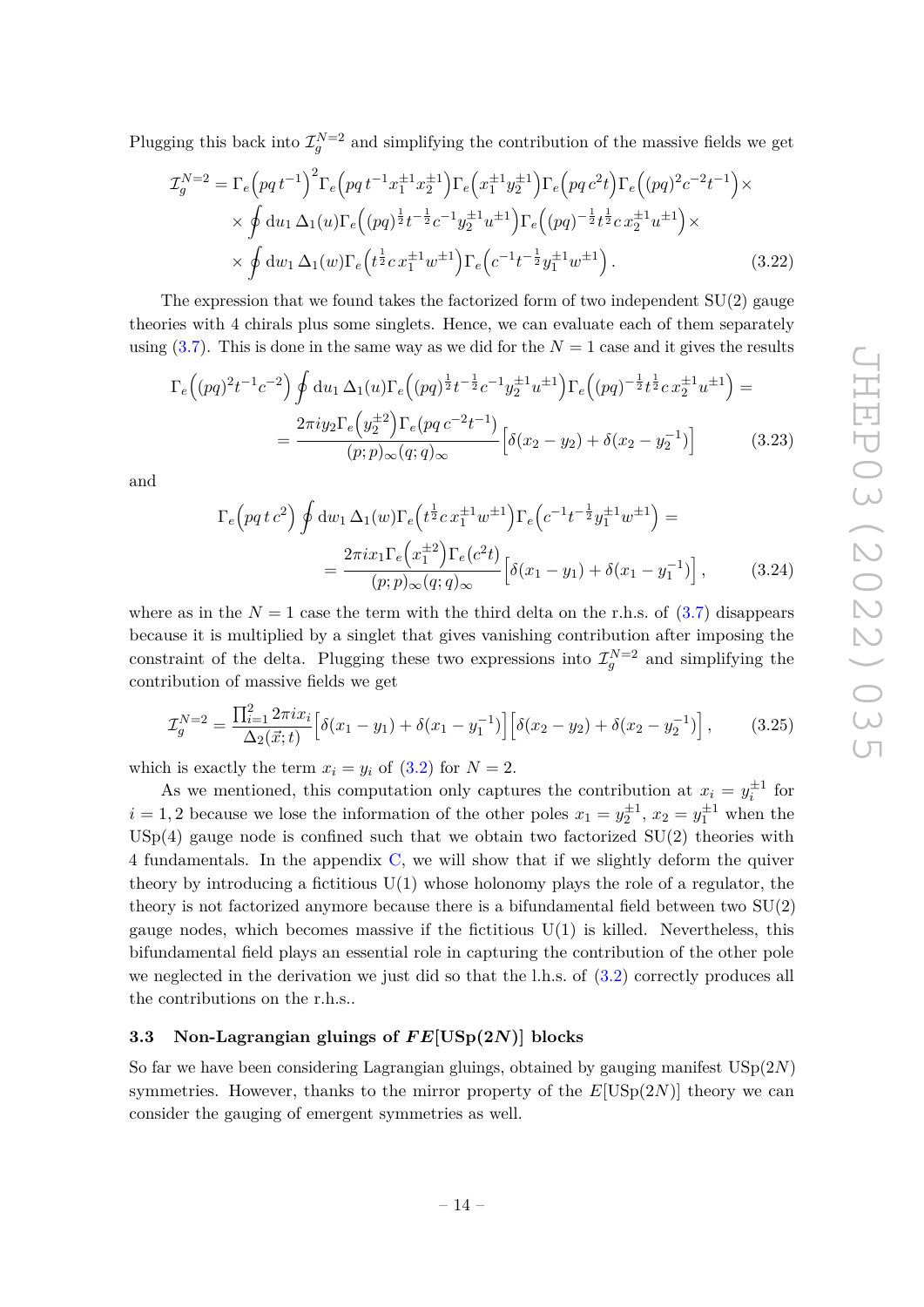Plugging this back into $\mathcal{I}_g^{N=2}$ and simplifying the contribution of the massive fields we get

$$
\begin{aligned}
\mathcal{I}_g^{N=2} = &\, \Gamma_e\Big(pq\,t^{-1}\Big)^2 \Gamma_e\Big(pq\,t^{-1}x_1^{\pm1}x_2^{\pm1}\Big)\Gamma_e\Big(x_1^{\pm1}y_2^{\pm1}\Big)\Gamma_e\Big(pq\,c^2 t\Big)\Gamma_e\Big((pq)^2 c^{-2}t^{-1}\Big)\times \\
&\times \oint \mathrm{d}u_1\, \Delta_1(u)\Gamma_e\Big((pq)^{\frac{1}{2}}t^{-\frac{1}{2}}c^{-1}y_2^{\pm1}u^{\pm1}\Big)\Gamma_e\Big((pq)^{-\frac{1}{2}}t^{\frac{1}{2}}c\,x_2^{\pm1}u^{\pm1}\Big)\times \\
&\times \oint \mathrm{d}w_1\, \Delta_1(w)\Gamma_e\Big(t^{\frac{1}{2}}c\,x_1^{\pm1}w^{\pm1}\Big)\Gamma_e\Big(c^{-1}t^{-\frac{1}{2}}y_1^{\pm1}w^{\pm1}\Big)\,. \qquad (3.22)
\end{aligned}
$$

The expression that we found takes the factorized form of two independent SU(2) gauge theories with 4 chirals plus some singlets. Hence, we can evaluate each of them separately using (3.7). This is done in the same way as we did for the $N=1$ case and it gives the results

$$
\begin{aligned}
\Gamma_e\Big((pq)^2 t^{-1}c^{-2}\Big) &\oint \mathrm{d}u_1\, \Delta_1(u)\Gamma_e\Big((pq)^{\frac{1}{2}}t^{-\frac{1}{2}}c^{-1}y_2^{\pm1}u^{\pm1}\Big)\Gamma_e\Big((pq)^{-\frac{1}{2}}t^{\frac{1}{2}}c\,x_2^{\pm1}u^{\pm1}\Big) = \\
&= \frac{2\pi i y_2 \Gamma_e\Big(y_2^{\pm2}\Big)\Gamma_e(pq\,c^{-2}t^{-1})}{(p;p)_\infty(q;q)_\infty}\Big[\delta(x_2-y_2)+\delta(x_2-y_2^{-1})\Big] \qquad (3.23)
\end{aligned}
$$

and

$$
\begin{aligned}
\Gamma_e\Big(pq\,t\,c^2\Big) &\oint \mathrm{d}w_1\, \Delta_1(w)\Gamma_e\Big(t^{\frac{1}{2}}c\,x_1^{\pm1}w^{\pm1}\Big)\Gamma_e\Big(c^{-1}t^{-\frac{1}{2}}y_1^{\pm1}w^{\pm1}\Big) = \\
&= \frac{2\pi i x_1 \Gamma_e\Big(x_1^{\pm2}\Big)\Gamma_e(c^2 t)}{(p;p)_\infty(q;q)_\infty}\Big[\delta(x_1-y_1)+\delta(x_1-y_1^{-1})\Big]\,, \qquad (3.24)
\end{aligned}
$$

where as in the $N=1$ case the term with the third delta on the r.h.s. of (3.7) disappears because it is multiplied by a singlet that gives vanishing contribution after imposing the constraint of the delta. Plugging these two expressions into $\mathcal{I}_g^{N=2}$ and simplifying the contribution of massive fields we get

$$
\mathcal{I}_g^{N=2} = \frac{\prod_{i=1}^2 2\pi i x_i}{\Delta_2(\vec{x};t)}\Big[\delta(x_1-y_1)+\delta(x_1-y_1^{-1})\Big]\Big[\delta(x_2-y_2)+\delta(x_2-y_2^{-1})\Big]\,, \qquad (3.25)
$$

which is exactly the term $x_i = y_i$ of (3.2) for $N=2$.

As we mentioned, this computation only captures the contribution at $x_i = y_i^{\pm1}$ for $i=1,2$ because we lose the information of the other poles $x_1 = y_2^{\pm1}$, $x_2 = y_1^{\pm1}$ when the USp(4) gauge node is confined such that we obtain two factorized SU(2) theories with 4 fundamentals. In the appendix C, we will show that if we slightly deform the quiver theory by introducing a fictitious U(1) whose holonomy plays the role of a regulator, the theory is not factorized anymore because there is a bifundamental field between two SU(2) gauge nodes, which becomes massive if the fictitious U(1) is killed. Nevertheless, this bifundamental field plays an essential role in capturing the contribution of the other pole we neglected in the derivation we just did so that the l.h.s. of (3.2) correctly produces all the contributions on the r.h.s..

### 3.3 Non-Lagrangian gluings of $FE[\mathrm{USp}(2N)]$ blocks

So far we have been considering Lagrangian gluings, obtained by gauging manifest USp($2N$) symmetries. However, thanks to the mirror property of the $E[\mathrm{USp}(2N)]$ theory we can consider the gauging of emergent symmetries as well.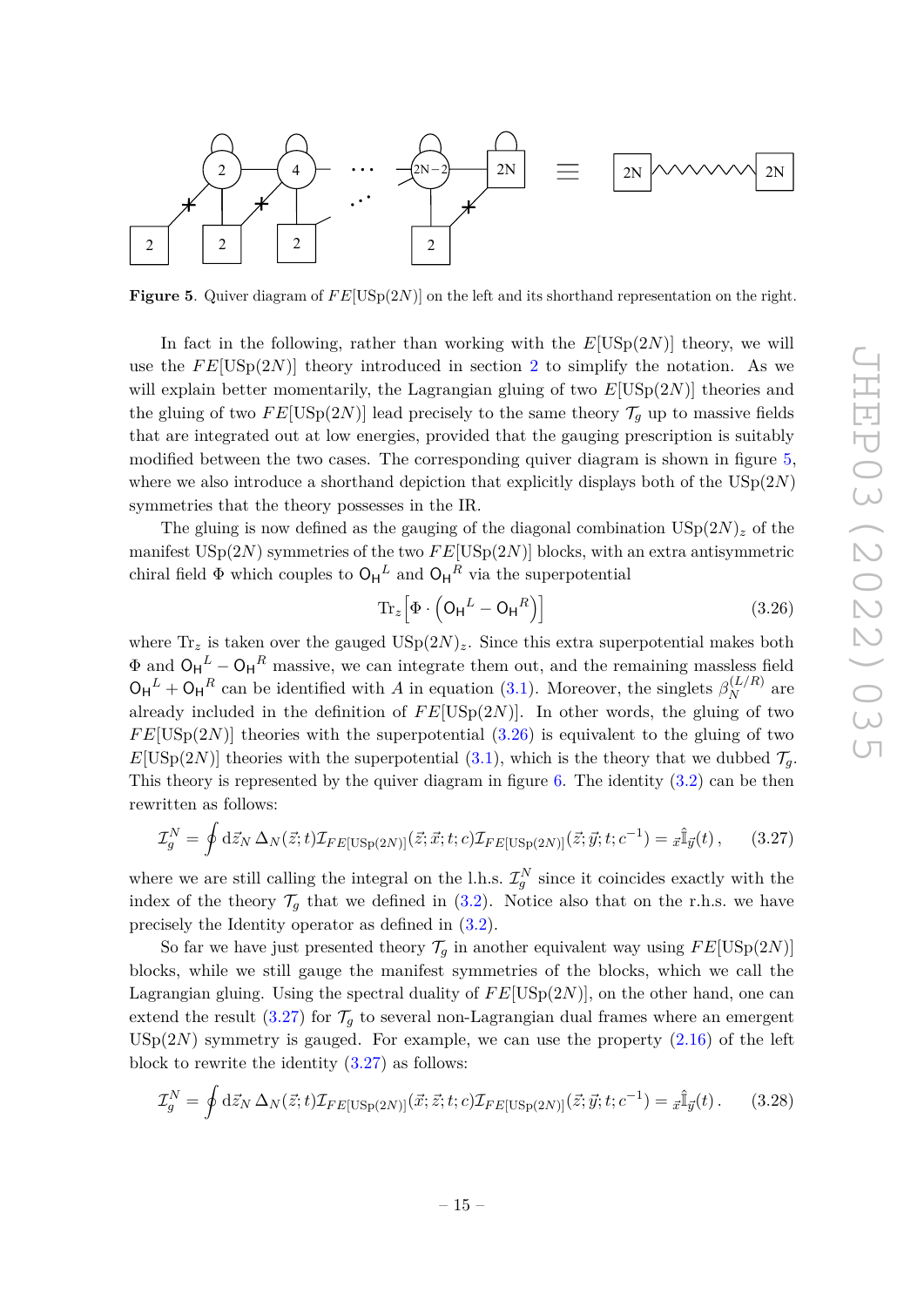**Figure 5**. Quiver diagram of $FE[\mathrm{USp}(2N)]$ on the left and its shorthand representation on the right.

In fact in the following, rather than working with the $E[\mathrm{USp}(2N)]$ theory, we will use the $FE[\mathrm{USp}(2N)]$ theory introduced in section 2 to simplify the notation. As we will explain better momentarily, the Lagrangian gluing of two $E[\mathrm{USp}(2N)]$ theories and the gluing of two $FE[\mathrm{USp}(2N)]$ lead precisely to the same theory $\mathcal{T}_g$ up to massive fields that are integrated out at low energies, provided that the gauging prescription is suitably modified between the two cases. The corresponding quiver diagram is shown in figure 5, where we also introduce a shorthand depiction that explicitly displays both of the $\mathrm{USp}(2N)$ symmetries that the theory possesses in the IR.

The gluing is now defined as the gauging of the diagonal combination $\mathrm{USp}(2N)_z$ of the manifest $\mathrm{USp}(2N)$ symmetries of the two $FE[\mathrm{USp}(2N)]$ blocks, with an extra antisymmetric chiral field $\Phi$ which couples to $\mathsf{O_H}^L$ and $\mathsf{O_H}^R$ via the superpotential

$$\mathrm{Tr}_z\Big[\Phi\cdot\left(\mathsf{O_H}^L-\mathsf{O_H}^R\right)\Big] \tag{3.26}$$

where $\mathrm{Tr}_z$ is taken over the gauged $\mathrm{USp}(2N)_z$. Since this extra superpotential makes both $\Phi$ and $\mathsf{O_H}^L-\mathsf{O_H}^R$ massive, we can integrate them out, and the remaining massless field $\mathsf{O_H}^L+\mathsf{O_H}^R$ can be identified with $A$ in equation (3.1). Moreover, the singlets $\beta_N^{(L/R)}$ are already included in the definition of $FE[\mathrm{USp}(2N)]$. In other words, the gluing of two $FE[\mathrm{USp}(2N)]$ theories with the superpotential (3.26) is equivalent to the gluing of two $E[\mathrm{USp}(2N)]$ theories with the superpotential (3.1), which is the theory that we dubbed $\mathcal{T}_g$. This theory is represented by the quiver diagram in figure 6. The identity (3.2) can be then rewritten as follows:

$$\mathcal{I}_g^N=\oint \mathrm{d}\vec{z}_N\,\Delta_N(\vec{z};t)\mathcal{I}_{FE[\mathrm{USp}(2N)]}(\vec{z};\vec{x};t;c)\mathcal{I}_{FE[\mathrm{USp}(2N)]}(\vec{z};\vec{y};t;c^{-1})={}_{\vec{x}}\hat{\mathbb{I}}_{\vec{y}}(t)\,, \tag{3.27}$$

where we are still calling the integral on the l.h.s. $\mathcal{I}_g^N$ since it coincides exactly with the index of the theory $\mathcal{T}_g$ that we defined in (3.2). Notice also that on the r.h.s. we have precisely the Identity operator as defined in (3.2).

So far we have just presented theory $\mathcal{T}_g$ in another equivalent way using $FE[\mathrm{USp}(2N)]$ blocks, while we still gauge the manifest symmetries of the blocks, which we call the Lagrangian gluing. Using the spectral duality of $FE[\mathrm{USp}(2N)]$, on the other hand, one can extend the result (3.27) for $\mathcal{T}_g$ to several non-Lagrangian dual frames where an emergent $\mathrm{USp}(2N)$ symmetry is gauged. For example, we can use the property (2.16) of the left block to rewrite the identity (3.27) as follows:

$$\mathcal{I}_g^N=\oint \mathrm{d}\vec{z}_N\,\Delta_N(\vec{z};t)\mathcal{I}_{FE[\mathrm{USp}(2N)]}(\vec{x};\vec{z};t;c)\mathcal{I}_{FE[\mathrm{USp}(2N)]}(\vec{z};\vec{y};t;c^{-1})={}_{\vec{x}}\hat{\mathbb{I}}_{\vec{y}}(t)\,. \tag{3.28}$$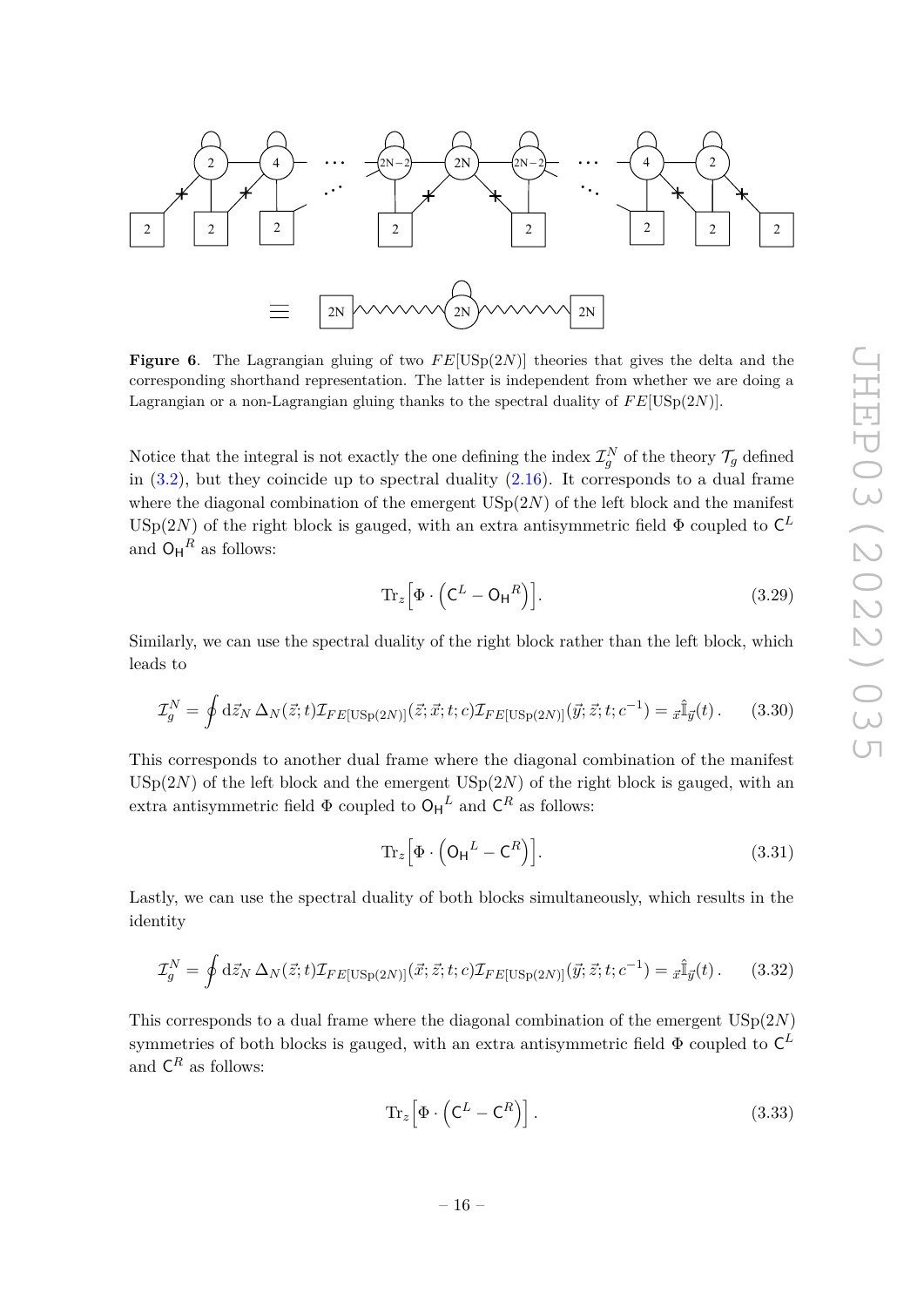**Figure 6**. The Lagrangian gluing of two $FE[\mathrm{USp}(2N)]$ theories that gives the delta and the corresponding shorthand representation. The latter is independent from whether we are doing a Lagrangian or a non-Lagrangian gluing thanks to the spectral duality of $FE[\mathrm{USp}(2N)]$.

Notice that the integral is not exactly the one defining the index $\mathcal{I}_g^N$ of the theory $\mathcal{T}_g$ defined in (3.2), but they coincide up to spectral duality (2.16). It corresponds to a dual frame where the diagonal combination of the emergent $\mathrm{USp}(2N)$ of the left block and the manifest $\mathrm{USp}(2N)$ of the right block is gauged, with an extra antisymmetric field $\Phi$ coupled to $\mathsf{C}^L$ and $\mathsf{O_H}^R$ as follows:

$$\mathrm{Tr}_z\Big[\Phi\cdot\Big(\mathsf{C}^L-\mathsf{O_H}^R\Big)\Big]. \tag{3.29}$$

Similarly, we can use the spectral duality of the right block rather than the left block, which leads to

$$\mathcal{I}_g^N=\oint \mathrm{d}\vec{z}_N\,\Delta_N(\vec{z};t)\mathcal{I}_{FE[\mathrm{USp}(2N)]}(\vec{z};\vec{x};t;c)\mathcal{I}_{FE[\mathrm{USp}(2N)]}(\vec{y};\vec{z};t;c^{-1})={}_{\vec{x}}\hat{\mathbb{I}}_{\vec{y}}(t)\,. \tag{3.30}$$

This corresponds to another dual frame where the diagonal combination of the manifest $\mathrm{USp}(2N)$ of the left block and the emergent $\mathrm{USp}(2N)$ of the right block is gauged, with an extra antisymmetric field $\Phi$ coupled to $\mathsf{O_H}^L$ and $\mathsf{C}^R$ as follows:

$$\mathrm{Tr}_z\Big[\Phi\cdot\Big(\mathsf{O_H}^L-\mathsf{C}^R\Big)\Big]. \tag{3.31}$$

Lastly, we can use the spectral duality of both blocks simultaneously, which results in the identity

$$\mathcal{I}_g^N=\oint \mathrm{d}\vec{z}_N\,\Delta_N(\vec{z};t)\mathcal{I}_{FE[\mathrm{USp}(2N)]}(\vec{x};\vec{z};t;c)\mathcal{I}_{FE[\mathrm{USp}(2N)]}(\vec{y};\vec{z};t;c^{-1})={}_{\vec{x}}\hat{\mathbb{I}}_{\vec{y}}(t)\,. \tag{3.32}$$

This corresponds to a dual frame where the diagonal combination of the emergent $\mathrm{USp}(2N)$ symmetries of both blocks is gauged, with an extra antisymmetric field $\Phi$ coupled to $\mathsf{C}^L$ and $\mathsf{C}^R$ as follows:

$$\mathrm{Tr}_z\Big[\Phi\cdot\Big(\mathsf{C}^L-\mathsf{C}^R\Big)\Big]\,. \tag{3.33}$$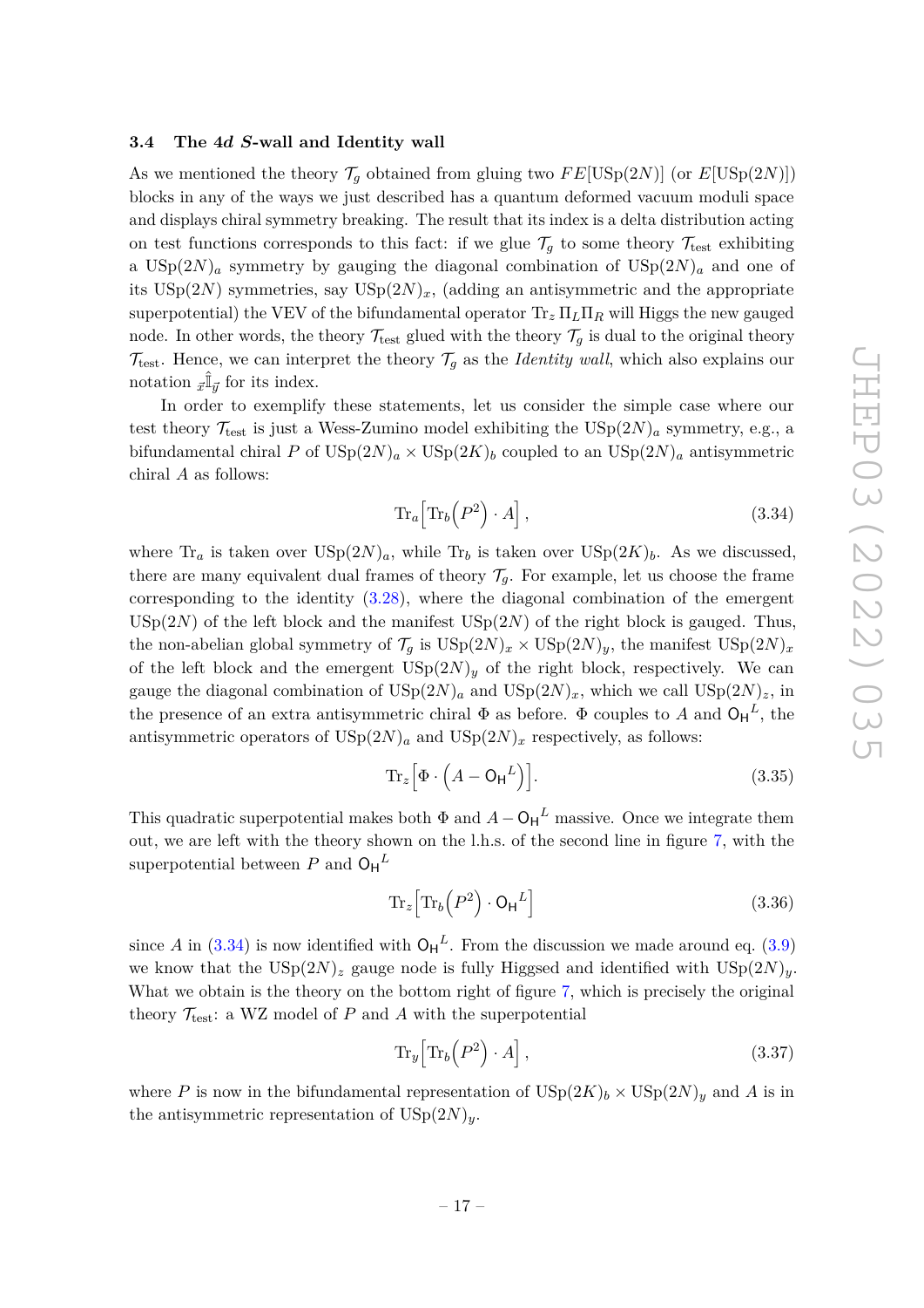### 3.4 The 4$d$ $S$-wall and Identity wall

As we mentioned the theory $\mathcal{T}_g$ obtained from gluing two $FE[\mathrm{USp}(2N)]$ (or $E[\mathrm{USp}(2N)]$) blocks in any of the ways we just described has a quantum deformed vacuum moduli space and displays chiral symmetry breaking. The result that its index is a delta distribution acting on test functions corresponds to this fact: if we glue $\mathcal{T}_g$ to some theory $\mathcal{T}_{\text{test}}$ exhibiting a $\mathrm{USp}(2N)_a$ symmetry by gauging the diagonal combination of $\mathrm{USp}(2N)_a$ and one of its $\mathrm{USp}(2N)$ symmetries, say $\mathrm{USp}(2N)_x$, (adding an antisymmetric and the appropriate superpotential) the VEV of the bifundamental operator $\mathrm{Tr}_z \, \Pi_L \Pi_R$ will Higgs the new gauged node. In other words, the theory $\mathcal{T}_{\text{test}}$ glued with the theory $\mathcal{T}_g$ is dual to the original theory $\mathcal{T}_{\text{test}}$. Hence, we can interpret the theory $\mathcal{T}_g$ as the *Identity wall*, which also explains our notation ${}_{\vec{x}}\hat{\mathbb{I}}_{\vec{y}}$ for its index.

In order to exemplify these statements, let us consider the simple case where our test theory $\mathcal{T}_{\text{test}}$ is just a Wess-Zumino model exhibiting the $\mathrm{USp}(2N)_a$ symmetry, e.g., a bifundamental chiral $P$ of $\mathrm{USp}(2N)_a \times \mathrm{USp}(2K)_b$ coupled to an $\mathrm{USp}(2N)_a$ antisymmetric chiral $A$ as follows:

$$\mathrm{Tr}_a\Big[\mathrm{Tr}_b\Big(P^2\Big) \cdot A\Big] \,, \tag{3.34}$$

where $\mathrm{Tr}_a$ is taken over $\mathrm{USp}(2N)_a$, while $\mathrm{Tr}_b$ is taken over $\mathrm{USp}(2K)_b$. As we discussed, there are many equivalent dual frames of theory $\mathcal{T}_g$. For example, let us choose the frame corresponding to the identity (3.28), where the diagonal combination of the emergent $\mathrm{USp}(2N)$ of the left block and the manifest $\mathrm{USp}(2N)$ of the right block is gauged. Thus, the non-abelian global symmetry of $\mathcal{T}_g$ is $\mathrm{USp}(2N)_x \times \mathrm{USp}(2N)_y$, the manifest $\mathrm{USp}(2N)_x$ of the left block and the emergent $\mathrm{USp}(2N)_y$ of the right block, respectively. We can gauge the diagonal combination of $\mathrm{USp}(2N)_a$ and $\mathrm{USp}(2N)_x$, which we call $\mathrm{USp}(2N)_z$, in the presence of an extra antisymmetric chiral $\Phi$ as before. $\Phi$ couples to $A$ and $\mathsf{O_H}^L$, the antisymmetric operators of $\mathrm{USp}(2N)_a$ and $\mathrm{USp}(2N)_x$ respectively, as follows:

$$\mathrm{Tr}_z\Big[\Phi \cdot \Big(A - \mathsf{O_H}^L\Big)\Big]. \tag{3.35}$$

This quadratic superpotential makes both $\Phi$ and $A - \mathsf{O_H}^L$ massive. Once we integrate them out, we are left with the theory shown on the l.h.s. of the second line in figure 7, with the superpotential between $P$ and $\mathsf{O_H}^L$

$$\mathrm{Tr}_z\Big[\mathrm{Tr}_b\Big(P^2\Big) \cdot \mathsf{O_H}^L\Big] \tag{3.36}$$

since $A$ in (3.34) is now identified with $\mathsf{O_H}^L$. From the discussion we made around eq. (3.9) we know that the $\mathrm{USp}(2N)_z$ gauge node is fully Higgsed and identified with $\mathrm{USp}(2N)_y$. What we obtain is the theory on the bottom right of figure 7, which is precisely the original theory $\mathcal{T}_{\text{test}}$: a WZ model of $P$ and $A$ with the superpotential

$$\mathrm{Tr}_y\Big[\mathrm{Tr}_b\Big(P^2\Big) \cdot A\Big] \,, \tag{3.37}$$

where $P$ is now in the bifundamental representation of $\mathrm{USp}(2K)_b \times \mathrm{USp}(2N)_y$ and $A$ is in the antisymmetric representation of $\mathrm{USp}(2N)_y$.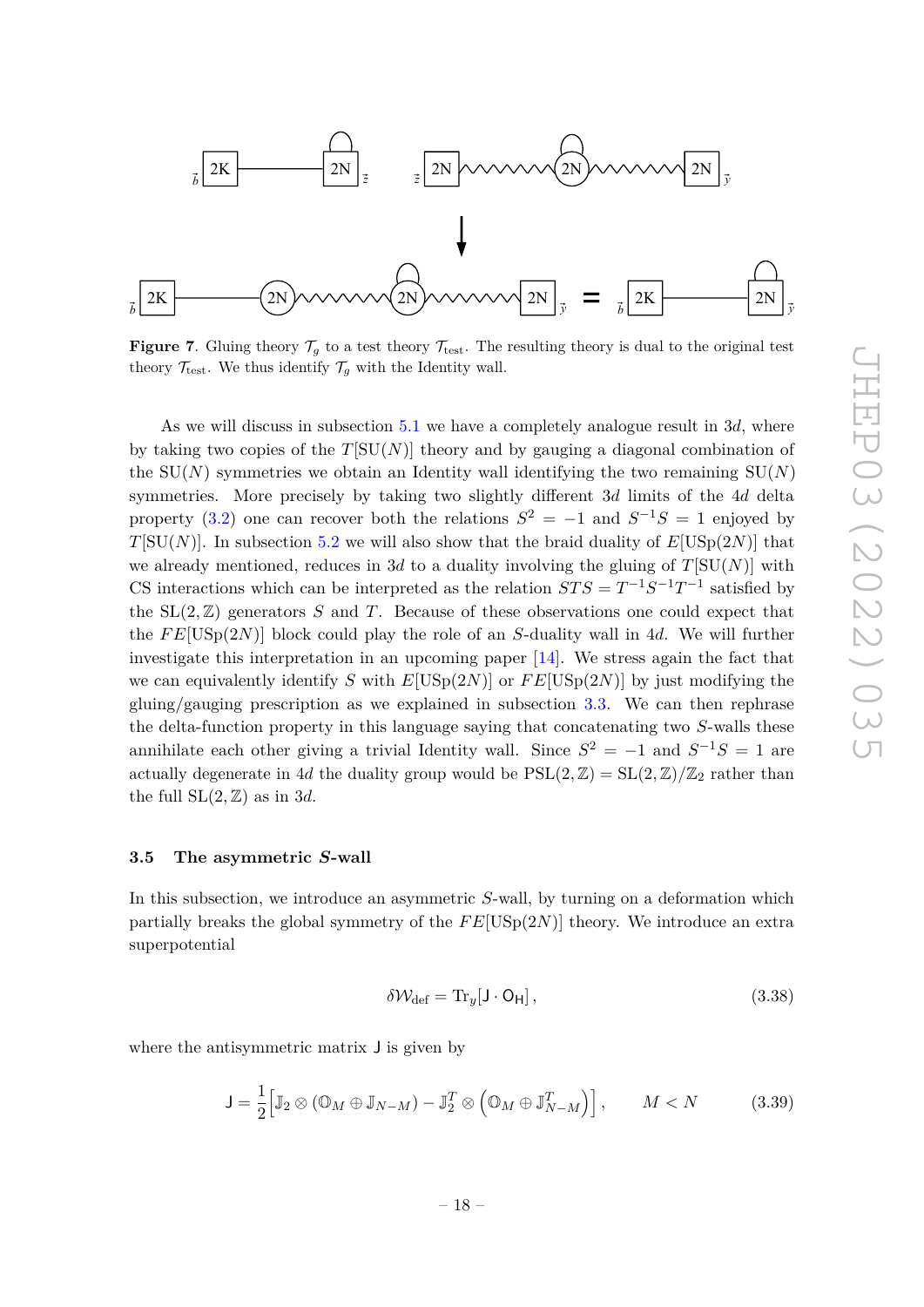**Figure 7**. Gluing theory $\mathcal{T}_g$ to a test theory $\mathcal{T}_{\text{test}}$. The resulting theory is dual to the original test theory $\mathcal{T}_{\text{test}}$. We thus identify $\mathcal{T}_g$ with the Identity wall.

As we will discuss in subsection 5.1 we have a completely analogue result in $3d$, where by taking two copies of the $T[\text{SU}(N)]$ theory and by gauging a diagonal combination of the $\text{SU}(N)$ symmetries we obtain an Identity wall identifying the two remaining $\text{SU}(N)$ symmetries. More precisely by taking two slightly different $3d$ limits of the $4d$ delta property (3.2) one can recover both the relations $S^2 = -1$ and $S^{-1}S = 1$ enjoyed by $T[\text{SU}(N)]$. In subsection 5.2 we will also show that the braid duality of $E[\text{USp}(2N)]$ that we already mentioned, reduces in $3d$ to a duality involving the gluing of $T[\text{SU}(N)]$ with CS interactions which can be interpreted as the relation $STS = T^{-1}S^{-1}T^{-1}$ satisfied by the $\text{SL}(2,\mathbb{Z})$ generators $S$ and $T$. Because of these observations one could expect that the $FE[\text{USp}(2N)]$ block could play the role of an $S$-duality wall in $4d$. We will further investigate this interpretation in an upcoming paper [14]. We stress again the fact that we can equivalently identify $S$ with $E[\text{USp}(2N)]$ or $FE[\text{USp}(2N)]$ by just modifying the gluing/gauging prescription as we explained in subsection 3.3. We can then rephrase the delta-function property in this language saying that concatenating two $S$-walls these annihilate each other giving a trivial Identity wall. Since $S^2 = -1$ and $S^{-1}S = 1$ are actually degenerate in $4d$ the duality group would be $\text{PSL}(2,\mathbb{Z}) = \text{SL}(2,\mathbb{Z})/\mathbb{Z}_2$ rather than the full $\text{SL}(2,\mathbb{Z})$ as in $3d$.

### 3.5 The asymmetric $S$-wall

In this subsection, we introduce an asymmetric $S$-wall, by turning on a deformation which partially breaks the global symmetry of the $FE[\text{USp}(2N)]$ theory. We introduce an extra superpotential

$$\delta\mathcal{W}_{\text{def}} = \text{Tr}_y[\mathsf{J} \cdot \mathsf{O}_{\mathsf{H}}]\,, \tag{3.38}$$

where the antisymmetric matrix $\mathsf{J}$ is given by

$$\mathsf{J} = \frac{1}{2}\Big[\mathbb{J}_2 \otimes (\mathbb{O}_M \oplus \mathbb{J}_{N-M}) - \mathbb{J}_2^T \otimes \left(\mathbb{O}_M \oplus \mathbb{J}_{N-M}^T\right)\Big]\,, \qquad M < N \tag{3.39}$$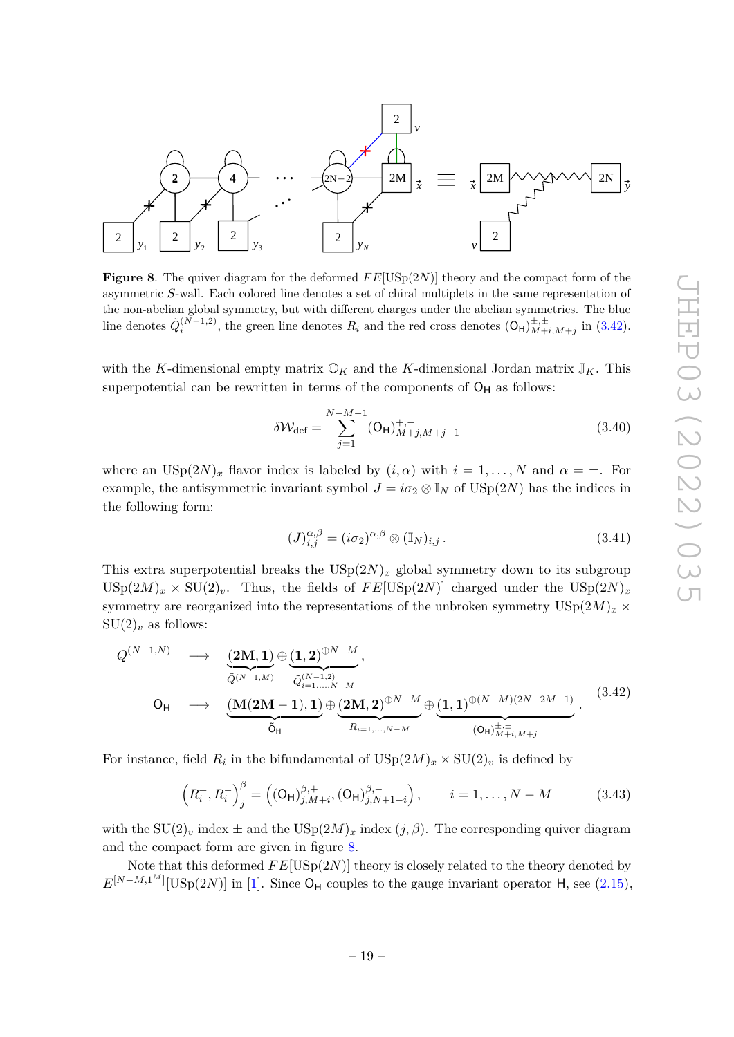**Figure 8**. The quiver diagram for the deformed $FE[\mathrm{USp}(2N)]$ theory and the compact form of the asymmetric $S$-wall. Each colored line denotes a set of chiral multiplets in the same representation of the non-abelian global symmetry, but with different charges under the abelian symmetries. The blue line denotes $\tilde{Q}_i^{(N-1,2)}$, the green line denotes $R_i$ and the red cross denotes $(\mathsf{O_H})^{\pm,\pm}_{M+i,M+j}$ in (3.42).

with the $K$-dimensional empty matrix $\mathbb{O}_K$ and the $K$-dimensional Jordan matrix $\mathbb{J}_K$. This superpotential can be rewritten in terms of the components of $\mathsf{O_H}$ as follows:

$$\delta\mathcal{W}_{\text{def}} = \sum_{j=1}^{N-M-1} (\mathsf{O_H})^{+,-}_{M+j,M+j+1} \tag{3.40}$$

where an $\mathrm{USp}(2N)_x$ flavor index is labeled by $(i,\alpha)$ with $i = 1,\ldots,N$ and $\alpha = \pm$. For example, the antisymmetric invariant symbol $J = i\sigma_2 \otimes \mathbb{I}_N$ of $\mathrm{USp}(2N)$ has the indices in the following form:

$$(J)^{\alpha,\beta}_{i,j} = (i\sigma_2)^{\alpha,\beta} \otimes (\mathbb{I}_N)_{i,j}\,. \tag{3.41}$$

This extra superpotential breaks the $\mathrm{USp}(2N)_x$ global symmetry down to its subgroup $\mathrm{USp}(2M)_x \times \mathrm{SU}(2)_v$. Thus, the fields of $FE[\mathrm{USp}(2N)]$ charged under the $\mathrm{USp}(2N)_x$ symmetry are reorganized into the representations of the unbroken symmetry $\mathrm{USp}(2M)_x \times \mathrm{SU}(2)_v$ as follows:

$$\begin{aligned}
Q^{(N-1,N)} &\longrightarrow \underbrace{(\mathbf{2M},\mathbf{1})}_{\tilde{Q}^{(N-1,M)}} \oplus \underbrace{(\mathbf{1},\mathbf{2})^{\oplus N-M}}_{\tilde{Q}^{(N-1,2)}_{i=1,\ldots,N-M}}, \\
\mathsf{O_H} &\longrightarrow \underbrace{(\mathbf{M(2M-1)},\mathbf{1})}_{\tilde{\mathsf{O}}_\mathsf{H}} \oplus \underbrace{(\mathbf{2M},\mathbf{2})^{\oplus N-M}}_{R_{i=1,\ldots,N-M}} \oplus \underbrace{(\mathbf{1},\mathbf{1})^{\oplus (N-M)(2N-2M-1)}}_{(\mathsf{O_H})^{\pm,\pm}_{M+i,M+j}}\,.
\end{aligned} \tag{3.42}$$

For instance, field $R_i$ in the bifundamental of $\mathrm{USp}(2M)_x \times \mathrm{SU}(2)_v$ is defined by

$$\left(R_i^+, R_i^-\right)^\beta_j = \left((\mathsf{O_H})^{\beta,+}_{j,M+i}, (\mathsf{O_H})^{\beta,-}_{j,N+1-i}\right), \qquad i = 1,\ldots,N-M \tag{3.43}$$

with the $\mathrm{SU}(2)_v$ index $\pm$ and the $\mathrm{USp}(2M)_x$ index $(j,\beta)$. The corresponding quiver diagram and the compact form are given in figure 8.

Note that this deformed $FE[\mathrm{USp}(2N)]$ theory is closely related to the theory denoted by $E^{[N-M,1^M]}[\mathrm{USp}(2N)]$ in [1]. Since $\mathsf{O_H}$ couples to the gauge invariant operator $\mathsf{H}$, see (2.15),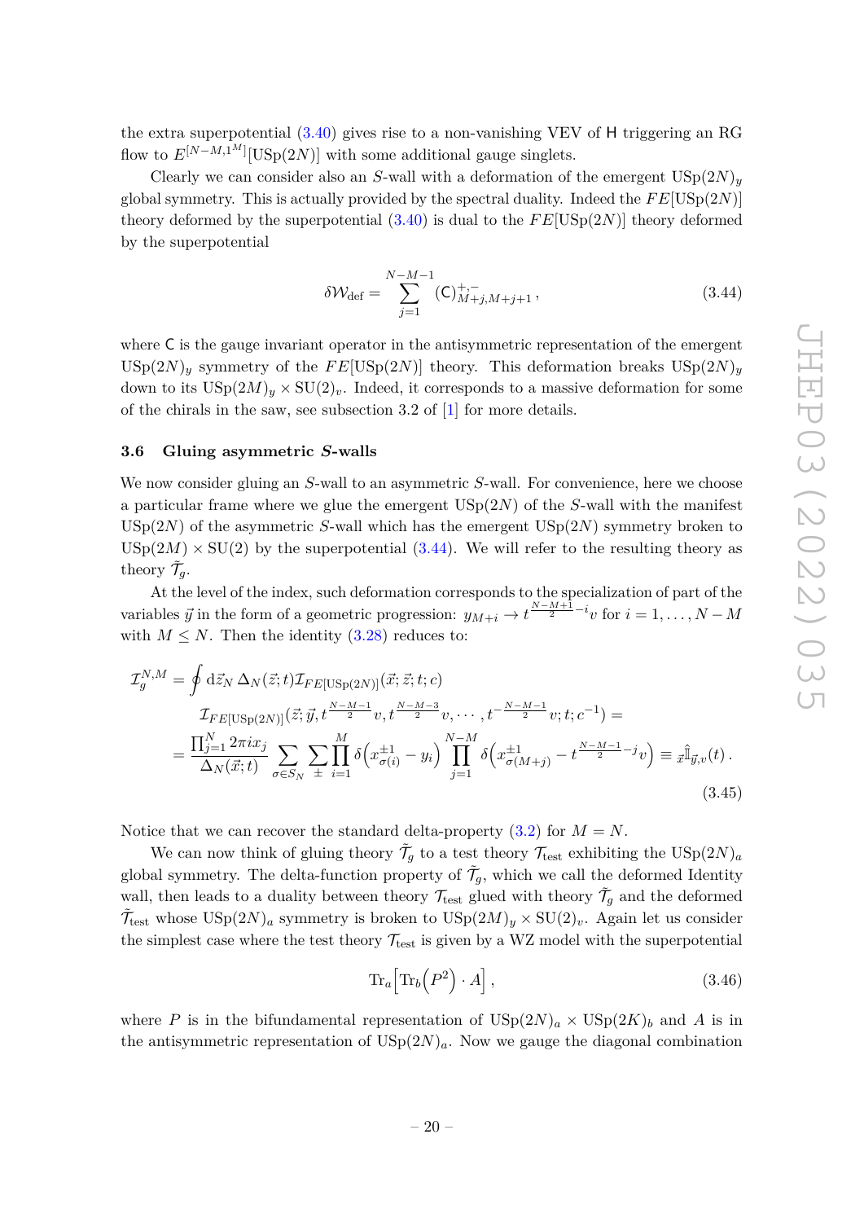the extra superpotential (3.40) gives rise to a non-vanishing VEV of $\mathsf{H}$ triggering an RG flow to $E^{[N-M,1^M]}[\mathrm{USp}(2N)]$ with some additional gauge singlets.

Clearly we can consider also an $S$-wall with a deformation of the emergent $\mathrm{USp}(2N)_y$ global symmetry. This is actually provided by the spectral duality. Indeed the $FE[\mathrm{USp}(2N)]$ theory deformed by the superpotential (3.40) is dual to the $FE[\mathrm{USp}(2N)]$ theory deformed by the superpotential

$$\delta\mathcal{W}_{\text{def}} = \sum_{j=1}^{N-M-1} (\mathsf{C})^{+,-}_{M+j,M+j+1}\,, \tag{3.44}$$

where $\mathsf{C}$ is the gauge invariant operator in the antisymmetric representation of the emergent $\mathrm{USp}(2N)_y$ symmetry of the $FE[\mathrm{USp}(2N)]$ theory. This deformation breaks $\mathrm{USp}(2N)_y$ down to its $\mathrm{USp}(2M)_y \times \mathrm{SU}(2)_v$. Indeed, it corresponds to a massive deformation for some of the chirals in the saw, see subsection 3.2 of [1] for more details.

### 3.6 Gluing asymmetric $S$-walls

We now consider gluing an $S$-wall to an asymmetric $S$-wall. For convenience, here we choose a particular frame where we glue the emergent $\mathrm{USp}(2N)$ of the $S$-wall with the manifest $\mathrm{USp}(2N)$ of the asymmetric $S$-wall which has the emergent $\mathrm{USp}(2N)$ symmetry broken to $\mathrm{USp}(2M) \times \mathrm{SU}(2)$ by the superpotential (3.44). We will refer to the resulting theory as theory $\tilde{\mathcal{T}}_g$.

At the level of the index, such deformation corresponds to the specialization of part of the variables $\vec{y}$ in the form of a geometric progression: $y_{M+i} \to t^{\frac{N-M+1}{2}-i}v$ for $i = 1, \ldots, N-M$ with $M \leq N$. Then the identity (3.28) reduces to:

$$\begin{aligned}
\mathcal{I}_g^{N,M} &= \oint \mathrm{d}\vec{z}_N\, \Delta_N(\vec{z};t)\mathcal{I}_{FE[\mathrm{USp}(2N)]}(\vec{x};\vec{z};t;c) \\
&\qquad \mathcal{I}_{FE[\mathrm{USp}(2N)]}(\vec{z};\vec{y},t^{\frac{N-M-1}{2}}v,t^{\frac{N-M-3}{2}}v,\cdots,t^{-\frac{N-M-1}{2}}v;t;c^{-1}) = \\
&= \frac{\prod_{j=1}^{N} 2\pi i x_j}{\Delta_N(\vec{x};t)} \sum_{\sigma\in S_N}\sum_{\pm}\prod_{i=1}^{M}\delta\Big(x_{\sigma(i)}^{\pm1}-y_i\Big)\prod_{j=1}^{N-M}\delta\Big(x_{\sigma(M+j)}^{\pm1}-t^{\frac{N-M-1}{2}-j}v\Big) \equiv {}_{\vec{x}}\hat{\mathbb{I}}_{\vec{y},v}(t)\,.
\end{aligned} \tag{3.45}$$

Notice that we can recover the standard delta-property (3.2) for $M = N$.

We can now think of gluing theory $\tilde{\mathcal{T}}_g$ to a test theory $\mathcal{T}_{\text{test}}$ exhibiting the $\mathrm{USp}(2N)_a$ global symmetry. The delta-function property of $\tilde{\mathcal{T}}_g$, which we call the deformed Identity wall, then leads to a duality between theory $\mathcal{T}_{\text{test}}$ glued with theory $\tilde{\mathcal{T}}_g$ and the deformed $\tilde{\mathcal{T}}_{\text{test}}$ whose $\mathrm{USp}(2N)_a$ symmetry is broken to $\mathrm{USp}(2M)_y \times \mathrm{SU}(2)_v$. Again let us consider the simplest case where the test theory $\mathcal{T}_{\text{test}}$ is given by a WZ model with the superpotential

$$\mathrm{Tr}_a\Big[\mathrm{Tr}_b\Big(P^2\Big)\cdot A\Big]\,, \tag{3.46}$$

where $P$ is in the bifundamental representation of $\mathrm{USp}(2N)_a \times \mathrm{USp}(2K)_b$ and $A$ is in the antisymmetric representation of $\mathrm{USp}(2N)_a$. Now we gauge the diagonal combination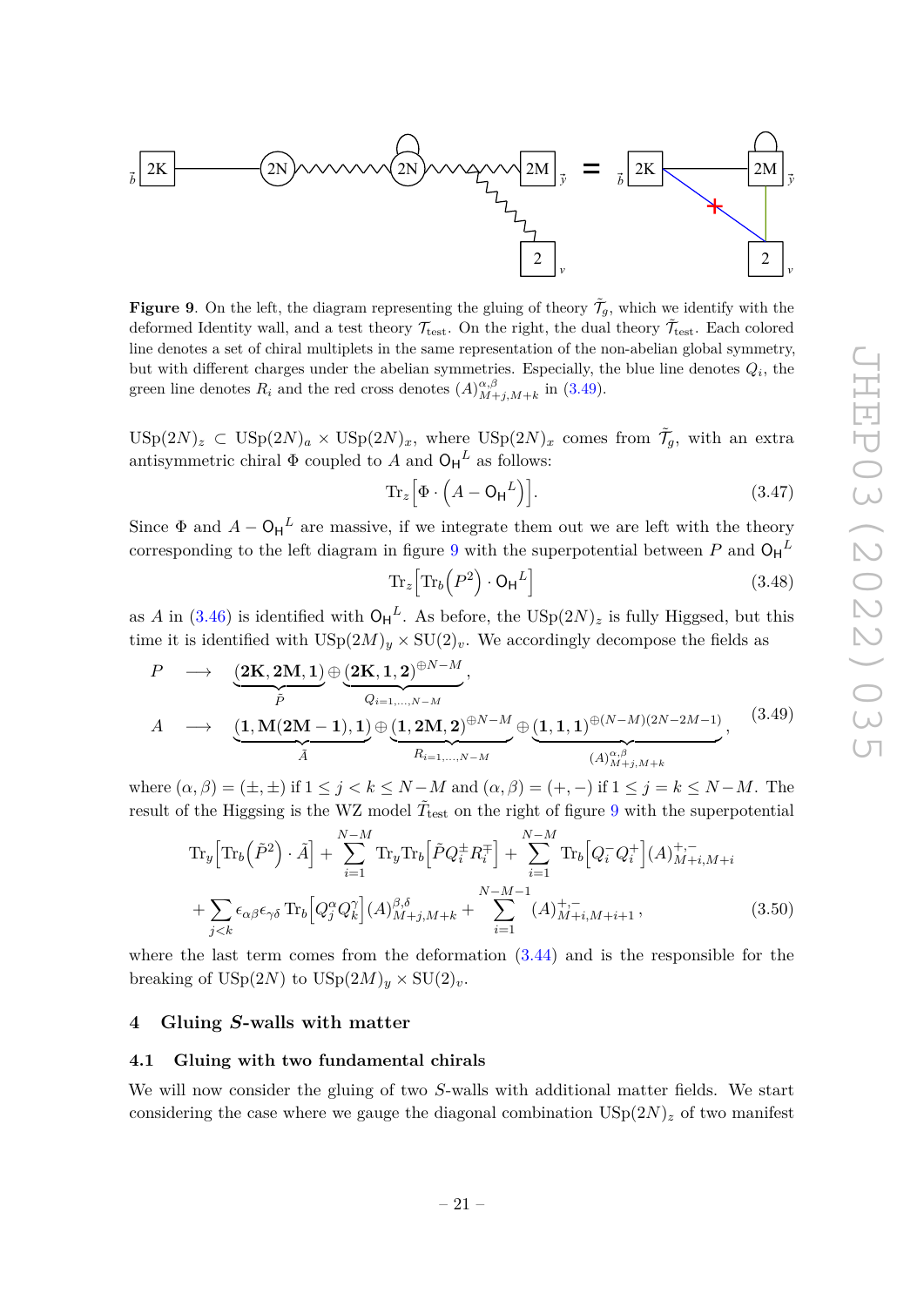**Figure 9**. On the left, the diagram representing the gluing of theory $\tilde{\mathcal{T}}_g$, which we identify with the deformed Identity wall, and a test theory $\mathcal{T}_{\text{test}}$. On the right, the dual theory $\tilde{\mathcal{T}}_{\text{test}}$. Each colored line denotes a set of chiral multiplets in the same representation of the non-abelian global symmetry, but with different charges under the abelian symmetries. Especially, the blue line denotes $Q_i$, the green line denotes $R_i$ and the red cross denotes $(A)^{\alpha,\beta}_{M+j,M+k}$ in (3.49).

$\text{USp}(2N)_z \subset \text{USp}(2N)_a \times \text{USp}(2N)_x$, where $\text{USp}(2N)_x$ comes from $\tilde{\mathcal{T}}_g$, with an extra antisymmetric chiral $\Phi$ coupled to $A$ and ${\mathsf{O_H}}^L$ as follows:

$$\text{Tr}_z\Big[\Phi \cdot \Big(A - {\mathsf{O_H}}^L\Big)\Big]. \tag{3.47}$$

Since $\Phi$ and $A - {\mathsf{O_H}}^L$ are massive, if we integrate them out we are left with the theory corresponding to the left diagram in figure 9 with the superpotential between $P$ and ${\mathsf{O_H}}^L$

$$\text{Tr}_z\Big[\text{Tr}_b\Big(P^2\Big) \cdot {\mathsf{O_H}}^L\Big] \tag{3.48}$$

as $A$ in (3.46) is identified with ${\mathsf{O_H}}^L$. As before, the $\text{USp}(2N)_z$ is fully Higgsed, but this time it is identified with $\text{USp}(2M)_y \times \text{SU}(2)_v$. We accordingly decompose the fields as

$$\begin{aligned}
P \quad &\longrightarrow \quad \underbrace{(\mathbf{2K},\mathbf{2M},\mathbf{1})}_{\tilde{P}} \oplus \underbrace{(\mathbf{2K},\mathbf{1},\mathbf{2})^{\oplus N-M}}_{Q_{i=1,\dots,N-M}}, \\
A \quad &\longrightarrow \quad \underbrace{(\mathbf{1},\mathbf{M(2M-1)},\mathbf{1})}_{\tilde{A}} \oplus \underbrace{(\mathbf{1},\mathbf{2M},\mathbf{2})^{\oplus N-M}}_{R_{i=1,\dots,N-M}} \oplus \underbrace{(\mathbf{1},\mathbf{1},\mathbf{1})^{\oplus (N-M)(2N-2M-1)}}_{(A)^{\alpha,\beta}_{M+j,M+k}},
\end{aligned} \tag{3.49}$$

where $(\alpha,\beta) = (\pm,\pm)$ if $1 \leq j < k \leq N-M$ and $(\alpha,\beta) = (+,-)$ if $1 \leq j = k \leq N-M$. The result of the Higgsing is the WZ model $\tilde{T}_{\text{test}}$ on the right of figure 9 with the superpotential

$$\begin{aligned}
&\text{Tr}_y\Big[\text{Tr}_b\Big(\tilde{P}^2\Big) \cdot \tilde{A}\Big] + \sum_{i=1}^{N-M} \text{Tr}_y \text{Tr}_b\Big[\tilde{P} Q_i^{\pm} R_i^{\mp}\Big] + \sum_{i=1}^{N-M} \text{Tr}_b\Big[Q_i^- Q_i^+\Big] (A)^{+,-}_{M+i,M+i} \\
&+ \sum_{j<k} \epsilon_{\alpha\beta}\epsilon_{\gamma\delta} \text{Tr}_b\Big[Q_j^\alpha Q_k^\gamma\Big] (A)^{\beta,\delta}_{M+j,M+k} + \sum_{i=1}^{N-M-1} (A)^{+,-}_{M+i,M+i+1}\,,
\end{aligned} \tag{3.50}$$

where the last term comes from the deformation (3.44) and is the responsible for the breaking of $\text{USp}(2N)$ to $\text{USp}(2M)_y \times \text{SU}(2)_v$.

## 4 Gluing $S$-walls with matter

### 4.1 Gluing with two fundamental chirals

We will now consider the gluing of two $S$-walls with additional matter fields. We start considering the case where we gauge the diagonal combination $\text{USp}(2N)_z$ of two manifest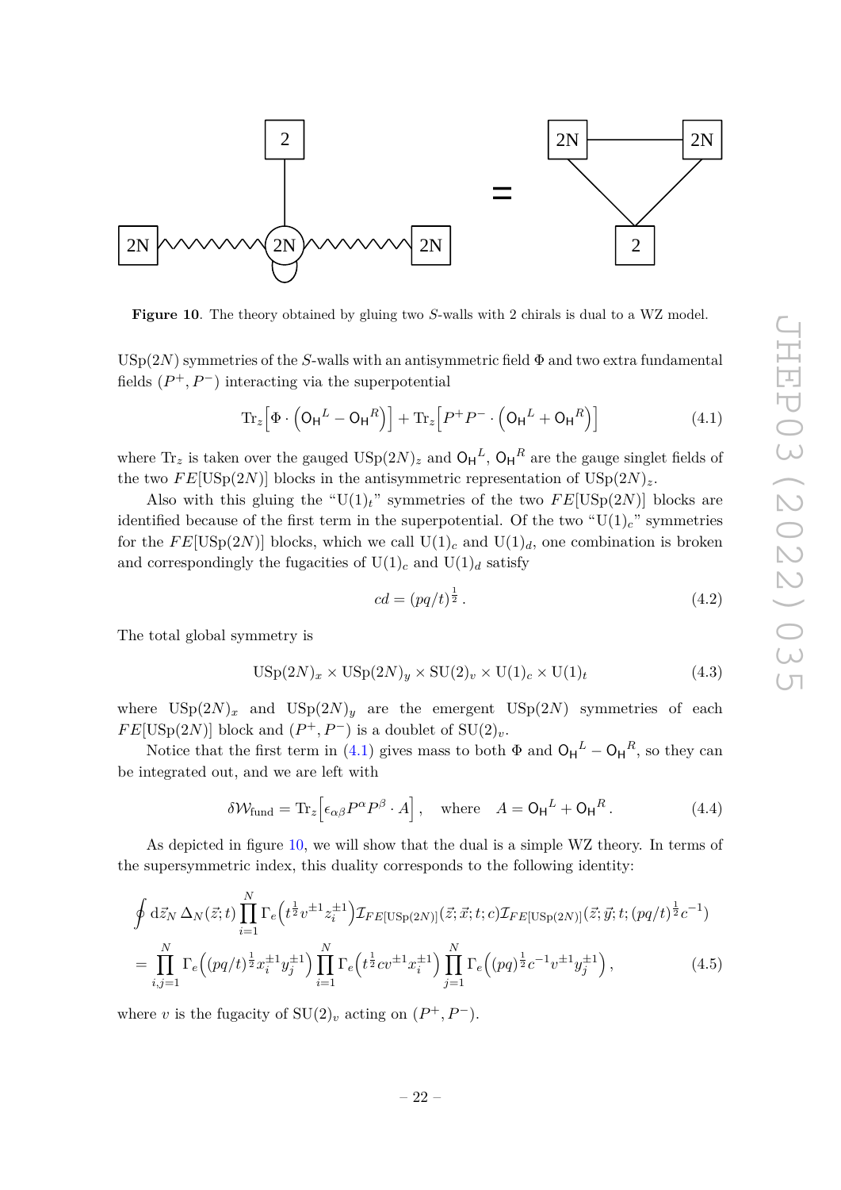**Figure 10**. The theory obtained by gluing two $S$-walls with 2 chirals is dual to a WZ model.

$\mathrm{USp}(2N)$ symmetries of the $S$-walls with an antisymmetric field $\Phi$ and two extra fundamental fields $(P^+, P^-)$ interacting via the superpotential

$$\mathrm{Tr}_z\Big[\Phi \cdot \Big(\mathsf{O_H}^L - \mathsf{O_H}^R\Big)\Big] + \mathrm{Tr}_z\Big[P^+ P^- \cdot \Big(\mathsf{O_H}^L + \mathsf{O_H}^R\Big)\Big] \tag{4.1}$$

where $\mathrm{Tr}_z$ is taken over the gauged $\mathrm{USp}(2N)_z$ and $\mathsf{O_H}^L$, $\mathsf{O_H}^R$ are the gauge singlet fields of the two $FE[\mathrm{USp}(2N)]$ blocks in the antisymmetric representation of $\mathrm{USp}(2N)_z$.

Also with this gluing the "$\mathrm{U}(1)_t$" symmetries of the two $FE[\mathrm{USp}(2N)]$ blocks are identified because of the first term in the superpotential. Of the two "$\mathrm{U}(1)_c$" symmetries for the $FE[\mathrm{USp}(2N)]$ blocks, which we call $\mathrm{U}(1)_c$ and $\mathrm{U}(1)_d$, one combination is broken and correspondingly the fugacities of $\mathrm{U}(1)_c$ and $\mathrm{U}(1)_d$ satisfy

$$cd = (pq/t)^{\frac{1}{2}}\,. \tag{4.2}$$

The total global symmetry is

$$\mathrm{USp}(2N)_x \times \mathrm{USp}(2N)_y \times \mathrm{SU}(2)_v \times \mathrm{U}(1)_c \times \mathrm{U}(1)_t \tag{4.3}$$

where $\mathrm{USp}(2N)_x$ and $\mathrm{USp}(2N)_y$ are the emergent $\mathrm{USp}(2N)$ symmetries of each $FE[\mathrm{USp}(2N)]$ block and $(P^+, P^-)$ is a doublet of $\mathrm{SU}(2)_v$.

Notice that the first term in (4.1) gives mass to both $\Phi$ and $\mathsf{O_H}^L - \mathsf{O_H}^R$, so they can be integrated out, and we are left with

$$\delta\mathcal{W}_{\text{fund}} = \mathrm{Tr}_z\Big[\epsilon_{\alpha\beta}P^\alpha P^\beta \cdot A\Big]\,, \quad \text{where} \quad A = \mathsf{O_H}^L + \mathsf{O_H}^R\,. \tag{4.4}$$

As depicted in figure 10, we will show that the dual is a simple WZ theory. In terms of the supersymmetric index, this duality corresponds to the following identity:

$$\begin{aligned}&\oint \mathrm{d}\vec{z}_N\,\Delta_N(\vec{z};t)\prod_{i=1}^N \Gamma_e\Big(t^{\frac{1}{2}}v^{\pm 1}z_i^{\pm 1}\Big)\mathcal{I}_{FE[\mathrm{USp}(2N)]}(\vec{z};\vec{x};t;c)\mathcal{I}_{FE[\mathrm{USp}(2N)]}(\vec{z};\vec{y};t;(pq/t)^{\frac{1}{2}}c^{-1})\\&=\prod_{i,j=1}^N \Gamma_e\Big((pq/t)^{\frac{1}{2}}x_i^{\pm 1}y_j^{\pm 1}\Big)\prod_{i=1}^N \Gamma_e\Big(t^{\frac{1}{2}}cv^{\pm 1}x_i^{\pm 1}\Big)\prod_{j=1}^N \Gamma_e\Big((pq)^{\frac{1}{2}}c^{-1}v^{\pm 1}y_j^{\pm 1}\Big)\,,\end{aligned} \tag{4.5}$$

where $v$ is the fugacity of $\mathrm{SU}(2)_v$ acting on $(P^+, P^-)$.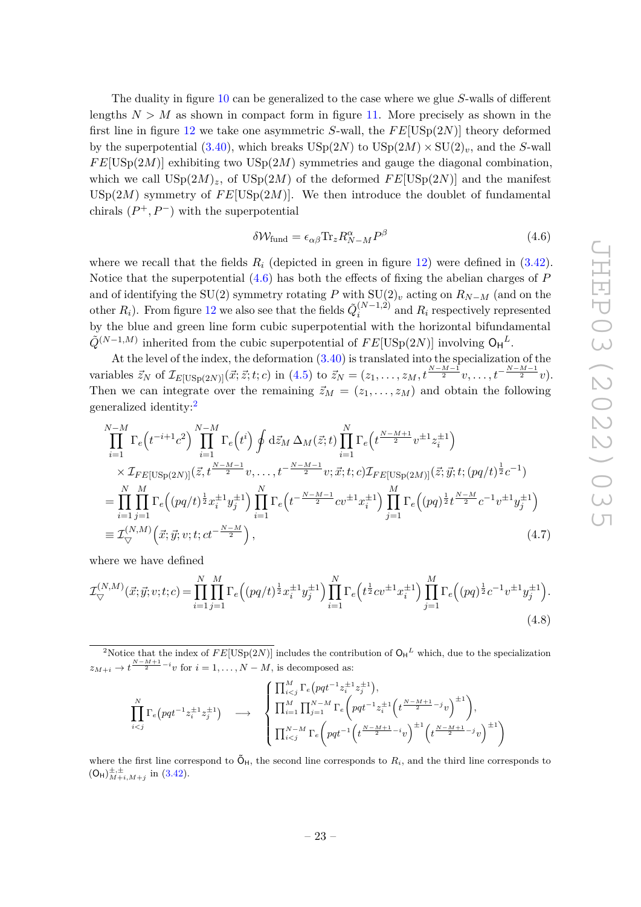The duality in figure 10 can be generalized to the case where we glue $S$-walls of different lengths $N > M$ as shown in compact form in figure 11. More precisely as shown in the first line in figure 12 we take one asymmetric $S$-wall, the $FE[\mathrm{USp}(2N)]$ theory deformed by the superpotential (3.40), which breaks $\mathrm{USp}(2N)$ to $\mathrm{USp}(2M) \times \mathrm{SU}(2)_v$, and the $S$-wall $FE[\mathrm{USp}(2M)]$ exhibiting two $\mathrm{USp}(2M)$ symmetries and gauge the diagonal combination, which we call $\mathrm{USp}(2M)_z$, of $\mathrm{USp}(2M)$ of the deformed $FE[\mathrm{USp}(2N)]$ and the manifest $\mathrm{USp}(2M)$ symmetry of $FE[\mathrm{USp}(2M)]$. We then introduce the doublet of fundamental chirals $(P^+, P^-)$ with the superpotential

$$\delta\mathcal{W}_{\text{fund}} = \epsilon_{\alpha\beta}\mathrm{Tr}_z R^\alpha_{N-M} P^\beta \tag{4.6}$$

where we recall that the fields $R_i$ (depicted in green in figure 12) were defined in (3.42). Notice that the superpotential (4.6) has both the effects of fixing the abelian charges of $P$ and of identifying the $\mathrm{SU}(2)$ symmetry rotating $P$ with $\mathrm{SU}(2)_v$ acting on $R_{N-M}$ (and on the other $R_i$). From figure 12 we also see that the fields $\tilde{Q}_i^{(N-1,2)}$ and $R_i$ respectively represented by the blue and green line form cubic superpotential with the horizontal bifundamental $\tilde{Q}^{(N-1,M)}$ inherited from the cubic superpotential of $FE[\mathrm{USp}(2N)]$ involving $\mathsf{O_H}^L$.

At the level of the index, the deformation (3.40) is translated into the specialization of the variables $\vec{z}_N$ of $\mathcal{I}_{E[\mathrm{USp}(2N)]}(\vec{x};\vec{z};t;c)$ in (4.5) to $\vec{z}_N = (z_1,\dots,z_M, t^{\frac{N-M-1}{2}}v,\dots,t^{-\frac{N-M-1}{2}}v)$. Then we can integrate over the remaining $\vec{z}_M = (z_1,\dots,z_M)$ and obtain the following generalized identity:[2]

$$\begin{aligned}
&\prod_{i=1}^{N-M}\Gamma_e\Big(t^{-i+1}c^2\Big)\prod_{i=1}^{N-M}\Gamma_e\Big(t^i\Big)\oint d\vec{z}_M\,\Delta_M(\vec{z};t)\prod_{i=1}^{N}\Gamma_e\Big(t^{\frac{N-M+1}{2}}v^{\pm1}z_i^{\pm1}\Big)\\
&\quad\times\mathcal{I}_{FE[\mathrm{USp}(2N)]}(\vec{z},t^{\frac{N-M-1}{2}}v,\dots,t^{-\frac{N-M-1}{2}}v;\vec{x};t;c)\mathcal{I}_{FE[\mathrm{USp}(2M)]}(\vec{z};\vec{y};t;(pq/t)^{\frac12}c^{-1})\\
&=\prod_{i=1}^{N}\prod_{j=1}^{M}\Gamma_e\Big((pq/t)^{\frac12}x_i^{\pm1}y_j^{\pm1}\Big)\prod_{i=1}^{N}\Gamma_e\Big(t^{-\frac{N-M-1}{2}}cv^{\pm1}x_i^{\pm1}\Big)\prod_{j=1}^{M}\Gamma_e\Big((pq)^{\frac12}t^{\frac{N-M}{2}}c^{-1}v^{\pm1}y_j^{\pm1}\Big)\\
&\equiv\mathcal{I}_{\bigtriangledown}^{(N,M)}\Big(\vec{x};\vec{y};v;t;ct^{-\frac{N-M}{2}}\Big)\,,
\end{aligned}\tag{4.7}$$

where we have defined

$$\mathcal{I}_{\bigtriangledown}^{(N,M)}(\vec{x};\vec{y};v;t;c)=\prod_{i=1}^{N}\prod_{j=1}^{M}\Gamma_e\Big((pq/t)^{\frac12}x_i^{\pm1}y_j^{\pm1}\Big)\prod_{i=1}^{N}\Gamma_e\Big(t^{\frac12}cv^{\pm1}x_i^{\pm1}\Big)\prod_{j=1}^{M}\Gamma_e\Big((pq)^{\frac12}c^{-1}v^{\pm1}y_j^{\pm1}\Big).\tag{4.8}$$

---

[2] Notice that the index of $FE[\mathrm{USp}(2N)]$ includes the contribution of $\mathsf{O_H}^L$ which, due to the specialization $z_{M+i}\to t^{\frac{N-M+1}{2}-i}v$ for $i=1,\dots,N-M$, is decomposed as:

$$\prod_{i<j}^{N}\Gamma_e\big(pqt^{-1}z_i^{\pm1}z_j^{\pm1}\big)\quad\longrightarrow\quad\begin{cases}\prod_{i<j}^{M}\Gamma_e\big(pqt^{-1}z_i^{\pm1}z_j^{\pm1}\big),\\ \prod_{i=1}^{M}\prod_{j=1}^{N-M}\Gamma_e\Big(pqt^{-1}z_i^{\pm1}\Big(t^{\frac{N-M+1}{2}-j}v\Big)^{\pm1}\Big),\\ \prod_{i<j}^{N-M}\Gamma_e\Big(pqt^{-1}\Big(t^{\frac{N-M+1}{2}-i}v\Big)^{\pm1}\Big(t^{\frac{N-M+1}{2}-j}v\Big)^{\pm1}\Big)\end{cases}$$

where the first line correspond to $\tilde{\mathsf{O}}_{\mathsf{H}}$, the second line corresponds to $R_i$, and the third line corresponds to $(\mathsf{O_H})^{\pm,\pm}_{M+i,M+j}$ in (3.42).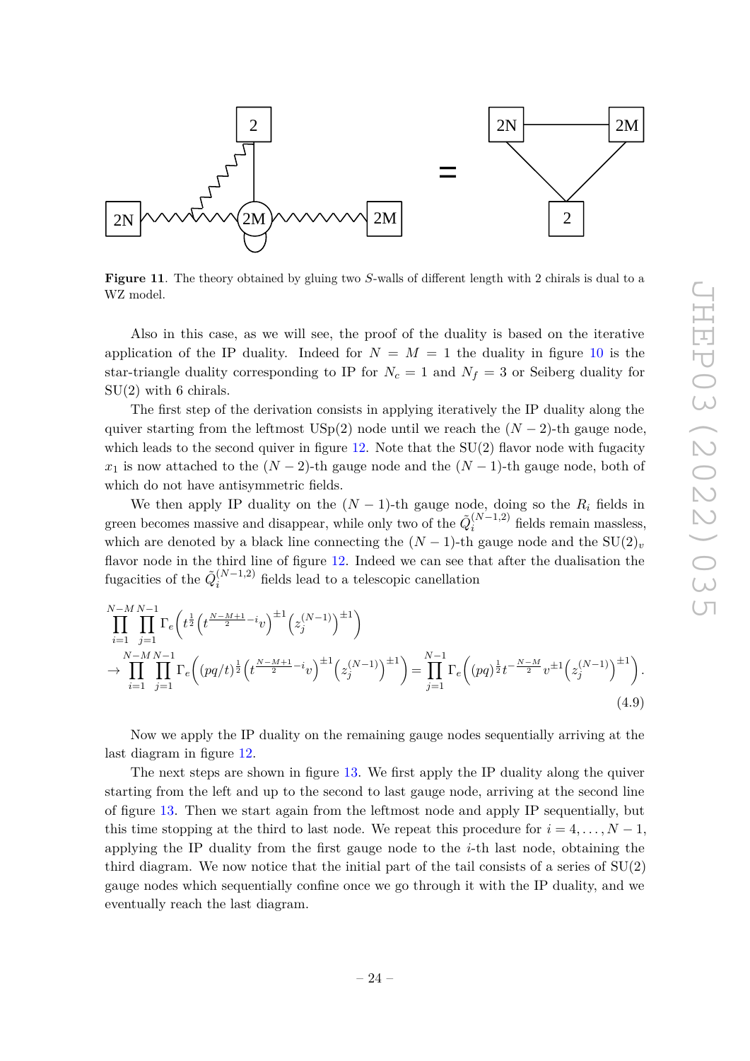**Figure 11**. The theory obtained by gluing two $S$-walls of different length with 2 chirals is dual to a WZ model.

Also in this case, as we will see, the proof of the duality is based on the iterative application of the IP duality. Indeed for $N = M = 1$ the duality in figure 10 is the star-triangle duality corresponding to IP for $N_c = 1$ and $N_f = 3$ or Seiberg duality for SU(2) with 6 chirals.

The first step of the derivation consists in applying iteratively the IP duality along the quiver starting from the leftmost USp(2) node until we reach the $(N-2)$-th gauge node, which leads to the second quiver in figure 12. Note that the SU(2) flavor node with fugacity $x_1$ is now attached to the $(N-2)$-th gauge node and the $(N-1)$-th gauge node, both of which do not have antisymmetric fields.

We then apply IP duality on the $(N-1)$-th gauge node, doing so the $R_i$ fields in green becomes massive and disappear, while only two of the $\tilde{Q}_i^{(N-1,2)}$ fields remain massless, which are denoted by a black line connecting the $(N-1)$-th gauge node and the $\mathrm{SU}(2)_v$ flavor node in the third line of figure 12. Indeed we can see that after the dualisation the fugacities of the $\tilde{Q}_i^{(N-1,2)}$ fields lead to a telescopic canellation

$$
\begin{aligned}
&\prod_{i=1}^{N-M}\prod_{j=1}^{N-1}\Gamma_e\Big(t^{\frac{1}{2}}\Big(t^{\frac{N-M+1}{2}-i}v\Big)^{\pm1}\Big(z_j^{(N-1)}\Big)^{\pm1}\Big)\\
&\to\prod_{i=1}^{N-M}\prod_{j=1}^{N-1}\Gamma_e\Big((pq/t)^{\frac{1}{2}}\Big(t^{\frac{N-M+1}{2}-i}v\Big)^{\pm1}\Big(z_j^{(N-1)}\Big)^{\pm1}\Big)=\prod_{j=1}^{N-1}\Gamma_e\Big((pq)^{\frac{1}{2}}t^{-\frac{N-M}{2}}v^{\pm1}\Big(z_j^{(N-1)}\Big)^{\pm1}\Big).
\end{aligned}
\tag{4.9}
$$

Now we apply the IP duality on the remaining gauge nodes sequentially arriving at the last diagram in figure 12.

The next steps are shown in figure 13. We first apply the IP duality along the quiver starting from the left and up to the second to last gauge node, arriving at the second line of figure 13. Then we start again from the leftmost node and apply IP sequentially, but this time stopping at the third to last node. We repeat this procedure for $i = 4, \ldots, N-1$, applying the IP duality from the first gauge node to the $i$-th last node, obtaining the third diagram. We now notice that the initial part of the tail consists of a series of SU(2) gauge nodes which sequentially confine once we go through it with the IP duality, and we eventually reach the last diagram.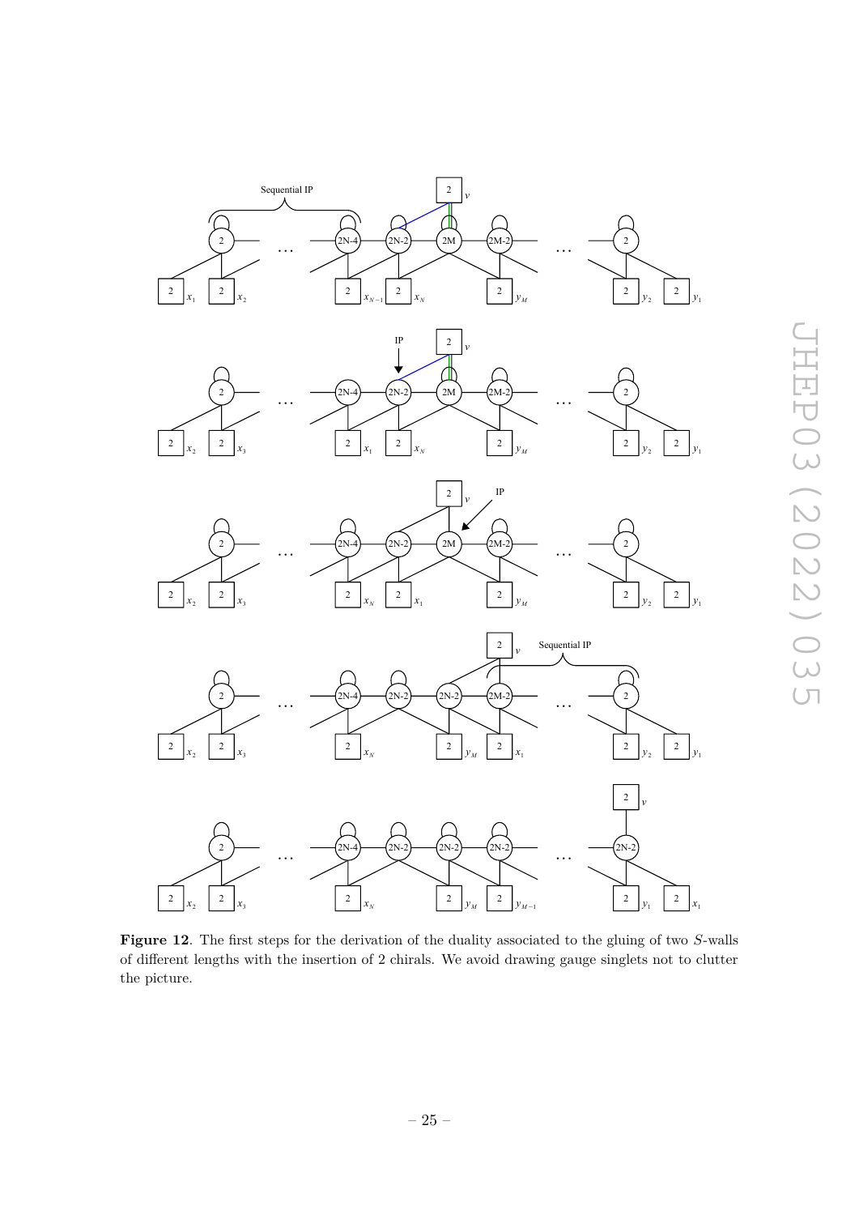**Figure 12**. The first steps for the derivation of the duality associated to the gluing of two $S$-walls of different lengths with the insertion of 2 chirals. We avoid drawing gauge singlets not to clutter the picture.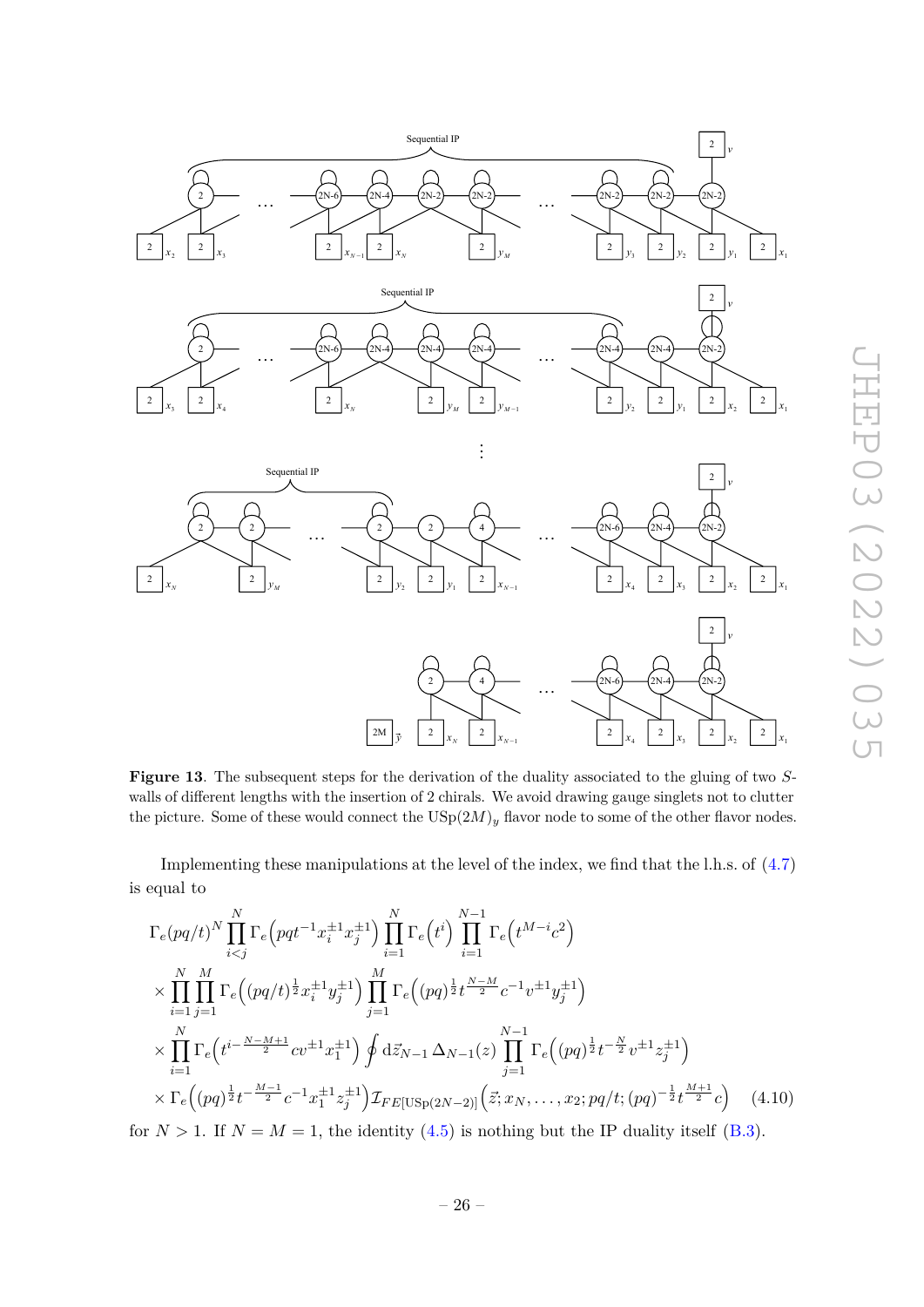**Figure 13**. The subsequent steps for the derivation of the duality associated to the gluing of two $S$-walls of different lengths with the insertion of 2 chirals. We avoid drawing gauge singlets not to clutter the picture. Some of these would connect the $\mathrm{USp}(2M)_y$ flavor node to some of the other flavor nodes.

Implementing these manipulations at the level of the index, we find that the l.h.s. of (4.7) is equal to

$$
\begin{aligned}
&\Gamma_e(pq/t)^N \prod_{i<j}^{N} \Gamma_e\Big(pqt^{-1}x_i^{\pm1}x_j^{\pm1}\Big) \prod_{i=1}^{N} \Gamma_e\Big(t^i\Big) \prod_{i=1}^{N-1} \Gamma_e\Big(t^{M-i}c^2\Big) \\
&\times \prod_{i=1}^{N}\prod_{j=1}^{M} \Gamma_e\Big((pq/t)^{\frac{1}{2}}x_i^{\pm1}y_j^{\pm1}\Big) \prod_{j=1}^{M} \Gamma_e\Big((pq)^{\frac{1}{2}}t^{\frac{N-M}{2}}c^{-1}v^{\pm1}y_j^{\pm1}\Big) \\
&\times \prod_{i=1}^{N} \Gamma_e\Big(t^{i-\frac{N-M+1}{2}}cv^{\pm1}x_1^{\pm1}\Big) \oint \mathrm{d}\vec{z}_{N-1}\,\Delta_{N-1}(z) \prod_{j=1}^{N-1} \Gamma_e\Big((pq)^{\frac{1}{2}}t^{-\frac{N}{2}}v^{\pm1}z_j^{\pm1}\Big) \\
&\times \Gamma_e\Big((pq)^{\frac{1}{2}}t^{-\frac{M-1}{2}}c^{-1}x_1^{\pm1}z_j^{\pm1}\Big)\mathcal{I}_{FE[\mathrm{USp}(2N-2)]}\Big(\vec{z};x_N,\ldots,x_2;pq/t;(pq)^{-\frac{1}{2}}t^{\frac{M+1}{2}}c\Big)
\end{aligned}
\tag{4.10}
$$

for $N>1$. If $N=M=1$, the identity (4.5) is nothing but the IP duality itself (B.3).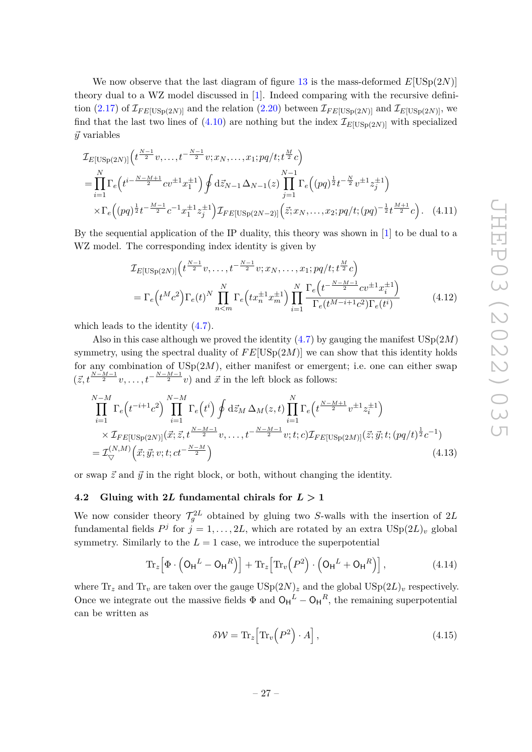We now observe that the last diagram of figure 13 is the mass-deformed $E[\mathrm{USp}(2N)]$ theory dual to a WZ model discussed in [1]. Indeed comparing with the recursive definition (2.17) of $\mathcal{I}_{FE[\mathrm{USp}(2N)]}$ and the relation (2.20) between $\mathcal{I}_{FE[\mathrm{USp}(2N)]}$ and $\mathcal{I}_{E[\mathrm{USp}(2N)]}$, we find that the last two lines of (4.10) are nothing but the index $\mathcal{I}_{E[\mathrm{USp}(2N)]}$ with specialized $\vec{y}$ variables

$$
\begin{aligned}
&\mathcal{I}_{E[\mathrm{USp}(2N)]}\Big(t^{\frac{N-1}{2}}v,\dots,t^{-\frac{N-1}{2}}v;x_N,\dots,x_1;pq/t;t^{\frac{M}{2}}c\Big)\\
&=\prod_{i=1}^{N}\Gamma_e\Big(t^{i-\frac{N-M+1}{2}}cv^{\pm1}x_1^{\pm1}\Big)\oint \mathrm{d}\vec{z}_{N-1}\,\Delta_{N-1}(z)\prod_{j=1}^{N-1}\Gamma_e\Big((pq)^{\frac{1}{2}}t^{-\frac{N}{2}}v^{\pm1}z_j^{\pm1}\Big)\\
&\quad\times\Gamma_e\Big((pq)^{\frac{1}{2}}t^{-\frac{M-1}{2}}c^{-1}x_1^{\pm1}z_j^{\pm1}\Big)\mathcal{I}_{FE[\mathrm{USp}(2N-2)]}\Big(\vec{z};x_N,\dots,x_2;pq/t;(pq)^{-\frac{1}{2}}t^{\frac{M+1}{2}}c\Big).
\end{aligned}
\tag{4.11}
$$

By the sequential application of the IP duality, this theory was shown in [1] to be dual to a WZ model. The corresponding index identity is given by

$$
\begin{aligned}
&\mathcal{I}_{E[\mathrm{USp}(2N)]}\Big(t^{\frac{N-1}{2}}v,\dots,t^{-\frac{N-1}{2}}v;x_N,\dots,x_1;pq/t;t^{\frac{M}{2}}c\Big)\\
&=\Gamma_e\Big(t^{M}c^2\Big)\Gamma_e(t)^N\prod_{n<m}^{N}\Gamma_e\Big(tx_n^{\pm1}x_m^{\pm1}\Big)\prod_{i=1}^{N}\frac{\Gamma_e\Big(t^{-\frac{N-M-1}{2}}cv^{\pm1}x_i^{\pm1}\Big)}{\Gamma_e(t^{M-i+1}c^2)\Gamma_e(t^i)}
\end{aligned}
\tag{4.12}
$$

which leads to the identity (4.7).

Also in this case although we proved the identity (4.7) by gauging the manifest $\mathrm{USp}(2M)$ symmetry, using the spectral duality of $FE[\mathrm{USp}(2M)]$ we can show that this identity holds for any combination of $\mathrm{USp}(2M)$, either manifest or emergent; i.e. one can either swap $(\vec{z},t^{\frac{N-M-1}{2}}v,\dots,t^{-\frac{N-M-1}{2}}v)$ and $\vec{x}$ in the left block as follows:

$$
\begin{aligned}
&\prod_{i=1}^{N-M}\Gamma_e\Big(t^{-i+1}c^2\Big)\prod_{i=1}^{N-M}\Gamma_e\Big(t^{i}\Big)\oint \mathrm{d}\vec{z}_M\,\Delta_M(z,t)\prod_{i=1}^{N}\Gamma_e\Big(t^{\frac{N-M+1}{2}}v^{\pm1}z_i^{\pm1}\Big)\\
&\quad\times\mathcal{I}_{FE[\mathrm{USp}(2N)]}(\vec{x};\vec{z},t^{\frac{N-M-1}{2}}v,\dots,t^{-\frac{N-M-1}{2}}v;t;c)\mathcal{I}_{FE[\mathrm{USp}(2M)]}(\vec{z};\vec{y};t;(pq/t)^{\frac{1}{2}}c^{-1})\\
&=\mathcal{I}_{\bigtriangledown}^{(N,M)}\Big(\vec{x};\vec{y};v;t;ct^{-\frac{N-M}{2}}\Big)
\end{aligned}
\tag{4.13}
$$

or swap $\vec{z}$ and $\vec{y}$ in the right block, or both, without changing the identity.

### 4.2 Gluing with $2L$ fundamental chirals for $L>1$

We now consider theory $\mathcal{T}_g^{2L}$ obtained by gluing two $S$-walls with the insertion of $2L$ fundamental fields $P^j$ for $j=1,\dots,2L$, which are rotated by an extra $\mathrm{USp}(2L)_v$ global symmetry. Similarly to the $L=1$ case, we introduce the superpotential

$$
\mathrm{Tr}_z\Big[\Phi\cdot\Big(\mathsf{O_H}^L-\mathsf{O_H}^R\Big)\Big]+\mathrm{Tr}_z\Big[\mathrm{Tr}_v\Big(P^2\Big)\cdot\Big(\mathsf{O_H}^L+\mathsf{O_H}^R\Big)\Big],
\tag{4.14}
$$

where $\mathrm{Tr}_z$ and $\mathrm{Tr}_v$ are taken over the gauge $\mathrm{USp}(2N)_z$ and the global $\mathrm{USp}(2L)_v$ respectively. Once we integrate out the massive fields $\Phi$ and $\mathsf{O_H}^L-\mathsf{O_H}^R$, the remaining superpotential can be written as

$$
\delta\mathcal{W}=\mathrm{Tr}_z\Big[\mathrm{Tr}_v\Big(P^2\Big)\cdot A\Big],
\tag{4.15}
$$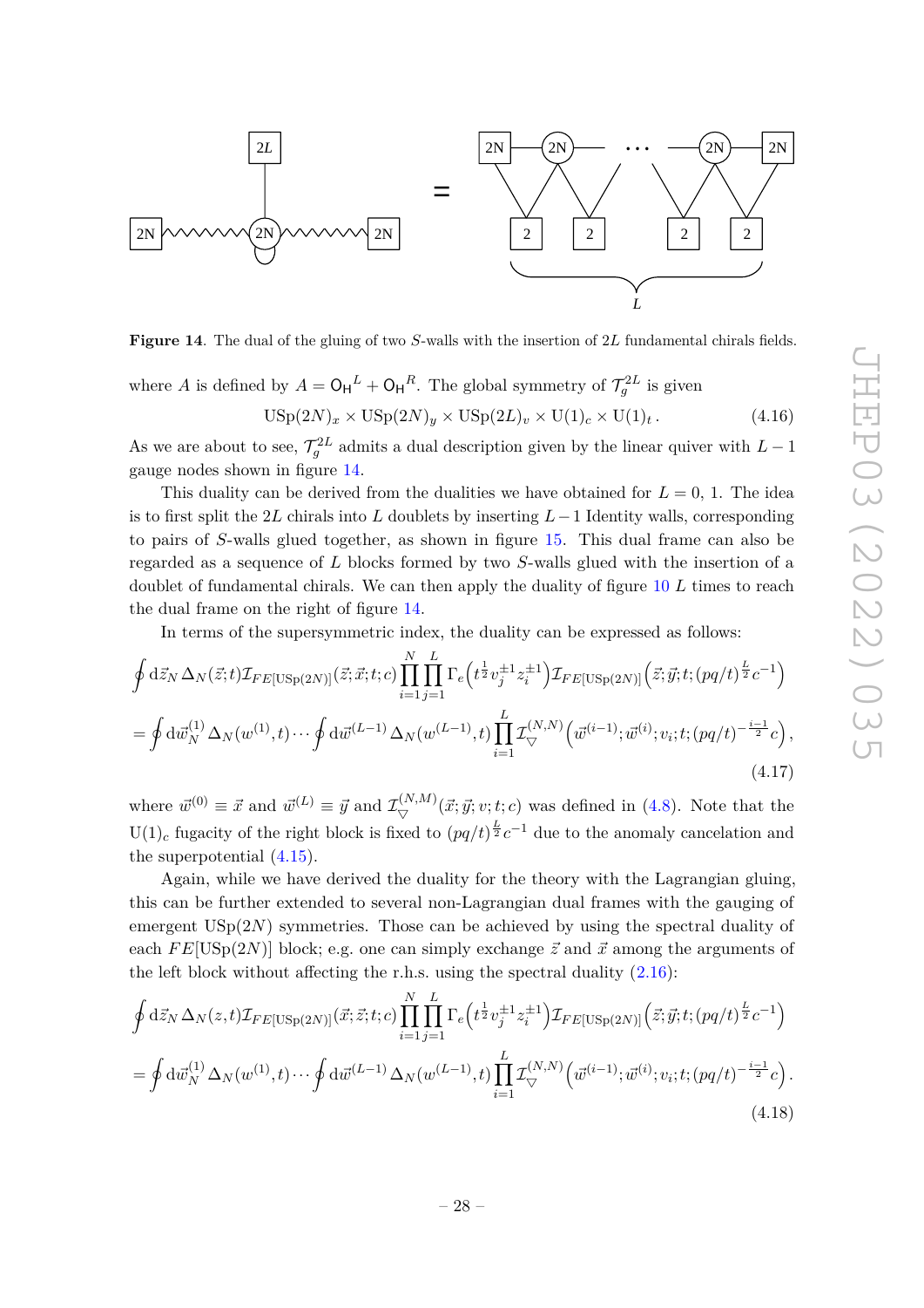**Figure 14**. The dual of the gluing of two $S$-walls with the insertion of $2L$ fundamental chirals fields.

where $A$ is defined by $A = \mathsf{O_H}^L + \mathsf{O_H}^R$. The global symmetry of $\mathcal{T}_g^{2L}$ is given

$$\mathrm{USp}(2N)_x \times \mathrm{USp}(2N)_y \times \mathrm{USp}(2L)_v \times \mathrm{U}(1)_c \times \mathrm{U}(1)_t\,. \tag{4.16}$$

As we are about to see, $\mathcal{T}_g^{2L}$ admits a dual description given by the linear quiver with $L-1$ gauge nodes shown in figure 14.

This duality can be derived from the dualities we have obtained for $L = 0$, 1. The idea is to first split the $2L$ chirals into $L$ doublets by inserting $L-1$ Identity walls, corresponding to pairs of $S$-walls glued together, as shown in figure 15. This dual frame can also be regarded as a sequence of $L$ blocks formed by two $S$-walls glued with the insertion of a doublet of fundamental chirals. We can then apply the duality of figure 10 $L$ times to reach the dual frame on the right of figure 14.

In terms of the supersymmetric index, the duality can be expressed as follows:

$$\begin{aligned}
&\oint \mathrm{d}\vec{z}_N\, \Delta_N(\vec{z};t)\mathcal{I}_{FE[\mathrm{USp}(2N)]}(\vec{z};\vec{x};t;c)\prod_{i=1}^{N}\prod_{j=1}^{L}\Gamma_e\Big(t^{\frac{1}{2}}v_j^{\pm 1}z_i^{\pm 1}\Big)\mathcal{I}_{FE[\mathrm{USp}(2N)]}\Big(\vec{z};\vec{y};t;(pq/t)^{\frac{L}{2}}c^{-1}\Big)\\
&= \oint \mathrm{d}\vec{w}_N^{(1)}\, \Delta_N(w^{(1)},t)\cdots \oint \mathrm{d}\vec{w}^{(L-1)}\, \Delta_N(w^{(L-1)},t)\prod_{i=1}^{L}\mathcal{I}_{\bigtriangledown}^{(N,N)}\Big(\vec{w}^{(i-1)};\vec{w}^{(i)};v_i;t;(pq/t)^{-\frac{i-1}{2}}c\Big)\,,
\end{aligned}\tag{4.17}$$

where $\vec{w}^{(0)} \equiv \vec{x}$ and $\vec{w}^{(L)} \equiv \vec{y}$ and $\mathcal{I}_{\bigtriangledown}^{(N,M)}(\vec{x};\vec{y};v;t;c)$ was defined in (4.8). Note that the $\mathrm{U}(1)_c$ fugacity of the right block is fixed to $(pq/t)^{\frac{L}{2}}c^{-1}$ due to the anomaly cancelation and the superpotential (4.15).

Again, while we have derived the duality for the theory with the Lagrangian gluing, this can be further extended to several non-Lagrangian dual frames with the gauging of emergent $\mathrm{USp}(2N)$ symmetries. Those can be achieved by using the spectral duality of each $FE[\mathrm{USp}(2N)]$ block; e.g. one can simply exchange $\vec{z}$ and $\vec{x}$ among the arguments of the left block without affecting the r.h.s. using the spectral duality (2.16):

$$\begin{aligned}
&\oint \mathrm{d}\vec{z}_N\, \Delta_N(z,t)\mathcal{I}_{FE[\mathrm{USp}(2N)]}(\vec{x};\vec{z};t;c)\prod_{i=1}^{N}\prod_{j=1}^{L}\Gamma_e\Big(t^{\frac{1}{2}}v_j^{\pm 1}z_i^{\pm 1}\Big)\mathcal{I}_{FE[\mathrm{USp}(2N)]}\Big(\vec{z};\vec{y};t;(pq/t)^{\frac{L}{2}}c^{-1}\Big)\\
&= \oint \mathrm{d}\vec{w}_N^{(1)}\, \Delta_N(w^{(1)},t)\cdots \oint \mathrm{d}\vec{w}^{(L-1)}\, \Delta_N(w^{(L-1)},t)\prod_{i=1}^{L}\mathcal{I}_{\bigtriangledown}^{(N,N)}\Big(\vec{w}^{(i-1)};\vec{w}^{(i)};v_i;t;(pq/t)^{-\frac{i-1}{2}}c\Big)\,.
\end{aligned}\tag{4.18}$$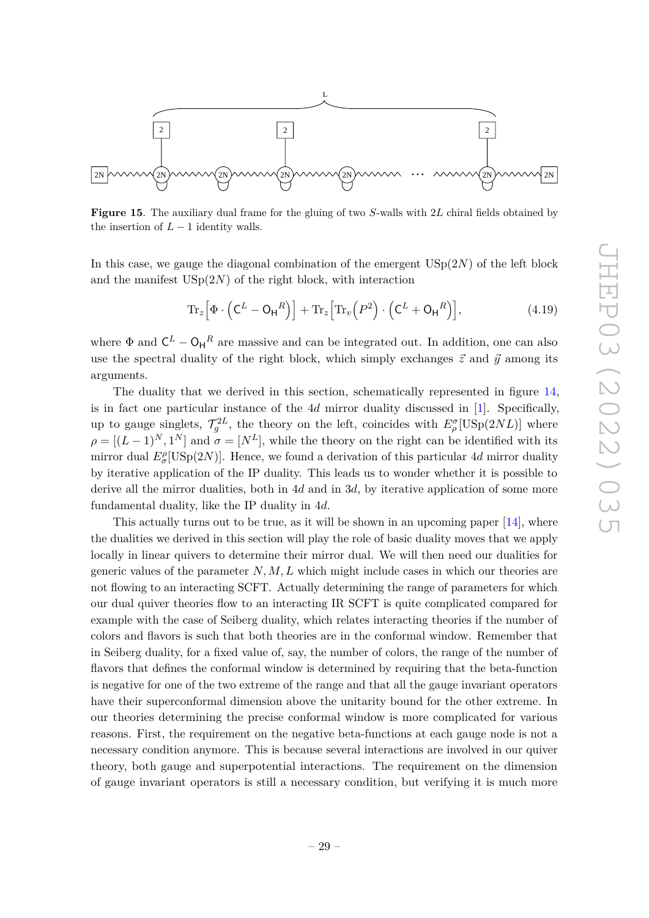**Figure 15**. The auxiliary dual frame for the gluing of two $S$-walls with $2L$ chiral fields obtained by the insertion of $L-1$ identity walls.

In this case, we gauge the diagonal combination of the emergent $\mathrm{USp}(2N)$ of the left block and the manifest $\mathrm{USp}(2N)$ of the right block, with interaction

$$\mathrm{Tr}_z\Big[\Phi \cdot \Big(\mathsf{C}^L - \mathsf{O_H}^R\Big)\Big] + \mathrm{Tr}_z\Big[\mathrm{Tr}_v\Big(P^2\Big) \cdot \Big(\mathsf{C}^L + \mathsf{O_H}^R\Big)\Big], \tag{4.19}$$

where $\Phi$ and $\mathsf{C}^L - \mathsf{O_H}^R$ are massive and can be integrated out. In addition, one can also use the spectral duality of the right block, which simply exchanges $\vec{z}$ and $\vec{y}$ among its arguments.

The duality that we derived in this section, schematically represented in figure 14, is in fact one particular instance of the $4d$ mirror duality discussed in [1]. Specifically, up to gauge singlets, $\mathcal{T}_g^{2L}$, the theory on the left, coincides with $E_\rho^\sigma[\mathrm{USp}(2NL)]$ where $\rho = [(L-1)^N, 1^N]$ and $\sigma = [N^L]$, while the theory on the right can be identified with its mirror dual $E_\sigma^\rho[\mathrm{USp}(2N)]$. Hence, we found a derivation of this particular $4d$ mirror duality by iterative application of the IP duality. This leads us to wonder whether it is possible to derive all the mirror dualities, both in $4d$ and in $3d$, by iterative application of some more fundamental duality, like the IP duality in $4d$.

This actually turns out to be true, as it will be shown in an upcoming paper [14], where the dualities we derived in this section will play the role of basic duality moves that we apply locally in linear quivers to determine their mirror dual. We will then need our dualities for generic values of the parameter $N, M, L$ which might include cases in which our theories are not flowing to an interacting SCFT. Actually determining the range of parameters for which our dual quiver theories flow to an interacting IR SCFT is quite complicated compared for example with the case of Seiberg duality, which relates interacting theories if the number of colors and flavors is such that both theories are in the conformal window. Remember that in Seiberg duality, for a fixed value of, say, the number of colors, the range of the number of flavors that defines the conformal window is determined by requiring that the beta-function is negative for one of the two extreme of the range and that all the gauge invariant operators have their superconformal dimension above the unitarity bound for the other extreme. In our theories determining the precise conformal window is more complicated for various reasons. First, the requirement on the negative beta-functions at each gauge node is not a necessary condition anymore. This is because several interactions are involved in our quiver theory, both gauge and superpotential interactions. The requirement on the dimension of gauge invariant operators is still a necessary condition, but verifying it is much more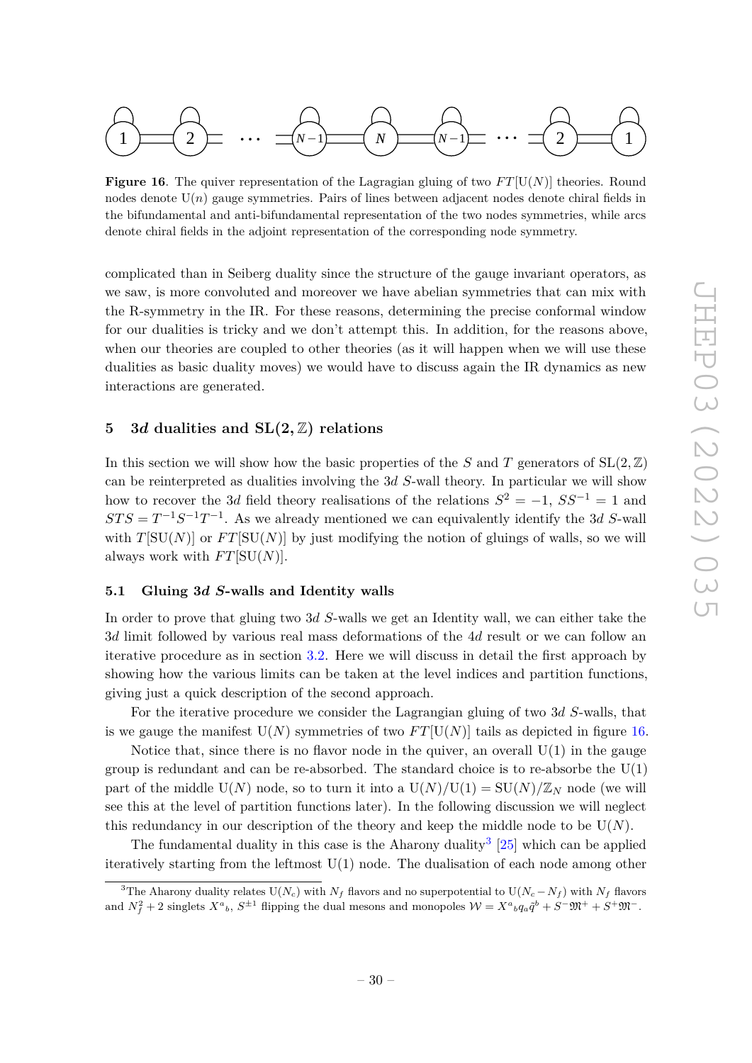**Figure 16**. The quiver representation of the Lagrangian gluing of two $FT[\mathrm{U}(N)]$ theories. Round nodes denote $\mathrm{U}(n)$ gauge symmetries. Pairs of lines between adjacent nodes denote chiral fields in the bifundamental and anti-bifundamental representation of the two nodes symmetries, while arcs denote chiral fields in the adjoint representation of the corresponding node symmetry.

complicated than in Seiberg duality since the structure of the gauge invariant operators, as we saw, is more convoluted and moreover we have abelian symmetries that can mix with the R-symmetry in the IR. For these reasons, determining the precise conformal window for our dualities is tricky and we don't attempt this. In addition, for the reasons above, when our theories are coupled to other theories (as it will happen when we will use these dualities as basic duality moves) we would have to discuss again the IR dynamics as new interactions are generated.

## 5 3*d* dualities and $\mathrm{SL}(2,\mathbb{Z})$ relations

In this section we will show how the basic properties of the $S$ and $T$ generators of $\mathrm{SL}(2,\mathbb{Z})$ can be reinterpreted as dualities involving the 3*d* $S$-wall theory. In particular we will show how to recover the 3*d* field theory realisations of the relations $S^2 = -1$, $SS^{-1} = 1$ and $STS = T^{-1}S^{-1}T^{-1}$. As we already mentioned we can equivalently identify the 3*d* $S$-wall with $T[\mathrm{SU}(N)]$ or $FT[\mathrm{SU}(N)]$ by just modifying the notion of gluings of walls, so we will always work with $FT[\mathrm{SU}(N)]$.

### 5.1 Gluing 3*d* $S$-walls and Identity walls

In order to prove that gluing two 3*d* $S$-walls we get an Identity wall, we can either take the 3*d* limit followed by various real mass deformations of the 4*d* result or we can follow an iterative procedure as in section 3.2. Here we will discuss in detail the first approach by showing how the various limits can be taken at the level indices and partition functions, giving just a quick description of the second approach.

For the iterative procedure we consider the Lagrangian gluing of two 3*d* $S$-walls, that is we gauge the manifest $\mathrm{U}(N)$ symmetries of two $FT[\mathrm{U}(N)]$ tails as depicted in figure 16.

Notice that, since there is no flavor node in the quiver, an overall $\mathrm{U}(1)$ in the gauge group is redundant and can be re-absorbed. The standard choice is to re-absorb the $\mathrm{U}(1)$ part of the middle $\mathrm{U}(N)$ node, so to turn it into a $\mathrm{U}(N)/\mathrm{U}(1) = \mathrm{SU}(N)/\mathbb{Z}_N$ node (we will see this at the level of partition functions later). In the following discussion we will neglect this redundancy in our description of the theory and keep the middle node to be $\mathrm{U}(N)$.

The fundamental duality in this case is the Aharony duality[3] [25] which can be applied iteratively starting from the leftmost $\mathrm{U}(1)$ node. The dualisation of each node among other

[3]The Aharony duality relates $\mathrm{U}(N_c)$ with $N_f$ flavors and no superpotential to $\mathrm{U}(N_c - N_f)$ with $N_f$ flavors and $N_f^2 + 2$ singlets $X^a{}_b$, $S^{\pm 1}$ flipping the dual mesons and monopoles $\mathcal{W} = X^a{}_b q_a \tilde{q}^b + S^- \mathfrak{M}^+ + S^+ \mathfrak{M}^-$.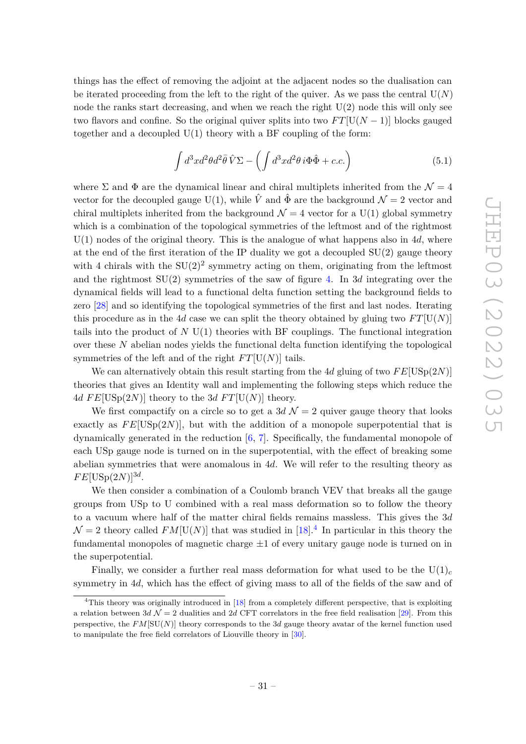things has the effect of removing the adjoint at the adjacent nodes so the dualisation can be iterated proceeding from the left to the right of the quiver. As we pass the central $\mathrm{U}(N)$ node the ranks start decreasing, and when we reach the right $\mathrm{U}(2)$ node this will only see two flavors and confine. So the original quiver splits into two $FT[\mathrm{U}(N-1)]$ blocks gauged together and a decoupled $\mathrm{U}(1)$ theory with a BF coupling of the form:

$$\int d^3x d^2\theta d^2\bar{\theta}\, \hat{V}\Sigma - \left(\int d^3x d^2\theta\, i\Phi\hat{\Phi} + c.c.\right) \tag{5.1}$$

where $\Sigma$ and $\Phi$ are the dynamical linear and chiral multiplets inherited from the $\mathcal{N}=4$ vector for the decoupled gauge $\mathrm{U}(1)$, while $\hat{V}$ and $\hat{\Phi}$ are the background $\mathcal{N}=2$ vector and chiral multiplets inherited from the background $\mathcal{N}=4$ vector for a $\mathrm{U}(1)$ global symmetry which is a combination of the topological symmetries of the leftmost and of the rightmost $\mathrm{U}(1)$ nodes of the original theory. This is the analogue of what happens also in $4d$, where at the end of the first iteration of the IP duality we got a decoupled $\mathrm{SU}(2)$ gauge theory with 4 chirals with the $\mathrm{SU}(2)^2$ symmetry acting on them, originating from the leftmost and the rightmost $\mathrm{SU}(2)$ symmetries of the saw of figure 4. In $3d$ integrating over the dynamical fields will lead to a functional delta function setting the background fields to zero [28] and so identifying the topological symmetries of the first and last nodes. Iterating this procedure as in the $4d$ case we can split the theory obtained by gluing two $FT[\mathrm{U}(N)]$ tails into the product of $N$ $\mathrm{U}(1)$ theories with BF couplings. The functional integration over these $N$ abelian nodes yields the functional delta function identifying the topological symmetries of the left and of the right $FT[\mathrm{U}(N)]$ tails.

We can alternatively obtain this result starting from the $4d$ gluing of two $FE[\mathrm{USp}(2N)]$ theories that gives an Identity wall and implementing the following steps which reduce the $4d$ $FE[\mathrm{USp}(2N)]$ theory to the $3d$ $FT[\mathrm{U}(N)]$ theory.

We first compactify on a circle so to get a $3d$ $\mathcal{N}=2$ quiver gauge theory that looks exactly as $FE[\mathrm{USp}(2N)]$, but with the addition of a monopole superpotential that is dynamically generated in the reduction [6, 7]. Specifically, the fundamental monopole of each USp gauge node is turned on in the superpotential, with the effect of breaking some abelian symmetries that were anomalous in $4d$. We will refer to the resulting theory as $FE[\mathrm{USp}(2N)]^{3d}$.

We then consider a combination of a Coulomb branch VEV that breaks all the gauge groups from USp to U combined with a real mass deformation so to follow the theory to a vacuum where half of the matter chiral fields remains massless. This gives the $3d$ $\mathcal{N}=2$ theory called $FM[\mathrm{U}(N)]$ that was studied in [18].[4] In particular in this theory the fundamental monopoles of magnetic charge $\pm1$ of every unitary gauge node is turned on in the superpotential.

Finally, we consider a further real mass deformation for what used to be the $\mathrm{U}(1)_c$ symmetry in $4d$, which has the effect of giving mass to all of the fields of the saw and of

[4]This theory was originally introduced in [18] from a completely different perspective, that is exploiting a relation between $3d$ $\mathcal{N}=2$ dualities and $2d$ CFT correlators in the free field realisation [29]. From this perspective, the $FM[\mathrm{SU}(N)]$ theory corresponds to the $3d$ gauge theory avatar of the kernel function used to manipulate the free field correlators of Liouville theory in [30].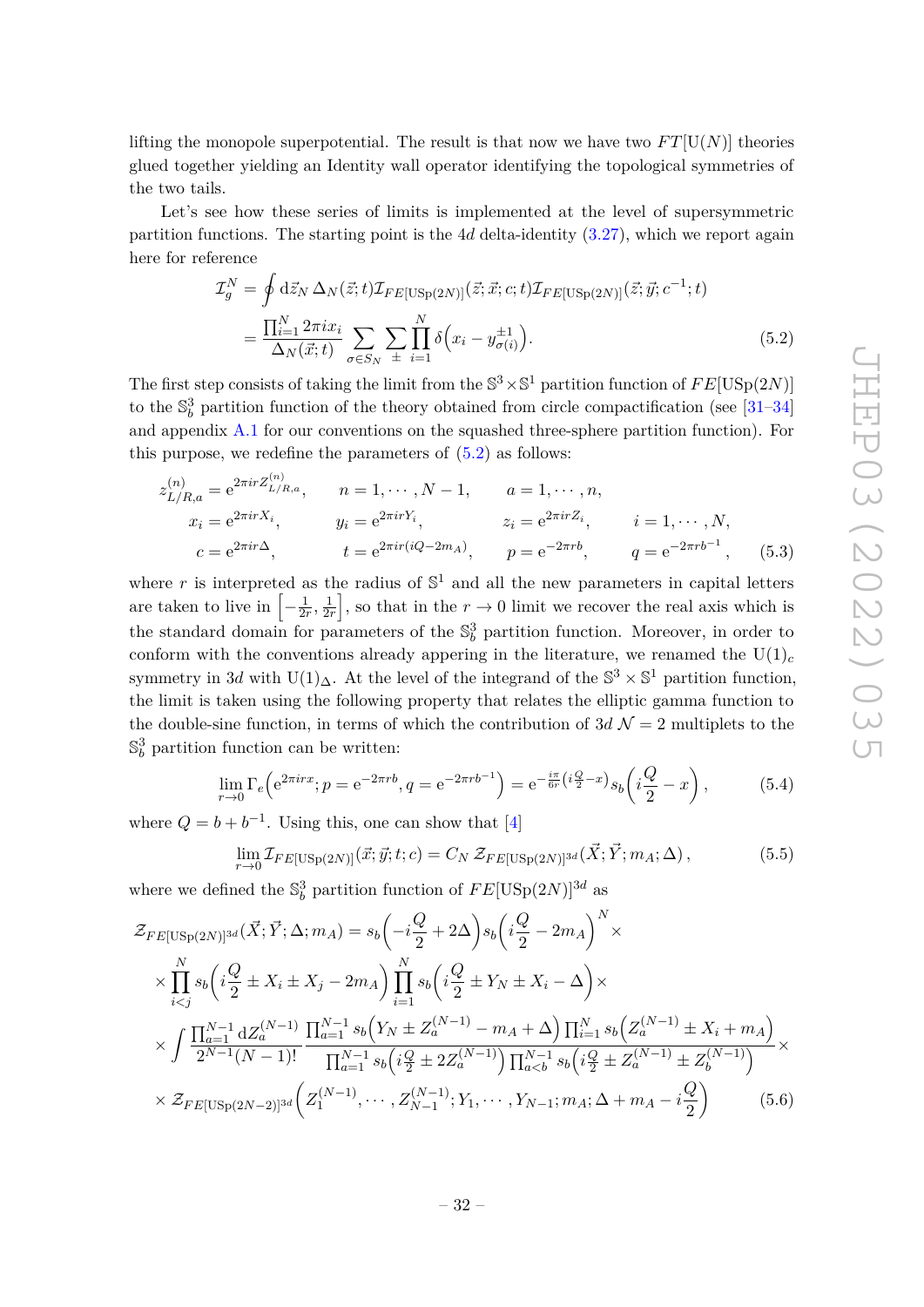lifting the monopole superpotential. The result is that now we have two $FT[\mathrm{U}(N)]$ theories glued together yielding an Identity wall operator identifying the topological symmetries of the two tails.

Let's see how these series of limits is implemented at the level of supersymmetric partition functions. The starting point is the $4d$ delta-identity (3.27), which we report again here for reference

$$
\begin{aligned}
\mathcal{I}_g^N &= \oint \mathrm{d}\vec{z}_N\, \Delta_N(\vec{z};t)\mathcal{I}_{FE[\mathrm{USp}(2N)]}(\vec{z};\vec{x};c;t)\mathcal{I}_{FE[\mathrm{USp}(2N)]}(\vec{z};\vec{y};c^{-1};t) \\
&= \frac{\prod_{i=1}^N 2\pi i x_i}{\Delta_N(\vec{x};t)} \sum_{\sigma\in S_N}\sum_{\pm}\prod_{i=1}^N \delta\Big(x_i - y_{\sigma(i)}^{\pm 1}\Big).
\end{aligned}
\tag{5.2}
$$

The first step consists of taking the limit from the $\mathbb{S}^3\times\mathbb{S}^1$ partition function of $FE[\mathrm{USp}(2N)]$ to the $\mathbb{S}_b^3$ partition function of the theory obtained from circle compactification (see [31–34] and appendix A.1 for our conventions on the squashed three-sphere partition function). For this purpose, we redefine the parameters of (5.2) as follows:

$$
\begin{aligned}
z_{L/R,a}^{(n)} &= \mathrm{e}^{2\pi i r Z_{L/R,a}^{(n)}}, \qquad n=1,\cdots,N-1, \qquad a=1,\cdots,n, \\
x_i &= \mathrm{e}^{2\pi i r X_i}, \qquad y_i = \mathrm{e}^{2\pi i r Y_i}, \qquad z_i = \mathrm{e}^{2\pi i r Z_i}, \qquad i=1,\cdots,N, \\
c &= \mathrm{e}^{2\pi i r\Delta}, \qquad t=\mathrm{e}^{2\pi i r(iQ-2m_A)}, \qquad p=\mathrm{e}^{-2\pi r b}, \qquad q=\mathrm{e}^{-2\pi r b^{-1}},
\end{aligned}
\tag{5.3}
$$

where $r$ is interpreted as the radius of $\mathbb{S}^1$ and all the new parameters in capital letters are taken to live in $\left[-\frac{1}{2r},\frac{1}{2r}\right]$, so that in the $r\to 0$ limit we recover the real axis which is the standard domain for parameters of the $\mathbb{S}_b^3$ partition function. Moreover, in order to conform with the conventions already appering in the literature, we renamed the $\mathrm{U}(1)_c$ symmetry in $3d$ with $\mathrm{U}(1)_\Delta$. At the level of the integrand of the $\mathbb{S}^3\times\mathbb{S}^1$ partition function, the limit is taken using the following property that relates the elliptic gamma function to the double-sine function, in terms of which the contribution of $3d$ $\mathcal{N}=2$ multiplets to the $\mathbb{S}_b^3$ partition function can be written:

$$
\lim_{r\to 0}\Gamma_e\Big(\mathrm{e}^{2\pi i r x}; p=\mathrm{e}^{-2\pi r b}, q=\mathrm{e}^{-2\pi r b^{-1}}\Big) = \mathrm{e}^{-\frac{i\pi}{6r}\left(i\frac{Q}{2}-x\right)} s_b\Big(i\frac{Q}{2}-x\Big),
\tag{5.4}
$$

where $Q=b+b^{-1}$. Using this, one can show that [4]

$$
\lim_{r\to 0}\mathcal{I}_{FE[\mathrm{USp}(2N)]}(\vec{x};\vec{y};t;c) = C_N\, \mathcal{Z}_{FE[\mathrm{USp}(2N)]^{3d}}(\vec{X};\vec{Y};m_A;\Delta),
\tag{5.5}
$$

where we defined the $\mathbb{S}_b^3$ partition function of $FE[\mathrm{USp}(2N)]^{3d}$ as

$$
\begin{aligned}
\mathcal{Z}_{FE[\mathrm{USp}(2N)]^{3d}}(\vec{X};\vec{Y};\Delta;m_A) &= s_b\Big(-i\frac{Q}{2}+2\Delta\Big)s_b\Big(i\frac{Q}{2}-2m_A\Big)^N \times \\
&\times \prod_{i<j}^N s_b\Big(i\frac{Q}{2}\pm X_i\pm X_j - 2m_A\Big)\prod_{i=1}^N s_b\Big(i\frac{Q}{2}\pm Y_N \pm X_i - \Delta\Big)\times \\
&\times \int \frac{\prod_{a=1}^{N-1}\mathrm{d}Z_a^{(N-1)}}{2^{N-1}(N-1)!}\frac{\prod_{a=1}^{N-1} s_b\Big(Y_N\pm Z_a^{(N-1)}-m_A+\Delta\Big)\prod_{i=1}^N s_b\Big(Z_a^{(N-1)}\pm X_i + m_A\Big)}{\prod_{a=1}^{N-1} s_b\Big(i\frac{Q}{2}\pm 2Z_a^{(N-1)}\Big)\prod_{a<b}^{N-1} s_b\Big(i\frac{Q}{2}\pm Z_a^{(N-1)}\pm Z_b^{(N-1)}\Big)}\times \\
&\times \mathcal{Z}_{FE[\mathrm{USp}(2N-2)]^{3d}}\Big(Z_1^{(N-1)},\cdots,Z_{N-1}^{(N-1)};Y_1,\cdots,Y_{N-1};m_A;\Delta+m_A-i\frac{Q}{2}\Big)
\end{aligned}
\tag{5.6}
$$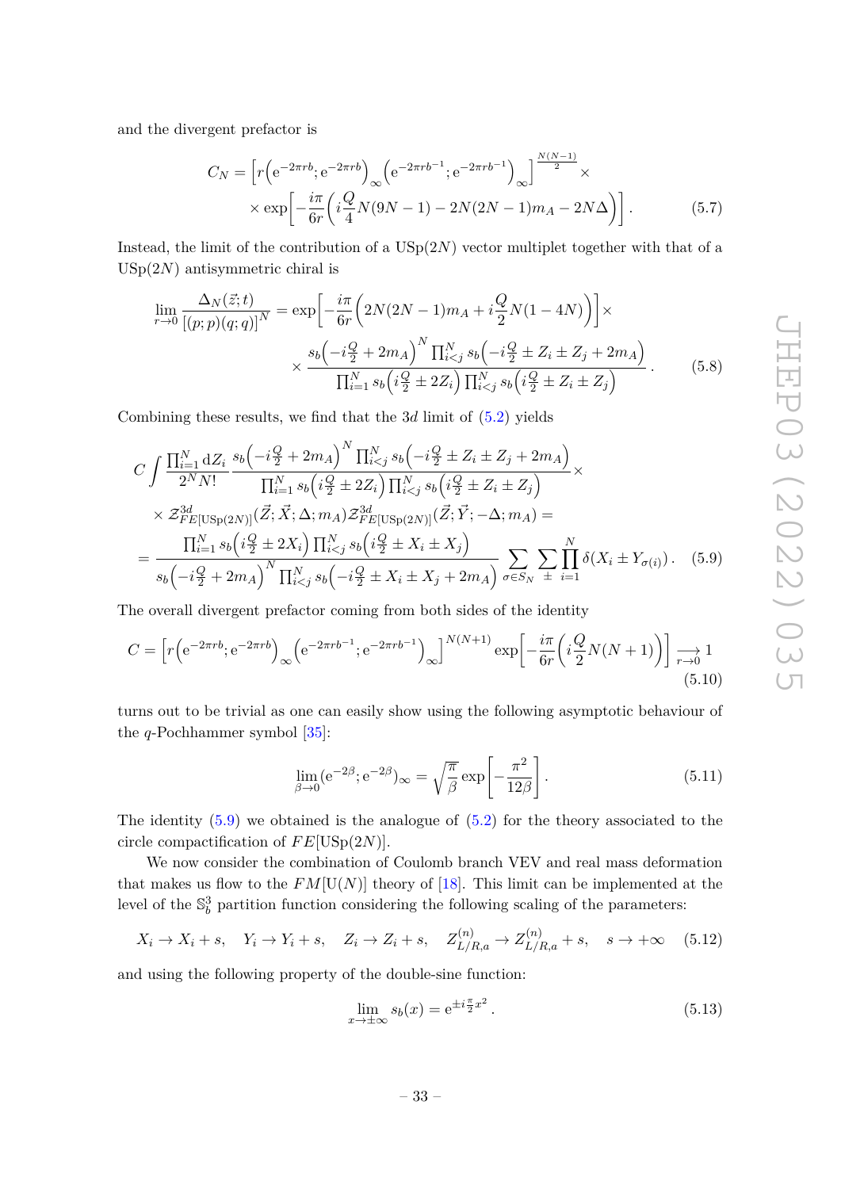and the divergent prefactor is

$$C_N = \left[r\left(\mathrm{e}^{-2\pi r b}; \mathrm{e}^{-2\pi r b}\right)_\infty \left(\mathrm{e}^{-2\pi r b^{-1}}; \mathrm{e}^{-2\pi r b^{-1}}\right)_\infty\right]^{\frac{N(N-1)}{2}} \times \\ \times \exp\left[-\frac{i\pi}{6r}\left(i\frac{Q}{4}N(9N-1) - 2N(2N-1)m_A - 2N\Delta\right)\right]. \tag{5.7}$$

Instead, the limit of the contribution of a $\mathrm{USp}(2N)$ vector multiplet together with that of a $\mathrm{USp}(2N)$ antisymmetric chiral is

$$\lim_{r\to 0}\frac{\Delta_N(\vec{z};t)}{[(p;p)(q;q)]^N} = \exp\left[-\frac{i\pi}{6r}\left(2N(2N-1)m_A + i\frac{Q}{2}N(1-4N)\right)\right]\times \\ \times \frac{s_b\left(-i\frac{Q}{2}+2m_A\right)^N \prod_{i<j}^N s_b\left(-i\frac{Q}{2}\pm Z_i \pm Z_j + 2m_A\right)}{\prod_{i=1}^N s_b\left(i\frac{Q}{2}\pm 2Z_i\right)\prod_{i<j}^N s_b\left(i\frac{Q}{2}\pm Z_i \pm Z_j\right)}. \tag{5.8}$$

Combining these results, we find that the $3d$ limit of (5.2) yields

$$C\int \frac{\prod_{i=1}^N \mathrm{d}Z_i}{2^N N!}\frac{s_b\left(-i\frac{Q}{2}+2m_A\right)^N \prod_{i<j}^N s_b\left(-i\frac{Q}{2}\pm Z_i\pm Z_j+2m_A\right)}{\prod_{i=1}^N s_b\left(i\frac{Q}{2}\pm 2Z_i\right)\prod_{i<j}^N s_b\left(i\frac{Q}{2}\pm Z_i\pm Z_j\right)}\times \\ \times \mathcal{Z}^{3d}_{FE[\mathrm{USp}(2N)]}(\vec{Z};\vec{X};\Delta;m_A)\mathcal{Z}^{3d}_{FE[\mathrm{USp}(2N)]}(\vec{Z};\vec{Y};-\Delta;m_A) = \\ = \frac{\prod_{i=1}^N s_b\left(i\frac{Q}{2}\pm 2X_i\right)\prod_{i<j}^N s_b\left(i\frac{Q}{2}\pm X_i\pm X_j\right)}{s_b\left(-i\frac{Q}{2}+2m_A\right)^N\prod_{i<j}^N s_b\left(-i\frac{Q}{2}\pm X_i\pm X_j+2m_A\right)}\sum_{\sigma\in S_N}\sum_{\pm}\prod_{i=1}^N \delta\left(X_i\pm Y_{\sigma(i)}\right). \tag{5.9}$$

The overall divergent prefactor coming from both sides of the identity

$$C = \left[r\left(\mathrm{e}^{-2\pi r b};\mathrm{e}^{-2\pi r b}\right)_\infty\left(\mathrm{e}^{-2\pi r b^{-1}};\mathrm{e}^{-2\pi r b^{-1}}\right)_\infty\right]^{N(N+1)}\exp\left[-\frac{i\pi}{6r}\left(i\frac{Q}{2}N(N+1)\right)\right]\underset{r\to 0}{\longrightarrow} 1 \tag{5.10}$$

turns out to be trivial as one can easily show using the following asymptotic behaviour of the $q$-Pochhammer symbol [35]:

$$\lim_{\beta\to 0}(\mathrm{e}^{-2\beta};\mathrm{e}^{-2\beta})_\infty = \sqrt{\frac{\pi}{\beta}}\exp\left[-\frac{\pi^2}{12\beta}\right]. \tag{5.11}$$

The identity (5.9) we obtained is the analogue of (5.2) for the theory associated to the circle compactification of $FE[\mathrm{USp}(2N)]$.

We now consider the combination of Coulomb branch VEV and real mass deformation that makes us flow to the $FM[\mathrm{U}(N)]$ theory of [18]. This limit can be implemented at the level of the $\mathbb{S}^3_b$ partition function considering the following scaling of the parameters:

$$X_i \to X_i + s, \quad Y_i\to Y_i+s, \quad Z_i\to Z_i+s, \quad Z^{(n)}_{L/R,a}\to Z^{(n)}_{L/R,a}+s, \quad s\to+\infty \tag{5.12}$$

and using the following property of the double-sine function:

$$\lim_{x\to\pm\infty}s_b(x) = \mathrm{e}^{\pm i\frac{\pi}{2}x^2}. \tag{5.13}$$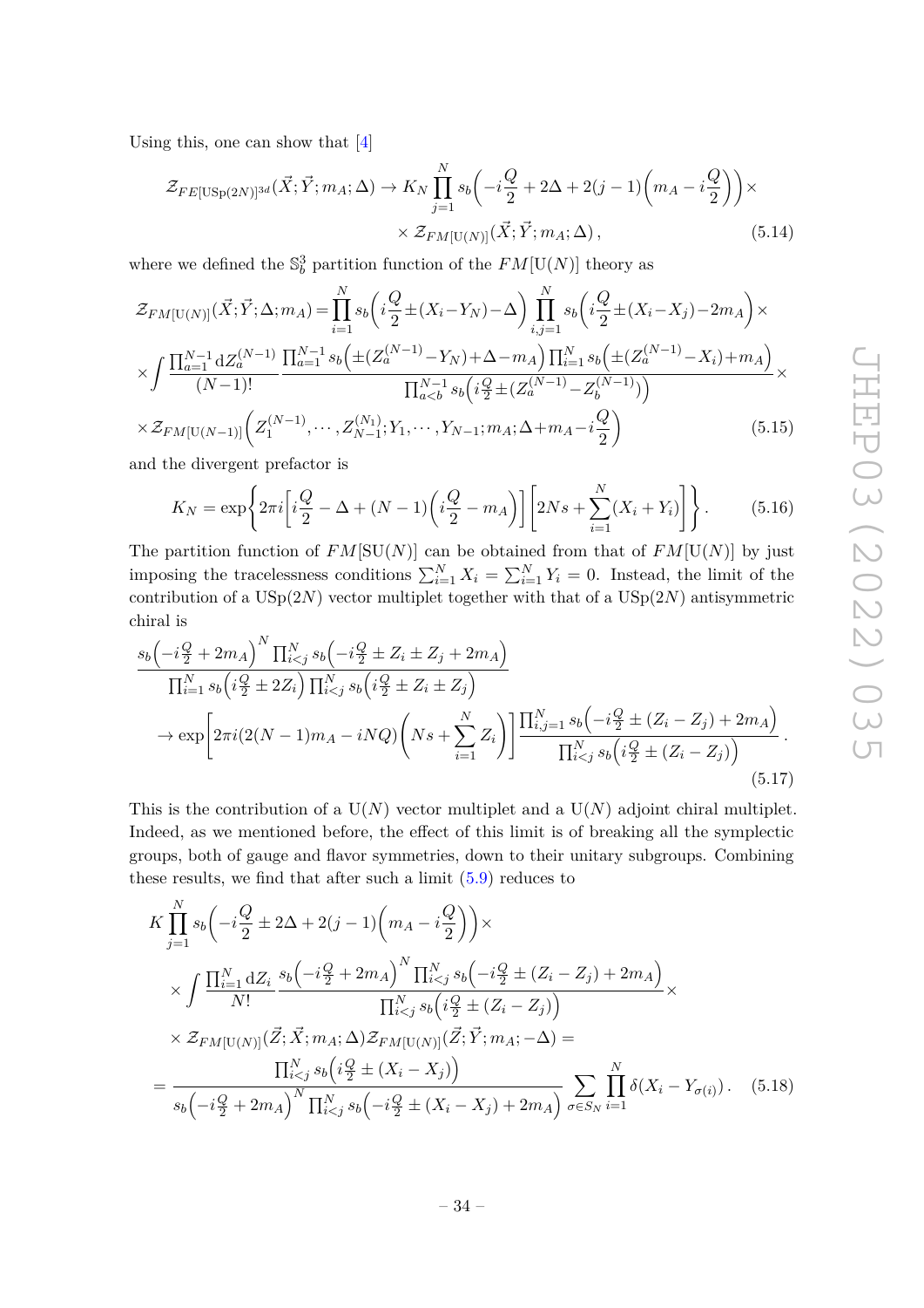Using this, one can show that [4]

$$\mathcal{Z}_{FE[\mathrm{USp}(2N)]^{3d}}(\vec{X};\vec{Y};m_A;\Delta) \to K_N \prod_{j=1}^{N} s_b\Big(-i\frac{Q}{2}+2\Delta+2(j-1)\Big(m_A-i\frac{Q}{2}\Big)\Big)\times \\ \times \mathcal{Z}_{FM[\mathrm{U}(N)]}(\vec{X};\vec{Y};m_A;\Delta)\,, \tag{5.14}$$

where we defined the $\mathbb{S}^3_b$ partition function of the $FM[\mathrm{U}(N)]$ theory as

$$\mathcal{Z}_{FM[\mathrm{U}(N)]}(\vec{X};\vec{Y};\Delta;m_A) = \prod_{i=1}^{N} s_b\Big(i\frac{Q}{2}\pm(X_i-Y_N)-\Delta\Big)\prod_{i,j=1}^{N} s_b\Big(i\frac{Q}{2}\pm(X_i-X_j)-2m_A\Big)\times \\ \times\int \frac{\prod_{a=1}^{N-1}\mathrm{d}Z_a^{(N-1)}}{(N-1)!}\frac{\prod_{a=1}^{N-1}s_b\Big(\pm(Z_a^{(N-1)}-Y_N)+\Delta-m_A\Big)\prod_{i=1}^{N}s_b\Big(\pm(Z_a^{(N-1)}-X_i)+m_A\Big)}{\prod_{a<b}^{N-1}s_b\Big(i\frac{Q}{2}\pm(Z_a^{(N-1)}-Z_b^{(N-1)})\Big)}\times \\ \times \mathcal{Z}_{FM[\mathrm{U}(N-1)]}\Big(Z_1^{(N-1)},\cdots,Z_{N-1}^{(N_1)};Y_1,\cdots,Y_{N-1};m_A;\Delta+m_A-i\frac{Q}{2}\Big) \tag{5.15}$$

and the divergent prefactor is

$$K_N = \exp\Bigg\{2\pi i\Big[i\frac{Q}{2}-\Delta+(N-1)\Big(i\frac{Q}{2}-m_A\Big)\Big]\Big[2Ns+\sum_{i=1}^{N}(X_i+Y_i)\Big]\Bigg\}. \tag{5.16}$$

The partition function of $FM[\mathrm{SU}(N)]$ can be obtained from that of $FM[\mathrm{U}(N)]$ by just imposing the tracelessness conditions $\sum_{i=1}^N X_i = \sum_{i=1}^N Y_i = 0$. Instead, the limit of the contribution of a $\mathrm{USp}(2N)$ vector multiplet together with that of a $\mathrm{USp}(2N)$ antisymmetric chiral is

$$\frac{s_b\Big(-i\frac{Q}{2}+2m_A\Big)^N\prod_{i<j}^N s_b\Big(-i\frac{Q}{2}\pm Z_i\pm Z_j+2m_A\Big)}{\prod_{i=1}^N s_b\Big(i\frac{Q}{2}\pm 2Z_i\Big)\prod_{i<j}^N s_b\Big(i\frac{Q}{2}\pm Z_i\pm Z_j\Big)} \\ \to \exp\Bigg[2\pi i(2(N-1)m_A-iNQ)\Bigg(Ns+\sum_{i=1}^N Z_i\Bigg)\Bigg]\frac{\prod_{i,j=1}^N s_b\Big(-i\frac{Q}{2}\pm(Z_i-Z_j)+2m_A\Big)}{\prod_{i<j}^N s_b\Big(i\frac{Q}{2}\pm(Z_i-Z_j)\Big)}\,. \tag{5.17}$$

This is the contribution of a $\mathrm{U}(N)$ vector multiplet and a $\mathrm{U}(N)$ adjoint chiral multiplet. Indeed, as we mentioned before, the effect of this limit is of breaking all the symplectic groups, both of gauge and flavor symmetries, down to their unitary subgroups. Combining these results, we find that after such a limit (5.9) reduces to

$$K\prod_{j=1}^N s_b\Big(-i\frac{Q}{2}\pm 2\Delta+2(j-1)\Big(m_A-i\frac{Q}{2}\Big)\Big)\times \\ \times\int\frac{\prod_{i=1}^N\mathrm{d}Z_i}{N!}\frac{s_b\Big(-i\frac{Q}{2}+2m_A\Big)^N\prod_{i<j}^N s_b\Big(-i\frac{Q}{2}\pm(Z_i-Z_j)+2m_A\Big)}{\prod_{i<j}^N s_b\Big(i\frac{Q}{2}\pm(Z_i-Z_j)\Big)}\times \\ \times\mathcal{Z}_{FM[\mathrm{U}(N)]}(\vec{Z};\vec{X};m_A;\Delta)\mathcal{Z}_{FM[\mathrm{U}(N)]}(\vec{Z};\vec{Y};m_A;-\Delta) = \\ = \frac{\prod_{i<j}^N s_b\Big(i\frac{Q}{2}\pm(X_i-X_j)\Big)}{s_b\Big(-i\frac{Q}{2}+2m_A\Big)^N\prod_{i<j}^N s_b\Big(-i\frac{Q}{2}\pm(X_i-X_j)+2m_A\Big)}\sum_{\sigma\in S_N}\prod_{i=1}^N\delta(X_i-Y_{\sigma(i)})\,. \tag{5.18}$$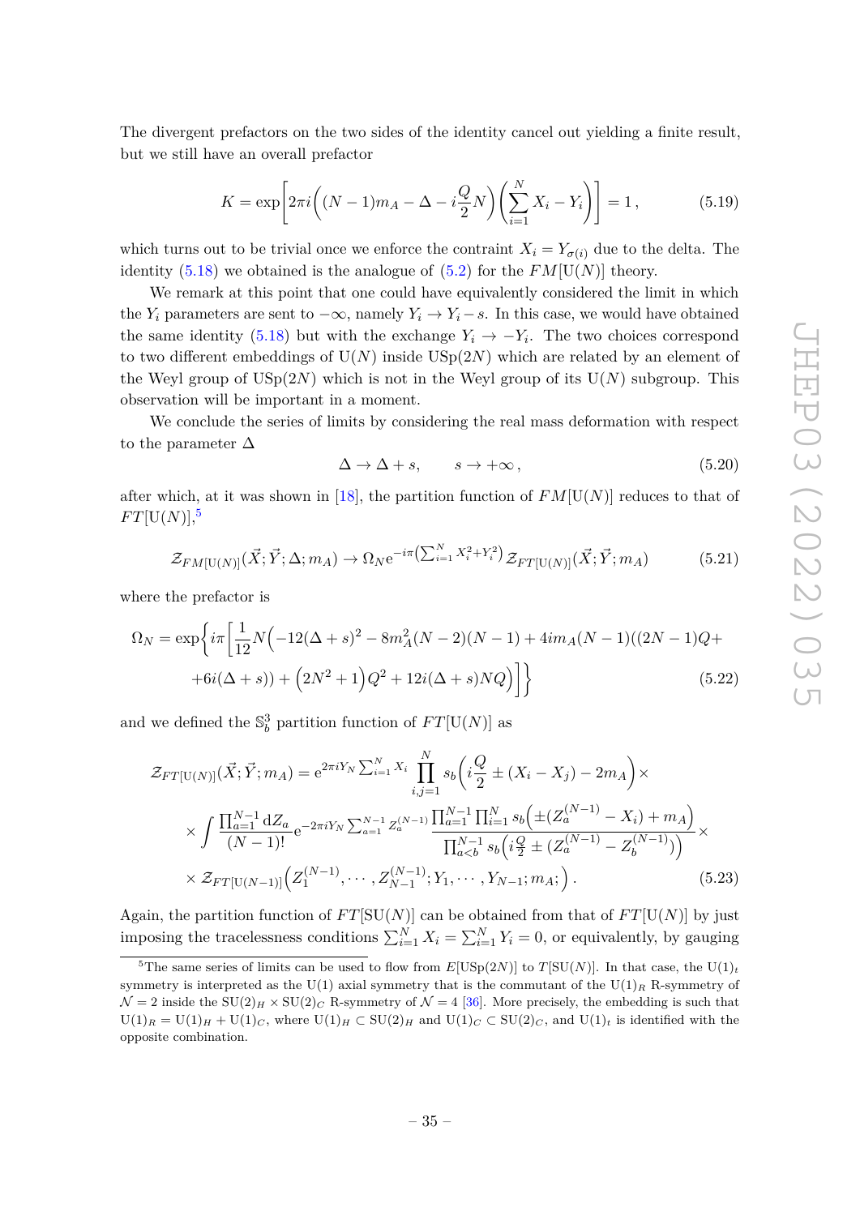The divergent prefactors on the two sides of the identity cancel out yielding a finite result, but we still have an overall prefactor

$$K = \exp\left[2\pi i\left((N-1)m_A - \Delta - i\frac{Q}{2}N\right)\left(\sum_{i=1}^{N} X_i - Y_i\right)\right] = 1\,, \tag{5.19}$$

which turns out to be trivial once we enforce the contraint $X_i = Y_{\sigma(i)}$ due to the delta. The identity (5.18) we obtained is the analogue of (5.2) for the $FM[\mathrm{U}(N)]$ theory.

We remark at this point that one could have equivalently considered the limit in which the $Y_i$ parameters are sent to $-\infty$, namely $Y_i \to Y_i - s$. In this case, we would have obtained the same identity (5.18) but with the exchange $Y_i \to -Y_i$. The two choices correspond to two different embeddings of $\mathrm{U}(N)$ inside $\mathrm{USp}(2N)$ which are related by an element of the Weyl group of $\mathrm{USp}(2N)$ which is not in the Weyl group of its $\mathrm{U}(N)$ subgroup. This observation will be important in a moment.

We conclude the series of limits by considering the real mass deformation with respect to the parameter $\Delta$

$$\Delta \to \Delta + s\,, \qquad s \to +\infty\,, \tag{5.20}$$

after which, at it was shown in [18], the partition function of $FM[\mathrm{U}(N)]$ reduces to that of $FT[\mathrm{U}(N)]$,[5]

$$\mathcal{Z}_{FM[\mathrm{U}(N)]}(\vec{X};\vec{Y};\Delta;m_A) \to \Omega_N e^{-i\pi\left(\sum_{i=1}^N X_i^2 + Y_i^2\right)}\,\mathcal{Z}_{FT[\mathrm{U}(N)]}(\vec{X};\vec{Y};m_A) \tag{5.21}$$

where the prefactor is

$$\begin{aligned}\Omega_N = \exp\Bigg\{ i\pi\Bigg[&\frac{1}{12}N\Big(-12(\Delta+s)^2 - 8m_A^2(N-2)(N-1) + 4im_A(N-1)((2N-1)Q+\\ &+6i(\Delta+s)) + \Big(2N^2+1\Big)Q^2 + 12i(\Delta+s)NQ\Big)\Bigg]\Bigg\}\end{aligned} \tag{5.22}$$

and we defined the $\mathbb{S}_b^3$ partition function of $FT[\mathrm{U}(N)]$ as

$$\begin{aligned}\mathcal{Z}_{FT[\mathrm{U}(N)]}(\vec{X};\vec{Y};m_A) =\, & e^{2\pi i Y_N \sum_{i=1}^N X_i}\prod_{i,j=1}^{N} s_b\Big(i\frac{Q}{2} \pm (X_i - X_j) - 2m_A\Big)\times\\ &\times \int \frac{\prod_{a=1}^{N-1} \mathrm{d}Z_a}{(N-1)!} e^{-2\pi i Y_N \sum_{a=1}^{N-1} Z_a^{(N-1)}} \frac{\prod_{a=1}^{N-1}\prod_{i=1}^{N} s_b\Big(\pm(Z_a^{(N-1)} - X_i) + m_A\Big)}{\prod_{a<b}^{N-1} s_b\Big(i\frac{Q}{2} \pm (Z_a^{(N-1)} - Z_b^{(N-1)})\Big)}\times\\ &\times \mathcal{Z}_{FT[\mathrm{U}(N-1)]}\Big(Z_1^{(N-1)},\cdots,Z_{N-1}^{(N-1)};Y_1,\cdots,Y_{N-1};m_A;\Big)\,.\end{aligned} \tag{5.23}$$

Again, the partition function of $FT[\mathrm{SU}(N)]$ can be obtained from that of $FT[\mathrm{U}(N)]$ by just imposing the tracelessness conditions $\sum_{i=1}^N X_i = \sum_{i=1}^N Y_i = 0$, or equivalently, by gauging

---

[5] The same series of limits can be used to flow from $E[\mathrm{USp}(2N)]$ to $T[\mathrm{SU}(N)]$. In that case, the $\mathrm{U}(1)_t$ symmetry is interpreted as the $\mathrm{U}(1)$ axial symmetry that is the commutant of the $\mathrm{U}(1)_R$ R-symmetry of $\mathcal{N}=2$ inside the $\mathrm{SU}(2)_H \times \mathrm{SU}(2)_C$ R-symmetry of $\mathcal{N}=4$ [36]. More precisely, the embedding is such that $\mathrm{U}(1)_R = \mathrm{U}(1)_H + \mathrm{U}(1)_C$, where $\mathrm{U}(1)_H \subset \mathrm{SU}(2)_H$ and $\mathrm{U}(1)_C \subset \mathrm{SU}(2)_C$, and $\mathrm{U}(1)_t$ is identified with the opposite combination.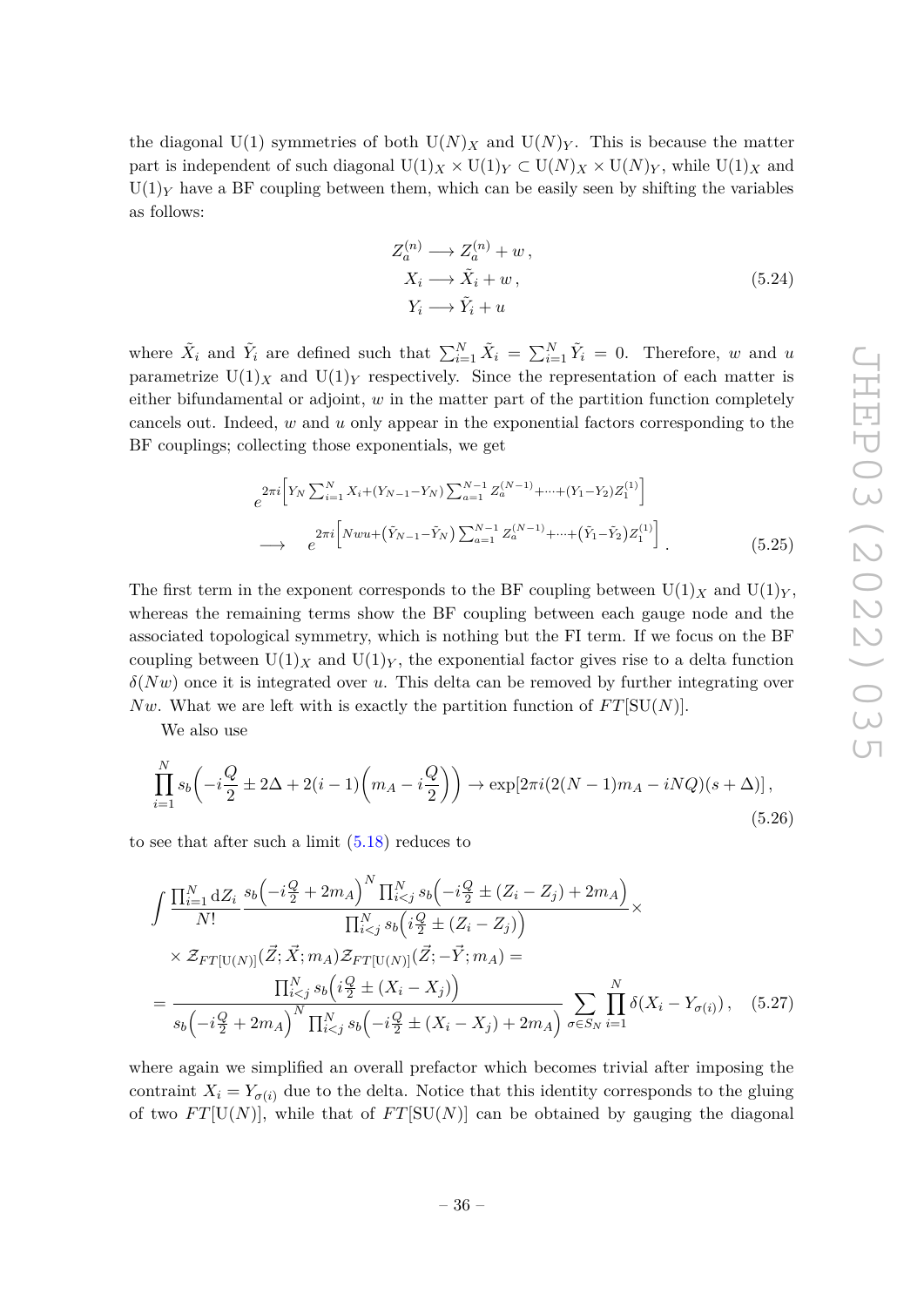the diagonal U(1) symmetries of both $\mathrm{U}(N)_X$ and $\mathrm{U}(N)_Y$. This is because the matter part is independent of such diagonal $\mathrm{U}(1)_X \times \mathrm{U}(1)_Y \subset \mathrm{U}(N)_X \times \mathrm{U}(N)_Y$, while $\mathrm{U}(1)_X$ and $\mathrm{U}(1)_Y$ have a BF coupling between them, which can be easily seen by shifting the variables as follows:

$$
\begin{aligned}
Z_a^{(n)} &\longrightarrow Z_a^{(n)} + w\,, \\
X_i &\longrightarrow \tilde{X}_i + w\,, \\
Y_i &\longrightarrow \tilde{Y}_i + u
\end{aligned}
\tag{5.24}
$$

where $\tilde{X}_i$ and $\tilde{Y}_i$ are defined such that $\sum_{i=1}^N \tilde{X}_i = \sum_{i=1}^N \tilde{Y}_i = 0$. Therefore, $w$ and $u$ parametrize $\mathrm{U}(1)_X$ and $\mathrm{U}(1)_Y$ respectively. Since the representation of each matter is either bifundamental or adjoint, $w$ in the matter part of the partition function completely cancels out. Indeed, $w$ and $u$ only appear in the exponential factors corresponding to the BF couplings; collecting those exponentials, we get

$$
\begin{aligned}
& e^{2\pi i\left[Y_N \sum_{i=1}^N X_i + (Y_{N-1}-Y_N)\sum_{a=1}^{N-1} Z_a^{(N-1)} + \cdots + (Y_1 - Y_2) Z_1^{(1)}\right]} \\
\longrightarrow \quad & e^{2\pi i\left[N w u + (\tilde{Y}_{N-1}-\tilde{Y}_N)\sum_{a=1}^{N-1} Z_a^{(N-1)} + \cdots + (\tilde{Y}_1 - \tilde{Y}_2) Z_1^{(1)}\right]}\,.
\end{aligned}
\tag{5.25}
$$

The first term in the exponent corresponds to the BF coupling between $\mathrm{U}(1)_X$ and $\mathrm{U}(1)_Y$, whereas the remaining terms show the BF coupling between each gauge node and the associated topological symmetry, which is nothing but the FI term. If we focus on the BF coupling between $\mathrm{U}(1)_X$ and $\mathrm{U}(1)_Y$, the exponential factor gives rise to a delta function $\delta(Nw)$ once it is integrated over $u$. This delta can be removed by further integrating over $Nw$. What we are left with is exactly the partition function of $FT[\mathrm{SU}(N)]$.

We also use

$$
\prod_{i=1}^N s_b\left(-i\frac{Q}{2} \pm 2\Delta + 2(i-1)\left(m_A - i\frac{Q}{2}\right)\right) \to \exp[2\pi i(2(N-1)m_A - iNQ)(s+\Delta)]\,,
\tag{5.26}
$$

to see that after such a limit (5.18) reduces to

$$
\begin{aligned}
&\int \frac{\prod_{i=1}^N \mathrm{d}Z_i}{N!} \frac{s_b\left(-i\frac{Q}{2}+2m_A\right)^N \prod_{i<j}^N s_b\left(-i\frac{Q}{2} \pm (Z_i - Z_j) + 2m_A\right)}{\prod_{i<j}^N s_b\left(i\frac{Q}{2} \pm (Z_i - Z_j)\right)} \times \\
&\times \mathcal{Z}_{FT[\mathrm{U}(N)]}(\vec{Z};\vec{X};m_A)\mathcal{Z}_{FT[\mathrm{U}(N)]}(\vec{Z};-\vec{Y};m_A) = \\
&= \frac{\prod_{i<j}^N s_b\left(i\frac{Q}{2} \pm (X_i - X_j)\right)}{s_b\left(-i\frac{Q}{2}+2m_A\right)^N \prod_{i<j}^N s_b\left(-i\frac{Q}{2} \pm (X_i - X_j) + 2m_A\right)} \sum_{\sigma \in S_N} \prod_{i=1}^N \delta(X_i - Y_{\sigma(i)})\,,
\end{aligned}
\tag{5.27}
$$

where again we simplified an overall prefactor which becomes trivial after imposing the contraint $X_i = Y_{\sigma(i)}$ due to the delta. Notice that this identity corresponds to the gluing of two $FT[\mathrm{U}(N)]$, while that of $FT[\mathrm{SU}(N)]$ can be obtained by gauging the diagonal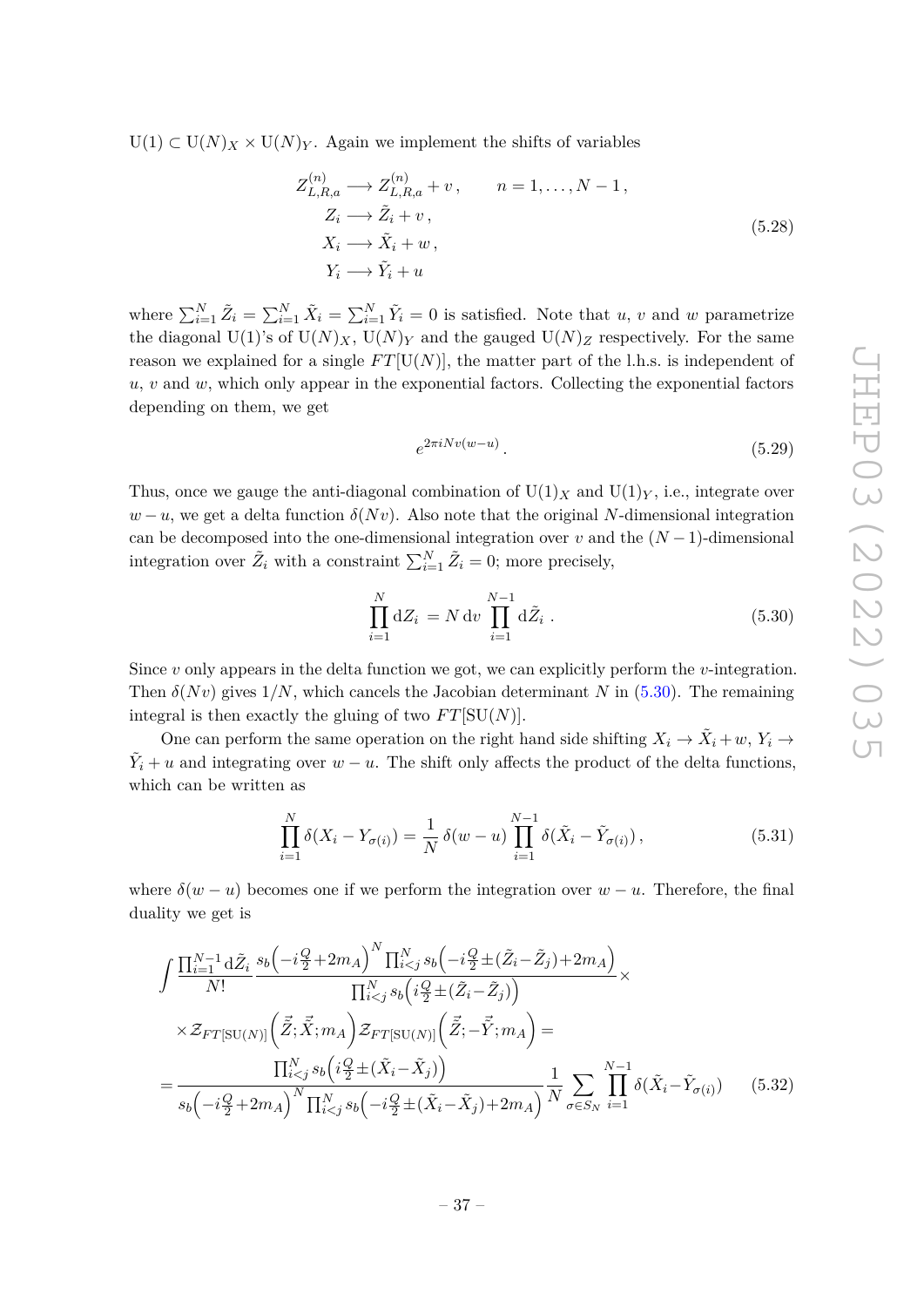$\text{U}(1) \subset \text{U}(N)_X \times \text{U}(N)_Y$. Again we implement the shifts of variables

$$
\begin{aligned}
Z_{L,R,a}^{(n)} &\longrightarrow Z_{L,R,a}^{(n)} + v\,, \qquad n = 1, \dots, N-1\,, \\
Z_i &\longrightarrow \tilde{Z}_i + v\,, \\
X_i &\longrightarrow \tilde{X}_i + w\,, \\
Y_i &\longrightarrow \tilde{Y}_i + u
\end{aligned}
\tag{5.28}
$$

where $\sum_{i=1}^N \tilde{Z}_i = \sum_{i=1}^N \tilde{X}_i = \sum_{i=1}^N \tilde{Y}_i = 0$ is satisfied. Note that $u$, $v$ and $w$ parametrize the diagonal U(1)'s of $\text{U}(N)_X$, $\text{U}(N)_Y$ and the gauged $\text{U}(N)_Z$ respectively. For the same reason we explained for a single $FT[\text{U}(N)]$, the matter part of the l.h.s. is independent of $u$, $v$ and $w$, which only appear in the exponential factors. Collecting the exponential factors depending on them, we get

$$
e^{2\pi i N v(w-u)}\,. \tag{5.29}
$$

Thus, once we gauge the anti-diagonal combination of $\text{U}(1)_X$ and $\text{U}(1)_Y$, i.e., integrate over $w-u$, we get a delta function $\delta(Nv)$. Also note that the original $N$-dimensional integration can be decomposed into the one-dimensional integration over $v$ and the $(N-1)$-dimensional integration over $\tilde{Z}_i$ with a constraint $\sum_{i=1}^N \tilde{Z}_i = 0$; more precisely,

$$
\prod_{i=1}^{N} \mathrm{d}Z_i = N\,\mathrm{d}v \prod_{i=1}^{N-1} \mathrm{d}\tilde{Z}_i\,. \tag{5.30}
$$

Since $v$ only appears in the delta function we got, we can explicitly perform the $v$-integration. Then $\delta(Nv)$ gives $1/N$, which cancels the Jacobian determinant $N$ in (5.30). The remaining integral is then exactly the gluing of two $FT[\text{SU}(N)]$.

One can perform the same operation on the right hand side shifting $X_i \to \tilde{X}_i + w$, $Y_i \to \tilde{Y}_i + u$ and integrating over $w-u$. The shift only affects the product of the delta functions, which can be written as

$$
\prod_{i=1}^{N} \delta(X_i - Y_{\sigma(i)}) = \frac{1}{N}\,\delta(w-u) \prod_{i=1}^{N-1} \delta(\tilde{X}_i - \tilde{Y}_{\sigma(i)})\,, \tag{5.31}
$$

where $\delta(w-u)$ becomes one if we perform the integration over $w-u$. Therefore, the final duality we get is

$$
\begin{aligned}
&\int \frac{\prod_{i=1}^{N-1} \mathrm{d}\tilde{Z}_i}{N!} \frac{s_b\!\left(-i\frac{Q}{2}+2m_A\right)^N \prod_{i<j}^N s_b\!\left(-i\frac{Q}{2} \pm (\tilde{Z}_i - \tilde{Z}_j) + 2m_A\right)}{\prod_{i<j}^N s_b\!\left(i\frac{Q}{2} \pm (\tilde{Z}_i - \tilde{Z}_j)\right)} \times \\
&\times \mathcal{Z}_{FT[\text{SU}(N)]}\!\left(\vec{\tilde{Z}}; \vec{\tilde{X}}; m_A\right) \mathcal{Z}_{FT[\text{SU}(N)]}\!\left(\vec{\tilde{Z}}; -\vec{\tilde{Y}}; m_A\right) = \\
&= \frac{\prod_{i<j}^N s_b\!\left(i\frac{Q}{2} \pm (\tilde{X}_i - \tilde{X}_j)\right)}{s_b\!\left(-i\frac{Q}{2}+2m_A\right)^N \prod_{i<j}^N s_b\!\left(-i\frac{Q}{2} \pm (\tilde{X}_i - \tilde{X}_j) + 2m_A\right)} \frac{1}{N} \sum_{\sigma \in S_N} \prod_{i=1}^{N-1} \delta(\tilde{X}_i - \tilde{Y}_{\sigma(i)})
\end{aligned}
\tag{5.32}
$$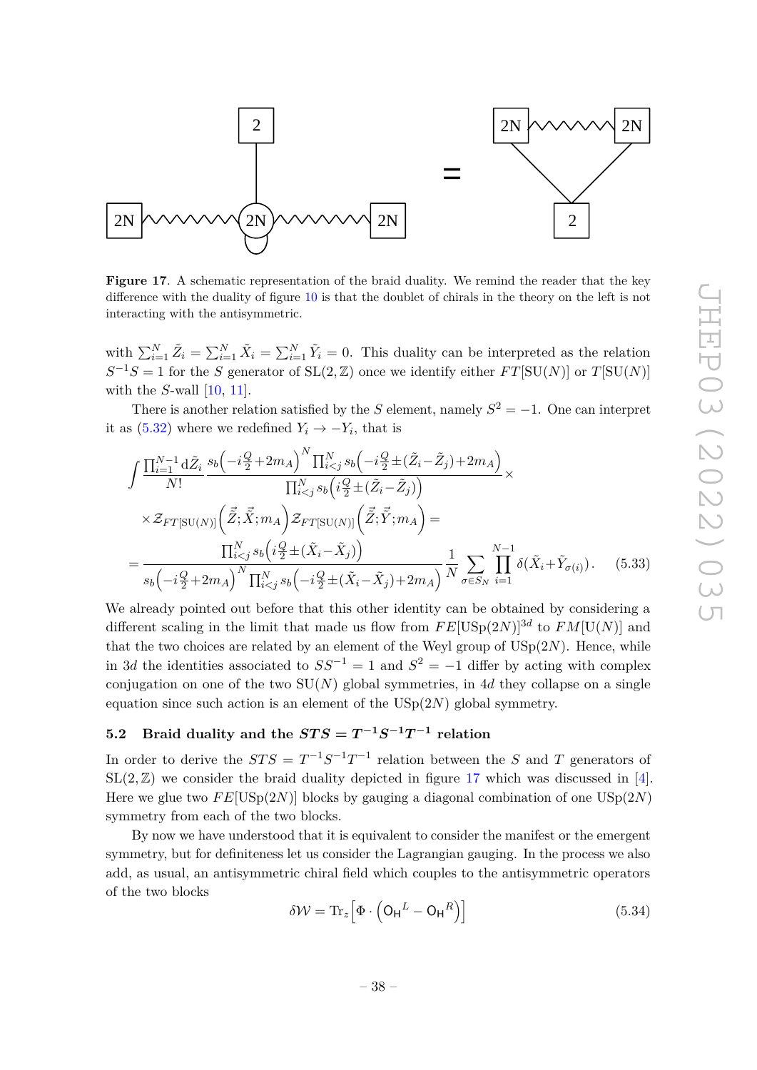**Figure 17**. A schematic representation of the braid duality. We remind the reader that the key difference with the duality of figure 10 is that the doublet of chirals in the theory on the left is not interacting with the antisymmetric.

with $\sum_{i=1}^N \tilde{Z}_i = \sum_{i=1}^N \tilde{X}_i = \sum_{i=1}^N \tilde{Y}_i = 0$. This duality can be interpreted as the relation $S^{-1}S = 1$ for the $S$ generator of $\mathrm{SL}(2,\mathbb{Z})$ once we identify either $FT[\mathrm{SU}(N)]$ or $T[\mathrm{SU}(N)]$ with the $S$-wall [10, 11].

There is another relation satisfied by the $S$ element, namely $S^2 = -1$. One can interpret it as (5.32) where we redefined $Y_i \to -Y_i$, that is

$$
\begin{aligned}
&\int \frac{\prod_{i=1}^{N-1} \mathrm{d}\tilde{Z}_i}{N!} \frac{s_b\left(-i\frac{Q}{2}+2m_A\right)^N \prod_{i<j}^N s_b\left(-i\frac{Q}{2}\pm(\tilde{Z}_i-\tilde{Z}_j)+2m_A\right)}{\prod_{i<j}^N s_b\left(i\frac{Q}{2}\pm(\tilde{Z}_i-\tilde{Z}_j)\right)} \times \\
&\times \mathcal{Z}_{FT[\mathrm{SU}(N)]}\left(\vec{\tilde{Z}};\vec{\tilde{X}};m_A\right) \mathcal{Z}_{FT[\mathrm{SU}(N)]}\left(\vec{\tilde{Z}};\vec{\tilde{Y}};m_A\right) = \\
&= \frac{\prod_{i<j}^N s_b\left(i\frac{Q}{2}\pm(\tilde{X}_i-\tilde{X}_j)\right)}{s_b\left(-i\frac{Q}{2}+2m_A\right)^N \prod_{i<j}^N s_b\left(-i\frac{Q}{2}\pm(\tilde{X}_i-\tilde{X}_j)+2m_A\right)} \frac{1}{N} \sum_{\sigma\in S_N} \prod_{i=1}^{N-1} \delta(\tilde{X}_i+\tilde{Y}_{\sigma(i)}) \,.
\end{aligned} \tag{5.33}
$$

We already pointed out before that this other identity can be obtained by considering a different scaling in the limit that made us flow from $FE[\mathrm{USp}(2N)]^{3d}$ to $FM[\mathrm{U}(N)]$ and that the two choices are related by an element of the Weyl group of $\mathrm{USp}(2N)$. Hence, while in $3d$ the identities associated to $SS^{-1} = 1$ and $S^2 = -1$ differ by acting with complex conjugation on one of the two $\mathrm{SU}(N)$ global symmetries, in $4d$ they collapse on a single equation since such action is an element of the $\mathrm{USp}(2N)$ global symmetry.

### 5.2 Braid duality and the $STS = T^{-1}S^{-1}T^{-1}$ relation

In order to derive the $STS = T^{-1}S^{-1}T^{-1}$ relation between the $S$ and $T$ generators of $\mathrm{SL}(2,\mathbb{Z})$ we consider the braid duality depicted in figure 17 which was discussed in [4]. Here we glue two $FE[\mathrm{USp}(2N)]$ blocks by gauging a diagonal combination of one $\mathrm{USp}(2N)$ symmetry from each of the two blocks.

By now we have understood that it is equivalent to consider the manifest or the emergent symmetry, but for definiteness let us consider the Lagrangian gauging. In the process we also add, as usual, an antisymmetric chiral field which couples to the antisymmetric operators of the two blocks

$$
\delta\mathcal{W} = \mathrm{Tr}_z\left[\Phi \cdot \left(\mathsf{O_H}^L - \mathsf{O_H}^R\right)\right] \tag{5.34}
$$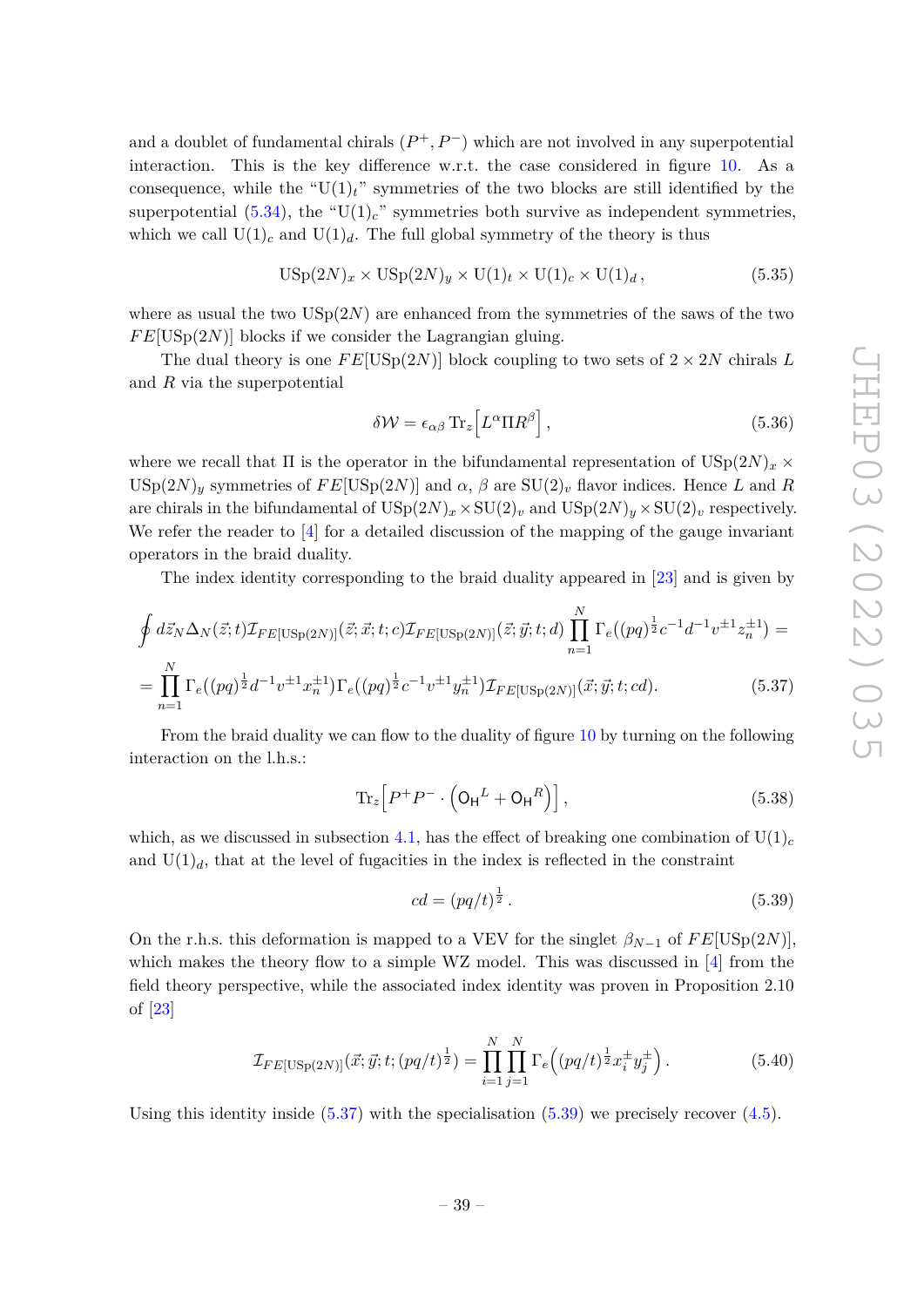and a doublet of fundamental chirals $(P^+, P^-)$ which are not involved in any superpotential interaction. This is the key difference w.r.t. the case considered in figure 10. As a consequence, while the "$\mathrm{U}(1)_t$" symmetries of the two blocks are still identified by the superpotential (5.34), the "$\mathrm{U}(1)_c$" symmetries both survive as independent symmetries, which we call $\mathrm{U}(1)_c$ and $\mathrm{U}(1)_d$. The full global symmetry of the theory is thus

$$\mathrm{USp}(2N)_x \times \mathrm{USp}(2N)_y \times \mathrm{U}(1)_t \times \mathrm{U}(1)_c \times \mathrm{U}(1)_d \,, \tag{5.35}$$

where as usual the two $\mathrm{USp}(2N)$ are enhanced from the symmetries of the saws of the two $FE[\mathrm{USp}(2N)]$ blocks if we consider the Lagrangian gluing.

The dual theory is one $FE[\mathrm{USp}(2N)]$ block coupling to two sets of $2 \times 2N$ chirals $L$ and $R$ via the superpotential

$$\delta\mathcal{W} = \epsilon_{\alpha\beta}\, \mathrm{Tr}_z\Big[L^\alpha \Pi R^\beta\Big] \,, \tag{5.36}$$

where we recall that $\Pi$ is the operator in the bifundamental representation of $\mathrm{USp}(2N)_x \times \mathrm{USp}(2N)_y$ symmetries of $FE[\mathrm{USp}(2N)]$ and $\alpha$, $\beta$ are $\mathrm{SU}(2)_v$ flavor indices. Hence $L$ and $R$ are chirals in the bifundamental of $\mathrm{USp}(2N)_x \times \mathrm{SU}(2)_v$ and $\mathrm{USp}(2N)_y \times \mathrm{SU}(2)_v$ respectively. We refer the reader to [4] for a detailed discussion of the mapping of the gauge invariant operators in the braid duality.

The index identity corresponding to the braid duality appeared in [23] and is given by

$$\begin{aligned}
&\oint d\vec{z}_N \Delta_N(\vec{z};t) \mathcal{I}_{FE[\mathrm{USp}(2N)]}(\vec{z};\vec{x};t;c) \mathcal{I}_{FE[\mathrm{USp}(2N)]}(\vec{z};\vec{y};t;d) \prod_{n=1}^N \Gamma_e\big((pq)^{\frac{1}{2}} c^{-1} d^{-1} v^{\pm 1} z_n^{\pm 1}\big) = \\
&= \prod_{n=1}^N \Gamma_e\big((pq)^{\frac{1}{2}} d^{-1} v^{\pm 1} x_n^{\pm 1}\big) \Gamma_e\big((pq)^{\frac{1}{2}} c^{-1} v^{\pm 1} y_n^{\pm 1}\big) \mathcal{I}_{FE[\mathrm{USp}(2N)]}(\vec{x};\vec{y};t;cd).
\end{aligned} \tag{5.37}$$

From the braid duality we can flow to the duality of figure 10 by turning on the following interaction on the l.h.s.:

$$\mathrm{Tr}_z\Big[P^+ P^- \cdot \Big(\mathsf{O_H}^L + \mathsf{O_H}^R\Big)\Big] \,, \tag{5.38}$$

which, as we discussed in subsection 4.1, has the effect of breaking one combination of $\mathrm{U}(1)_c$ and $\mathrm{U}(1)_d$, that at the level of fugacities in the index is reflected in the constraint

$$cd = (pq/t)^{\frac{1}{2}} \,. \tag{5.39}$$

On the r.h.s. this deformation is mapped to a VEV for the singlet $\beta_{N-1}$ of $FE[\mathrm{USp}(2N)]$, which makes the theory flow to a simple WZ model. This was discussed in [4] from the field theory perspective, while the associated index identity was proven in Proposition 2.10 of [23]

$$\mathcal{I}_{FE[\mathrm{USp}(2N)]}(\vec{x};\vec{y};t;(pq/t)^{\frac{1}{2}}) = \prod_{i=1}^N \prod_{j=1}^N \Gamma_e\Big((pq/t)^{\frac{1}{2}} x_i^{\pm} y_j^{\pm}\Big) \,. \tag{5.40}$$

Using this identity inside (5.37) with the specialisation (5.39) we precisely recover (4.5).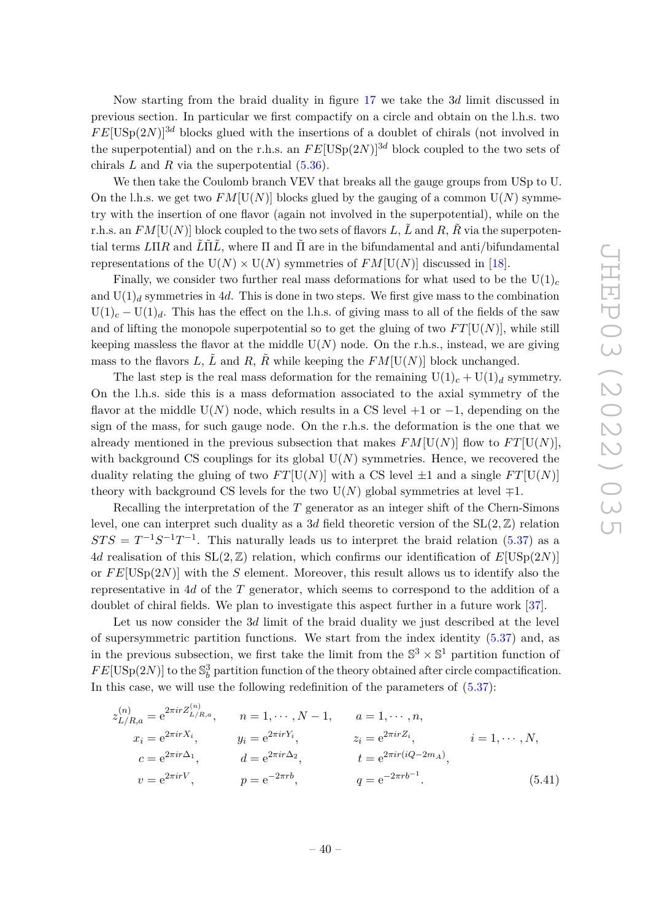Now starting from the braid duality in figure 17 we take the $3d$ limit discussed in previous section. In particular we first compactify on a circle and obtain on the l.h.s. two $FE[\mathrm{USp}(2N)]^{3d}$ blocks glued with the insertions of a doublet of chirals (not involved in the superpotential) and on the r.h.s. an $FE[\mathrm{USp}(2N)]^{3d}$ block coupled to the two sets of chirals $L$ and $R$ via the superpotential (5.36).

We then take the Coulomb branch VEV that breaks all the gauge groups from USp to U. On the l.h.s. we get two $FM[\mathrm{U}(N)]$ blocks glued by the gauging of a common $\mathrm{U}(N)$ symmetry with the insertion of one flavor (again not involved in the superpotential), while on the r.h.s. an $FM[\mathrm{U}(N)]$ block coupled to the two sets of flavors $L$, $\tilde{L}$ and $R$, $\tilde{R}$ via the superpotential terms $L\Pi R$ and $\tilde{L}\tilde{\Pi}\tilde{L}$, where $\Pi$ and $\tilde{\Pi}$ are in the bifundamental and anti/bifundamental representations of the $\mathrm{U}(N)\times\mathrm{U}(N)$ symmetries of $FM[\mathrm{U}(N)]$ discussed in [18].

Finally, we consider two further real mass deformations for what used to be the $\mathrm{U}(1)_c$ and $\mathrm{U}(1)_d$ symmetries in $4d$. This is done in two steps. We first give mass to the combination $\mathrm{U}(1)_c - \mathrm{U}(1)_d$. This has the effect on the l.h.s. of giving mass to all of the fields of the saw and of lifting the monopole superpotential so to get the gluing of two $FT[\mathrm{U}(N)]$, while still keeping massless the flavor at the middle $\mathrm{U}(N)$ node. On the r.h.s., instead, we are giving mass to the flavors $L$, $\tilde{L}$ and $R$, $\tilde{R}$ while keeping the $FM[\mathrm{U}(N)]$ block unchanged.

The last step is the real mass deformation for the remaining $\mathrm{U}(1)_c + \mathrm{U}(1)_d$ symmetry. On the l.h.s. side this is a mass deformation associated to the axial symmetry of the flavor at the middle $\mathrm{U}(N)$ node, which results in a CS level $+1$ or $-1$, depending on the sign of the mass, for such gauge node. On the r.h.s. the deformation is the one that we already mentioned in the previous subsection that makes $FM[\mathrm{U}(N)]$ flow to $FT[\mathrm{U}(N)]$, with background CS couplings for its global $\mathrm{U}(N)$ symmetries. Hence, we recovered the duality relating the gluing of two $FT[\mathrm{U}(N)]$ with a CS level $\pm1$ and a single $FT[\mathrm{U}(N)]$ theory with background CS levels for the two $\mathrm{U}(N)$ global symmetries at level $\mp1$.

Recalling the interpretation of the $T$ generator as an integer shift of the Chern-Simons level, one can interpret such duality as a $3d$ field theoretic version of the $\mathrm{SL}(2,\mathbb{Z})$ relation $STS = T^{-1}S^{-1}T^{-1}$. This naturally leads us to interpret the braid relation (5.37) as a $4d$ realisation of this $\mathrm{SL}(2,\mathbb{Z})$ relation, which confirms our identification of $E[\mathrm{USp}(2N)]$ or $FE[\mathrm{USp}(2N)]$ with the $S$ element. Moreover, this result allows us to identify also the representative in $4d$ of the $T$ generator, which seems to correspond to the addition of a doublet of chiral fields. We plan to investigate this aspect further in a future work [37].

Let us now consider the $3d$ limit of the braid duality we just described at the level of supersymmetric partition functions. We start from the index identity (5.37) and, as in the previous subsection, we first take the limit from the $\mathbb{S}^3\times\mathbb{S}^1$ partition function of $FE[\mathrm{USp}(2N)]$ to the $\mathbb{S}^3_b$ partition function of the theory obtained after circle compactification. In this case, we will use the following redefinition of the parameters of (5.37):

$$
\begin{aligned}
&z^{(n)}_{L/R,a} = \mathrm{e}^{2\pi i r Z^{(n)}_{L/R,a}}, \qquad n=1,\cdots,N-1, \qquad a=1,\cdots,n,\\
&x_i = \mathrm{e}^{2\pi i r X_i}, \qquad y_i = \mathrm{e}^{2\pi i r Y_i}, \qquad z_i = \mathrm{e}^{2\pi i r Z_i}, \qquad i=1,\cdots,N,\\
&c = \mathrm{e}^{2\pi i r\Delta_1}, \qquad d = \mathrm{e}^{2\pi i r\Delta_2}, \qquad t = \mathrm{e}^{2\pi i r(iQ-2m_A)},\\
&v = \mathrm{e}^{2\pi i r V}, \qquad p = \mathrm{e}^{-2\pi r b}, \qquad q = \mathrm{e}^{-2\pi r b^{-1}}.
\end{aligned}
\tag{5.41}
$$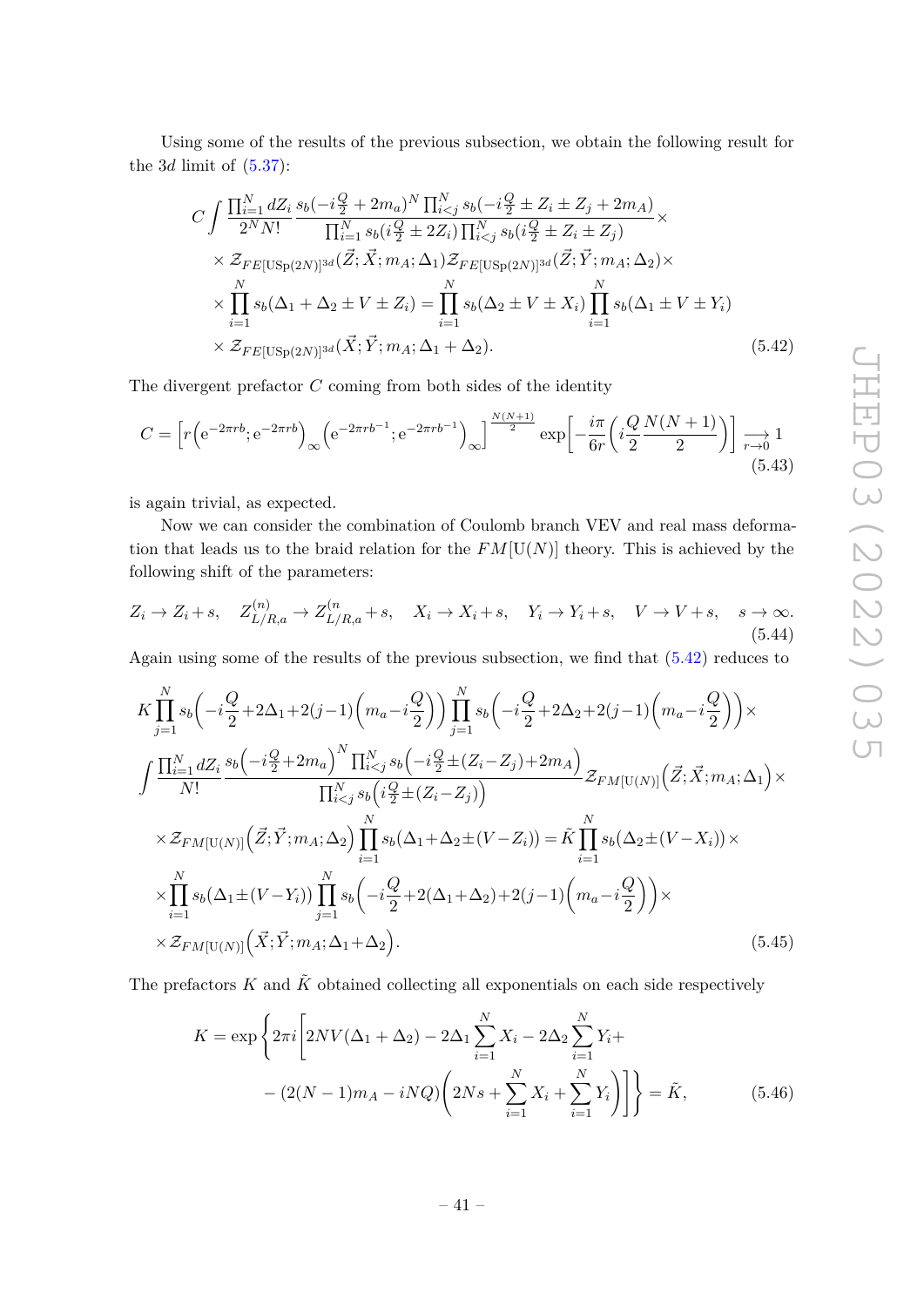Using some of the results of the previous subsection, we obtain the following result for the $3d$ limit of (5.37):

$$
\begin{aligned}
&C\int \frac{\prod_{i=1}^N dZ_i}{2^N N!}\frac{s_b(-i\frac{Q}{2}+2m_a)^N\prod_{i<j}^N s_b(-i\frac{Q}{2}\pm Z_i\pm Z_j+2m_A)}{\prod_{i=1}^N s_b(i\frac{Q}{2}\pm 2Z_i)\prod_{i<j}^N s_b(i\frac{Q}{2}\pm Z_i\pm Z_j)}\times\\
&\times \mathcal{Z}_{FE[\mathrm{USp}(2N)]^{3d}}(\vec{Z};\vec{X};m_A;\Delta_1)\mathcal{Z}_{FE[\mathrm{USp}(2N)]^{3d}}(\vec{Z};\vec{Y};m_A;\Delta_2)\times\\
&\times\prod_{i=1}^N s_b(\Delta_1+\Delta_2\pm V\pm Z_i)=\prod_{i=1}^N s_b(\Delta_2\pm V\pm X_i)\prod_{i=1}^N s_b(\Delta_1\pm V\pm Y_i)\\
&\times \mathcal{Z}_{FE[\mathrm{USp}(2N)]^{3d}}(\vec{X};\vec{Y};m_A;\Delta_1+\Delta_2).
\end{aligned}
\tag{5.42}
$$

The divergent prefactor $C$ coming from both sides of the identity

$$
C=\left[r\left(\mathrm{e}^{-2\pi rb};\mathrm{e}^{-2\pi rb}\right)_\infty\left(\mathrm{e}^{-2\pi rb^{-1}};\mathrm{e}^{-2\pi rb^{-1}}\right)_\infty\right]^{\frac{N(N+1)}{2}}\exp\left[-\frac{i\pi}{6r}\left(i\frac{Q}{2}\frac{N(N+1)}{2}\right)\right]\underset{r\to 0}{\longrightarrow}1
\tag{5.43}
$$

is again trivial, as expected.

Now we can consider the combination of Coulomb branch VEV and real mass deformation that leads us to the braid relation for the $FM[\mathrm{U}(N)]$ theory. This is achieved by the following shift of the parameters:

$$
Z_i\to Z_i+s,\quad Z^{(n)}_{L/R,a}\to Z^{(n}_{L/R,a}+s,\quad X_i\to X_i+s,\quad Y_i\to Y_i+s,\quad V\to V+s,\quad s\to\infty.
\tag{5.44}
$$

Again using some of the results of the previous subsection, we find that (5.42) reduces to

$$
\begin{aligned}
&K\prod_{j=1}^N s_b\left(-i\frac{Q}{2}+2\Delta_1+2(j-1)\left(m_a-i\frac{Q}{2}\right)\right)\prod_{j=1}^N s_b\left(-i\frac{Q}{2}+2\Delta_2+2(j-1)\left(m_a-i\frac{Q}{2}\right)\right)\times\\
&\int\frac{\prod_{i=1}^N dZ_i}{N!}\frac{s_b\left(-i\frac{Q}{2}+2m_a\right)^N\prod_{i<j}^N s_b\left(-i\frac{Q}{2}\pm(Z_i-Z_j)+2m_A\right)}{\prod_{i<j}^N s_b\left(i\frac{Q}{2}\pm(Z_i-Z_j)\right)}\mathcal{Z}_{FM[\mathrm{U}(N)]}\left(\vec{Z};\vec{X};m_A;\Delta_1\right)\times\\
&\times\mathcal{Z}_{FM[\mathrm{U}(N)]}\left(\vec{Z};\vec{Y};m_A;\Delta_2\right)\prod_{i=1}^N s_b(\Delta_1+\Delta_2\pm(V-Z_i))=\tilde{K}\prod_{i=1}^N s_b(\Delta_2\pm(V-X_i))\times\\
&\times\prod_{i=1}^N s_b(\Delta_1\pm(V-Y_i))\prod_{j=1}^N s_b\left(-i\frac{Q}{2}+2(\Delta_1+\Delta_2)+2(j-1)\left(m_a-i\frac{Q}{2}\right)\right)\times\\
&\times\mathcal{Z}_{FM[\mathrm{U}(N)]}\left(\vec{X};\vec{Y};m_A;\Delta_1+\Delta_2\right).
\end{aligned}
\tag{5.45}
$$

The prefactors $K$ and $\tilde{K}$ obtained collecting all exponentials on each side respectively

$$
\begin{aligned}
K=\exp\Bigg\{2\pi i\Bigg[&2NV(\Delta_1+\Delta_2)-2\Delta_1\sum_{i=1}^N X_i-2\Delta_2\sum_{i=1}^N Y_i+\\
&-(2(N-1)m_A-iNQ)\left(2Ns+\sum_{i=1}^N X_i+\sum_{i=1}^N Y_i\right)\Bigg]\Bigg\}=\tilde{K},
\end{aligned}
\tag{5.46}
$$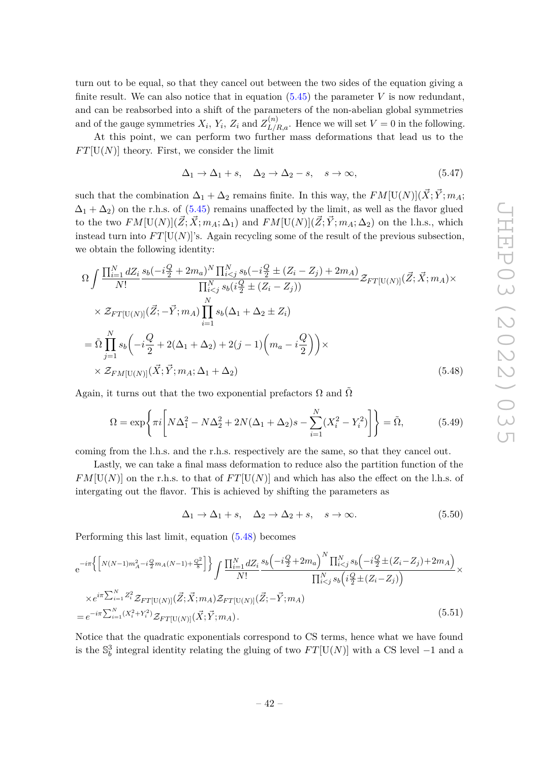turn out to be equal, so that they cancel out between the two sides of the equation giving a finite result. We can also notice that in equation (5.45) the parameter $V$ is now redundant, and can be reabsorbed into a shift of the parameters of the non-abelian global symmetries and of the gauge symmetries $X_i$, $Y_i$, $Z_i$ and $Z^{(n)}_{L/R,a}$. Hence we will set $V=0$ in the following.

At this point, we can perform two further mass deformations that lead us to the $FT[\mathrm{U}(N)]$ theory. First, we consider the limit

$$\Delta_1 \to \Delta_1 + s, \quad \Delta_2 \to \Delta_2 - s, \quad s\to\infty, \tag{5.47}$$

such that the combination $\Delta_1+\Delta_2$ remains finite. In this way, the $FM[\mathrm{U}(N)](\vec{X};\vec{Y};m_A;\Delta_1+\Delta_2)$ on the r.h.s. of (5.45) remains unaffected by the limit, as well as the flavor glued to the two $FM[\mathrm{U}(N)](\vec{Z};\vec{X};m_A;\Delta_1)$ and $FM[\mathrm{U}(N)](\vec{Z};\vec{Y};m_A;\Delta_2)$ on the l.h.s., which instead turn into $FT[\mathrm{U}(N)]$'s. Again recycling some of the result of the previous subsection, we obtain the following identity:

$$\begin{aligned}
&\Omega \int \frac{\prod_{i=1}^N dZ_i}{N!}\frac{s_b(-i\frac{Q}{2}+2m_a)^N\prod_{i<j}^N s_b(-i\frac{Q}{2}\pm(Z_i-Z_j)+2m_A)}{\prod_{i<j}^N s_b(i\frac{Q}{2}\pm(Z_i-Z_j))}\mathcal{Z}_{FT[\mathrm{U}(N)]}(\vec{Z};\vec{X};m_A)\times\\
&\times \mathcal{Z}_{FT[\mathrm{U}(N)]}(\vec{Z};-\vec{Y};m_A)\prod_{i=1}^N s_b(\Delta_1+\Delta_2\pm Z_i)\\
&=\tilde{\Omega}\prod_{j=1}^N s_b\Big(-i\frac{Q}{2}+2(\Delta_1+\Delta_2)+2(j-1)\Big(m_a-i\frac{Q}{2}\Big)\Big)\times\\
&\times \mathcal{Z}_{FM[\mathrm{U}(N)]}(\vec{X};\vec{Y};m_A;\Delta_1+\Delta_2)
\end{aligned}\tag{5.48}$$

Again, it turns out that the two exponential prefactors $\Omega$ and $\tilde{\Omega}$

$$\Omega=\exp\left\{\pi i\left[N\Delta_1^2-N\Delta_2^2+2N(\Delta_1+\Delta_2)s-\sum_{i=1}^N(X_i^2-Y_i^2)\right]\right\}=\tilde{\Omega}, \tag{5.49}$$

coming from the l.h.s. and the r.h.s. respectively are the same, so that they cancel out.

Lastly, we can take a final mass deformation to reduce also the partition function of the $FM[\mathrm{U}(N)]$ on the r.h.s. to that of $FT[\mathrm{U}(N)]$ and which has also the effect on the l.h.s. of intergating out the flavor. This is achieved by shifting the parameters as

$$\Delta_1\to\Delta_1+s, \quad \Delta_2\to\Delta_2+s, \quad s\to\infty. \tag{5.50}$$

Performing this last limit, equation (5.48) becomes

$$\begin{aligned}
&e^{-i\pi\left\{\left[N(N-1)m_A^2-i\frac{Q}{2}m_A(N-1)+\frac{Q^2}{8}\right]\right\}}\int\frac{\prod_{i=1}^N dZ_i}{N!}\frac{s_b\Big(-i\frac{Q}{2}+2m_a\Big)^N\prod_{i<j}^N s_b\Big(-i\frac{Q}{2}\pm(Z_i-Z_j)+2m_A\Big)}{\prod_{i<j}^N s_b\Big(i\frac{Q}{2}\pm(Z_i-Z_j)\Big)}\times\\
&\times e^{i\pi\sum_{i=1}^N Z_i^2}\mathcal{Z}_{FT[\mathrm{U}(N)]}(\vec{Z};\vec{X};m_A)\mathcal{Z}_{FT[\mathrm{U}(N)]}(\vec{Z};-\vec{Y};m_A)\\
&=e^{-i\pi\sum_{i=1}^N(X_i^2+Y_i^2)}\mathcal{Z}_{FT[\mathrm{U}(N)]}(\vec{X};\vec{Y};m_A)\,.
\end{aligned}\tag{5.51}$$

Notice that the quadratic exponentials correspond to CS terms, hence what we have found is the $\mathbb{S}^3_b$ integral identity relating the gluing of two $FT[\mathrm{U}(N)]$ with a CS level $-1$ and a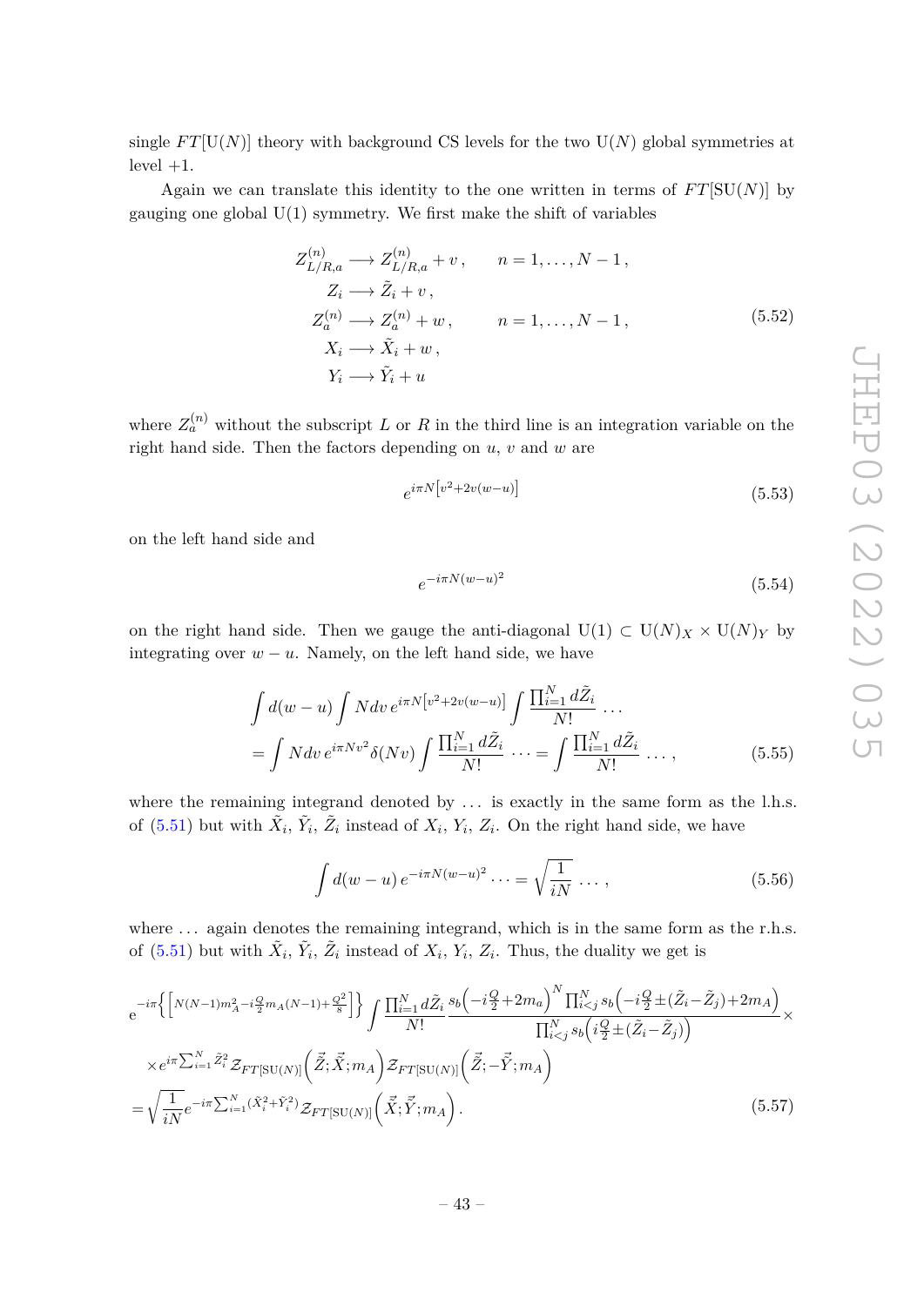single $FT[\mathrm{U}(N)]$ theory with background CS levels for the two $\mathrm{U}(N)$ global symmetries at level $+1$.

Again we can translate this identity to the one written in terms of $FT[\mathrm{SU}(N)]$ by gauging one global $\mathrm{U}(1)$ symmetry. We first make the shift of variables

$$
\begin{aligned}
Z_{L/R,a}^{(n)} &\longrightarrow Z_{L/R,a}^{(n)} + v\,, \qquad n = 1, \ldots, N-1\,, \\
Z_i &\longrightarrow \tilde{Z}_i + v\,, \\
Z_a^{(n)} &\longrightarrow Z_a^{(n)} + w\,, \qquad n = 1, \ldots, N-1\,, \\
X_i &\longrightarrow \tilde{X}_i + w\,, \\
Y_i &\longrightarrow \tilde{Y}_i + u
\end{aligned}
\tag{5.52}
$$

where $Z_a^{(n)}$ without the subscript $L$ or $R$ in the third line is an integration variable on the right hand side. Then the factors depending on $u$, $v$ and $w$ are

$$
e^{i\pi N\left[v^2+2v(w-u)\right]}
\tag{5.53}
$$

on the left hand side and

$$
e^{-i\pi N(w-u)^2}
\tag{5.54}
$$

on the right hand side. Then we gauge the anti-diagonal $\mathrm{U}(1) \subset \mathrm{U}(N)_X \times \mathrm{U}(N)_Y$ by integrating over $w-u$. Namely, on the left hand side, we have

$$
\begin{aligned}
&\int d(w-u) \int N dv\, e^{i\pi N\left[v^2+2v(w-u)\right]} \int \frac{\prod_{i=1}^N d\tilde{Z}_i}{N!} \ldots \\
&= \int N dv\, e^{i\pi N v^2} \delta(Nv) \int \frac{\prod_{i=1}^N d\tilde{Z}_i}{N!} \cdots = \int \frac{\prod_{i=1}^N d\tilde{Z}_i}{N!} \ldots\,,
\end{aligned}
\tag{5.55}
$$

where the remaining integrand denoted by $\ldots$ is exactly in the same form as the l.h.s. of (5.51) but with $\tilde{X}_i$, $\tilde{Y}_i$, $\tilde{Z}_i$ instead of $X_i$, $Y_i$, $Z_i$. On the right hand side, we have

$$
\int d(w-u)\, e^{-i\pi N(w-u)^2} \cdots = \sqrt{\frac{1}{iN}} \ldots\,,
\tag{5.56}
$$

where $\ldots$ again denotes the remaining integrand, which is in the same form as the r.h.s. of (5.51) but with $\tilde{X}_i$, $\tilde{Y}_i$, $\tilde{Z}_i$ instead of $X_i$, $Y_i$, $Z_i$. Thus, the duality we get is

$$
\begin{aligned}
&e^{-i\pi\left\{\left[N(N-1)m_A^2 - i\frac{Q}{2}m_A(N-1)+\frac{Q^2}{8}\right]\right\}} \int \frac{\prod_{i=1}^N d\tilde{Z}_i}{N!} \frac{s_b\left(-i\frac{Q}{2}+2m_a\right)^N \prod_{i<j}^N s_b\left(-i\frac{Q}{2}\pm(\tilde{Z}_i-\tilde{Z}_j)+2m_A\right)}{\prod_{i<j}^N s_b\left(i\frac{Q}{2}\pm(\tilde{Z}_i-\tilde{Z}_j)\right)} \times \\
&\quad \times e^{i\pi\sum_{i=1}^N \tilde{Z}_i^2} \mathcal{Z}_{FT[\mathrm{SU}(N)]}\left(\vec{\tilde{Z}};\vec{\tilde{X}};m_A\right) \mathcal{Z}_{FT[\mathrm{SU}(N)]}\left(\vec{\tilde{Z}};-\vec{\tilde{Y}};m_A\right) \\
&= \sqrt{\frac{1}{iN}} e^{-i\pi\sum_{i=1}^N(\tilde{X}_i^2+\tilde{Y}_i^2)} \mathcal{Z}_{FT[\mathrm{SU}(N)]}\left(\vec{\tilde{X}};\vec{\tilde{Y}};m_A\right).
\end{aligned}
\tag{5.57}
$$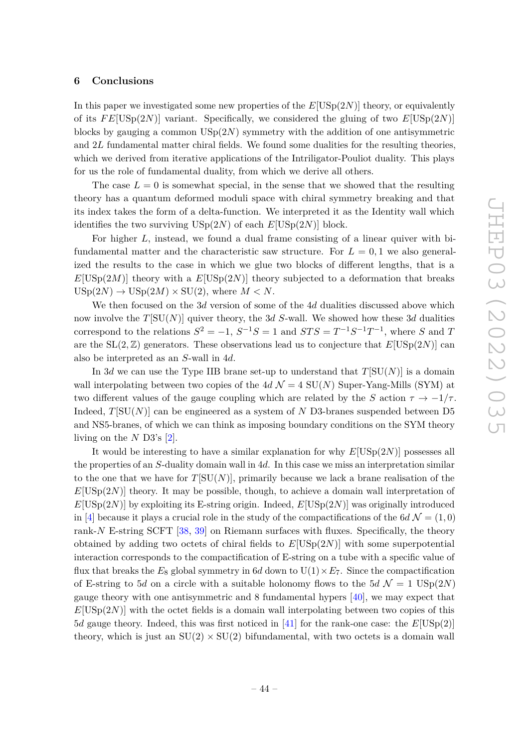## 6 Conclusions

In this paper we investigated some new properties of the $E[\mathrm{USp}(2N)]$ theory, or equivalently of its $FE[\mathrm{USp}(2N)]$ variant. Specifically, we considered the gluing of two $E[\mathrm{USp}(2N)]$ blocks by gauging a common $\mathrm{USp}(2N)$ symmetry with the addition of one antisymmetric and $2L$ fundamental matter chiral fields. We found some dualities for the resulting theories, which we derived from iterative applications of the Intriligator-Pouliot duality. This plays for us the role of fundamental duality, from which we derive all others.

The case $L = 0$ is somewhat special, in the sense that we showed that the resulting theory has a quantum deformed moduli space with chiral symmetry breaking and that its index takes the form of a delta-function. We interpreted it as the Identity wall which identifies the two surviving $\mathrm{USp}(2N)$ of each $E[\mathrm{USp}(2N)]$ block.

For higher $L$, instead, we found a dual frame consisting of a linear quiver with bi-fundamental matter and the characteristic saw structure. For $L = 0, 1$ we also generalized the results to the case in which we glue two blocks of different lengths, that is a $E[\mathrm{USp}(2M)]$ theory with a $E[\mathrm{USp}(2N)]$ theory subjected to a deformation that breaks $\mathrm{USp}(2N) \to \mathrm{USp}(2M) \times \mathrm{SU}(2)$, where $M < N$.

We then focused on the $3d$ version of some of the $4d$ dualities discussed above which now involve the $T[\mathrm{SU}(N)]$ quiver theory, the $3d$ $S$-wall. We showed how these $3d$ dualities correspond to the relations $S^2 = -1$, $S^{-1}S = 1$ and $STS = T^{-1}S^{-1}T^{-1}$, where $S$ and $T$ are the $\mathrm{SL}(2, \mathbb{Z})$ generators. These observations lead us to conjecture that $E[\mathrm{USp}(2N)]$ can also be interpreted as an $S$-wall in $4d$.

In $3d$ we can use the Type IIB brane set-up to understand that $T[\mathrm{SU}(N)]$ is a domain wall interpolating between two copies of the $4d$ $\mathcal{N} = 4$ $\mathrm{SU}(N)$ Super-Yang-Mills (SYM) at two different values of the gauge coupling which are related by the $S$ action $\tau \to -1/\tau$. Indeed, $T[\mathrm{SU}(N)]$ can be engineered as a system of $N$ D3-branes suspended between D5 and NS5-branes, of which we can think as imposing boundary conditions on the SYM theory living on the $N$ D3's [2].

It would be interesting to have a similar explanation for why $E[\mathrm{USp}(2N)]$ possesses all the properties of an $S$-duality domain wall in $4d$. In this case we miss an interpretation similar to the one that we have for $T[\mathrm{SU}(N)]$, primarily because we lack a brane realisation of the $E[\mathrm{USp}(2N)]$ theory. It may be possible, though, to achieve a domain wall interpretation of $E[\mathrm{USp}(2N)]$ by exploiting its E-string origin. Indeed, $E[\mathrm{USp}(2N)]$ was originally introduced in [4] because it plays a crucial role in the study of the compactifications of the $6d$ $\mathcal{N} = (1, 0)$ rank-$N$ E-string SCFT [38, 39] on Riemann surfaces with fluxes. Specifically, the theory obtained by adding two octets of chiral fields to $E[\mathrm{USp}(2N)]$ with some superpotential interaction corresponds to the compactification of E-string on a tube with a specific value of flux that breaks the $E_8$ global symmetry in $6d$ down to $\mathrm{U}(1) \times E_7$. Since the compactification of E-string to $5d$ on a circle with a suitable holonomy flows to the $5d$ $\mathcal{N} = 1$ $\mathrm{USp}(2N)$ gauge theory with one antisymmetric and 8 fundamental hypers [40], we may expect that $E[\mathrm{USp}(2N)]$ with the octet fields is a domain wall interpolating between two copies of this $5d$ gauge theory. Indeed, this was first noticed in [41] for the rank-one case: the $E[\mathrm{USp}(2)]$ theory, which is just an $\mathrm{SU}(2) \times \mathrm{SU}(2)$ bifundamental, with two octets is a domain wall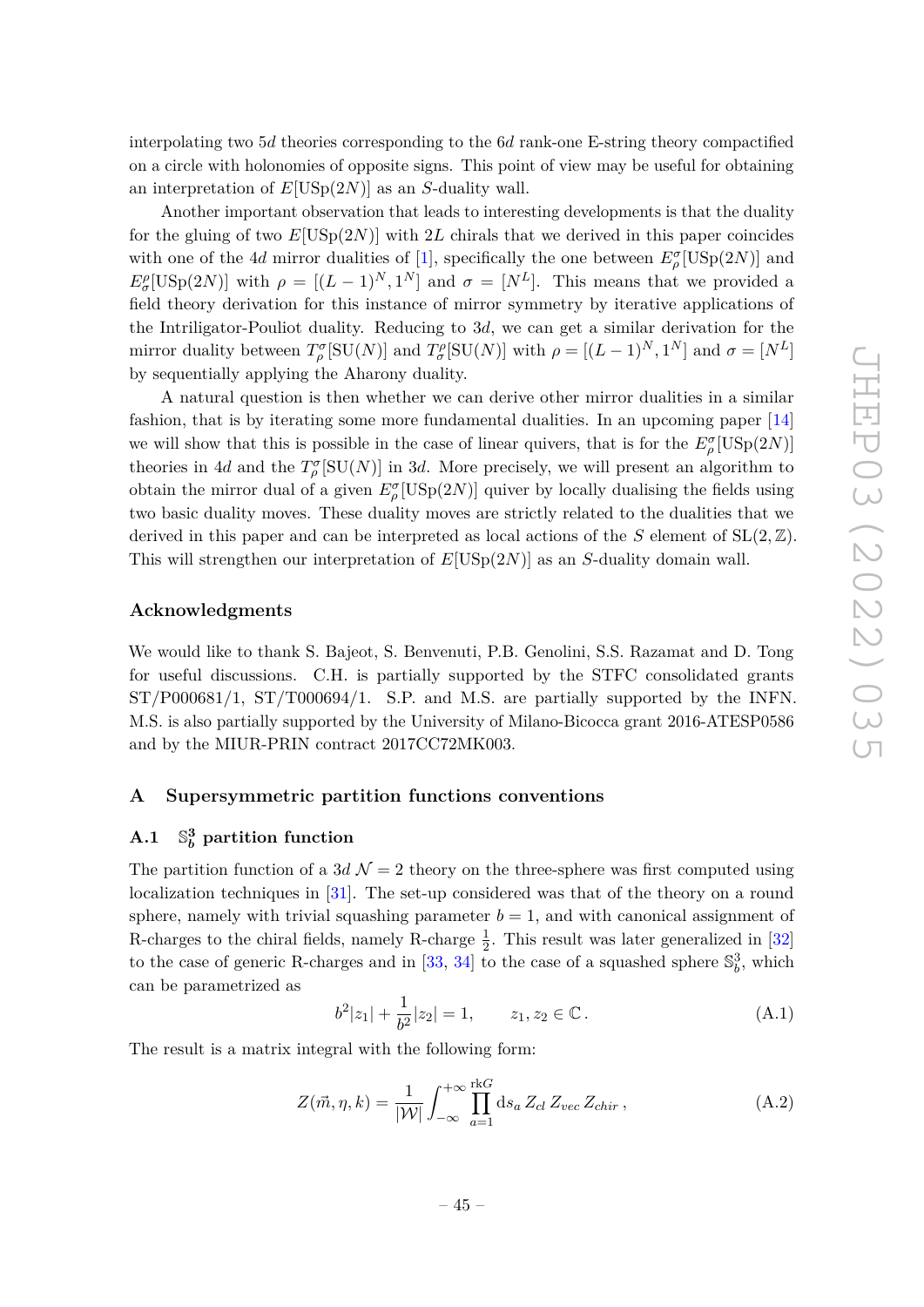interpolating two 5$d$ theories corresponding to the 6$d$ rank-one E-string theory compactified on a circle with holonomies of opposite signs. This point of view may be useful for obtaining an interpretation of $E[\mathrm{USp}(2N)]$ as an $S$-duality wall.

Another important observation that leads to interesting developments is that the duality for the gluing of two $E[\mathrm{USp}(2N)]$ with $2L$ chirals that we derived in this paper coincides with one of the 4$d$ mirror dualities of [1], specifically the one between $E^\sigma_\rho[\mathrm{USp}(2N)]$ and $E^\rho_\sigma[\mathrm{USp}(2N)]$ with $\rho = [(L-1)^N, 1^N]$ and $\sigma = [N^L]$. This means that we provided a field theory derivation for this instance of mirror symmetry by iterative applications of the Intriligator-Pouliot duality. Reducing to 3$d$, we can get a similar derivation for the mirror duality between $T^\sigma_\rho[\mathrm{SU}(N)]$ and $T^\rho_\sigma[\mathrm{SU}(N)]$ with $\rho = [(L-1)^N, 1^N]$ and $\sigma = [N^L]$ by sequentially applying the Aharony duality.

A natural question is then whether we can derive other mirror dualities in a similar fashion, that is by iterating some more fundamental dualities. In an upcoming paper [14] we will show that this is possible in the case of linear quivers, that is for the $E^\sigma_\rho[\mathrm{USp}(2N)]$ theories in 4$d$ and the $T^\sigma_\rho[\mathrm{SU}(N)]$ in 3$d$. More precisely, we will present an algorithm to obtain the mirror dual of a given $E^\sigma_\rho[\mathrm{USp}(2N)]$ quiver by locally dualising the fields using two basic duality moves. These duality moves are strictly related to the dualities that we derived in this paper and can be interpreted as local actions of the $S$ element of $\mathrm{SL}(2,\mathbb{Z})$. This will strengthen our interpretation of $E[\mathrm{USp}(2N)]$ as an $S$-duality domain wall.

## Acknowledgments

We would like to thank S. Bajeot, S. Benvenuti, P.B. Genolini, S.S. Razamat and D. Tong for useful discussions. C.H. is partially supported by the STFC consolidated grants ST/P000681/1, ST/T000694/1. S.P. and M.S. are partially supported by the INFN. M.S. is also partially supported by the University of Milano-Bicocca grant 2016-ATESP0586 and by the MIUR-PRIN contract 2017CC72MK003.

## A Supersymmetric partition functions conventions

### A.1 $\mathbb{S}^3_b$ partition function

The partition function of a 3$d$ $\mathcal{N}=2$ theory on the three-sphere was first computed using localization techniques in [31]. The set-up considered was that of the theory on a round sphere, namely with trivial squashing parameter $b=1$, and with canonical assignment of R-charges to the chiral fields, namely R-charge $\frac{1}{2}$. This result was later generalized in [32] to the case of generic R-charges and in [33, 34] to the case of a squashed sphere $\mathbb{S}^3_b$, which can be parametrized as

$$b^2|z_1| + \frac{1}{b^2}|z_2| = 1, \qquad z_1, z_2 \in \mathbb{C}\,. \tag{A.1}$$

The result is a matrix integral with the following form:

$$Z(\vec{m},\eta,k) = \frac{1}{|\mathcal{W}|}\int_{-\infty}^{+\infty}\prod_{a=1}^{\mathrm{rk}G}\mathrm{d}s_a\, Z_{cl}\, Z_{vec}\, Z_{chir}\,, \tag{A.2}$$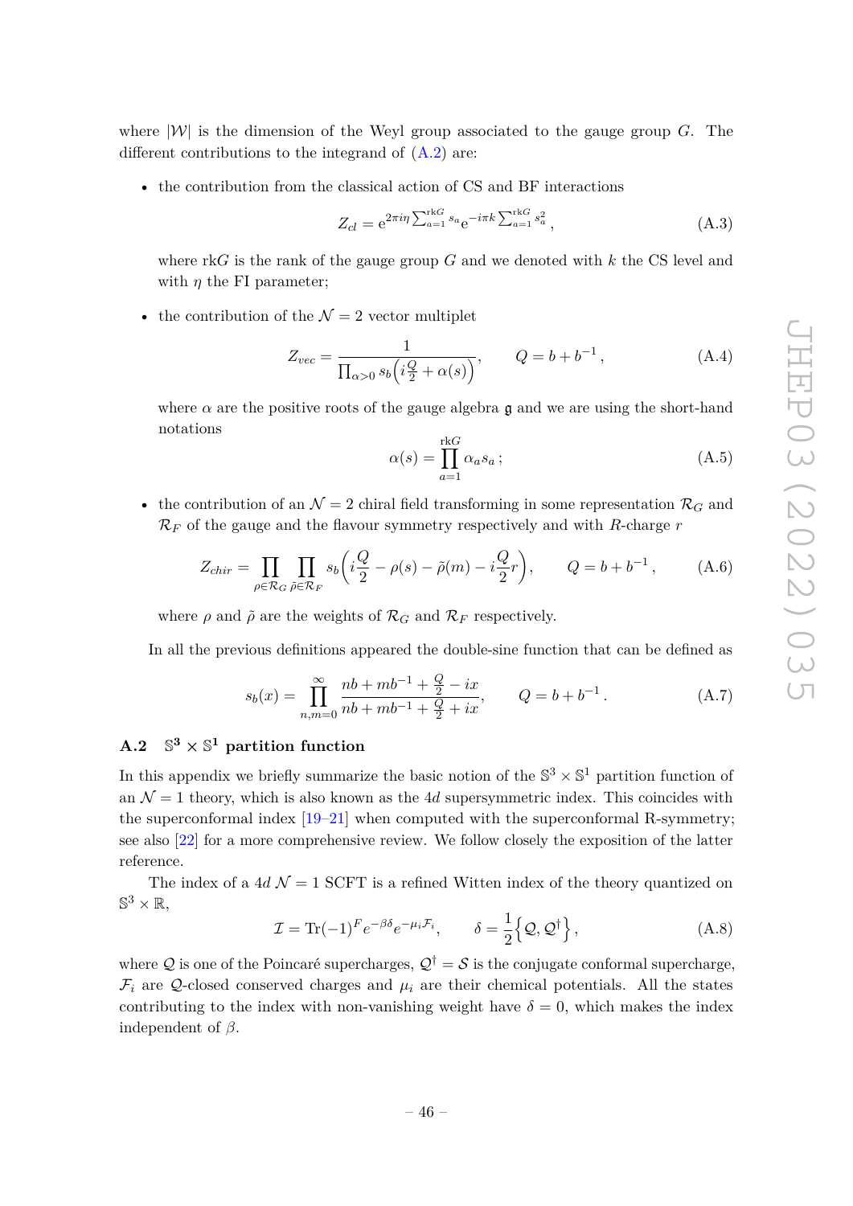where $|\mathcal{W}|$ is the dimension of the Weyl group associated to the gauge group $G$. The different contributions to the integrand of (A.2) are:

- the contribution from the classical action of CS and BF interactions

$$
Z_{cl} = \mathrm{e}^{2\pi i\eta \sum_{a=1}^{\mathrm{rk}G} s_a} \mathrm{e}^{-i\pi k \sum_{a=1}^{\mathrm{rk}G} s_a^2}\,, \tag{A.3}
$$

  where rk$G$ is the rank of the gauge group $G$ and we denoted with $k$ the CS level and with $\eta$ the FI parameter;

- the contribution of the $\mathcal{N}=2$ vector multiplet

$$
Z_{vec} = \frac{1}{\prod_{\alpha>0} s_b\left(i\frac{Q}{2} + \alpha(s)\right)}, \qquad Q = b + b^{-1}\,, \tag{A.4}
$$

  where $\alpha$ are the positive roots of the gauge algebra $\mathfrak{g}$ and we are using the short-hand notations

$$
\alpha(s) = \prod_{a=1}^{\mathrm{rk}G} \alpha_a s_a\,; \tag{A.5}
$$

- the contribution of an $\mathcal{N}=2$ chiral field transforming in some representation $\mathcal{R}_G$ and $\mathcal{R}_F$ of the gauge and the flavour symmetry respectively and with $R$-charge $r$

$$
Z_{chir} = \prod_{\rho\in\mathcal{R}_G}\prod_{\tilde{\rho}\in\mathcal{R}_F} s_b\left(i\frac{Q}{2} - \rho(s) - \tilde{\rho}(m) - i\frac{Q}{2}r\right), \qquad Q = b + b^{-1}\,, \tag{A.6}
$$

  where $\rho$ and $\tilde{\rho}$ are the weights of $\mathcal{R}_G$ and $\mathcal{R}_F$ respectively.

In all the previous definitions appeared the double-sine function that can be defined as

$$
s_b(x) = \prod_{n,m=0}^{\infty} \frac{nb + mb^{-1} + \frac{Q}{2} - ix}{nb + mb^{-1} + \frac{Q}{2} + ix}, \qquad Q = b + b^{-1}\,. \tag{A.7}
$$

### A.2 $\mathbb{S}^3 \times \mathbb{S}^1$ partition function

In this appendix we briefly summarize the basic notion of the $\mathbb{S}^3 \times \mathbb{S}^1$ partition function of an $\mathcal{N}=1$ theory, which is also known as the $4d$ supersymmetric index. This coincides with the superconformal index [19–21] when computed with the superconformal R-symmetry; see also [22] for a more comprehensive review. We follow closely the exposition of the latter reference.

The index of a $4d$ $\mathcal{N}=1$ SCFT is a refined Witten index of the theory quantized on $\mathbb{S}^3 \times \mathbb{R}$,

$$
\mathcal{I} = \mathrm{Tr}(-1)^F e^{-\beta\delta} e^{-\mu_i \mathcal{F}_i}, \qquad \delta = \frac{1}{2}\left\{\mathcal{Q}, \mathcal{Q}^\dagger\right\}, \tag{A.8}
$$

where $\mathcal{Q}$ is one of the Poincaré supercharges, $\mathcal{Q}^\dagger = \mathcal{S}$ is the conjugate conformal supercharge, $\mathcal{F}_i$ are $\mathcal{Q}$-closed conserved charges and $\mu_i$ are their chemical potentials. All the states contributing to the index with non-vanishing weight have $\delta = 0$, which makes the index independent of $\beta$.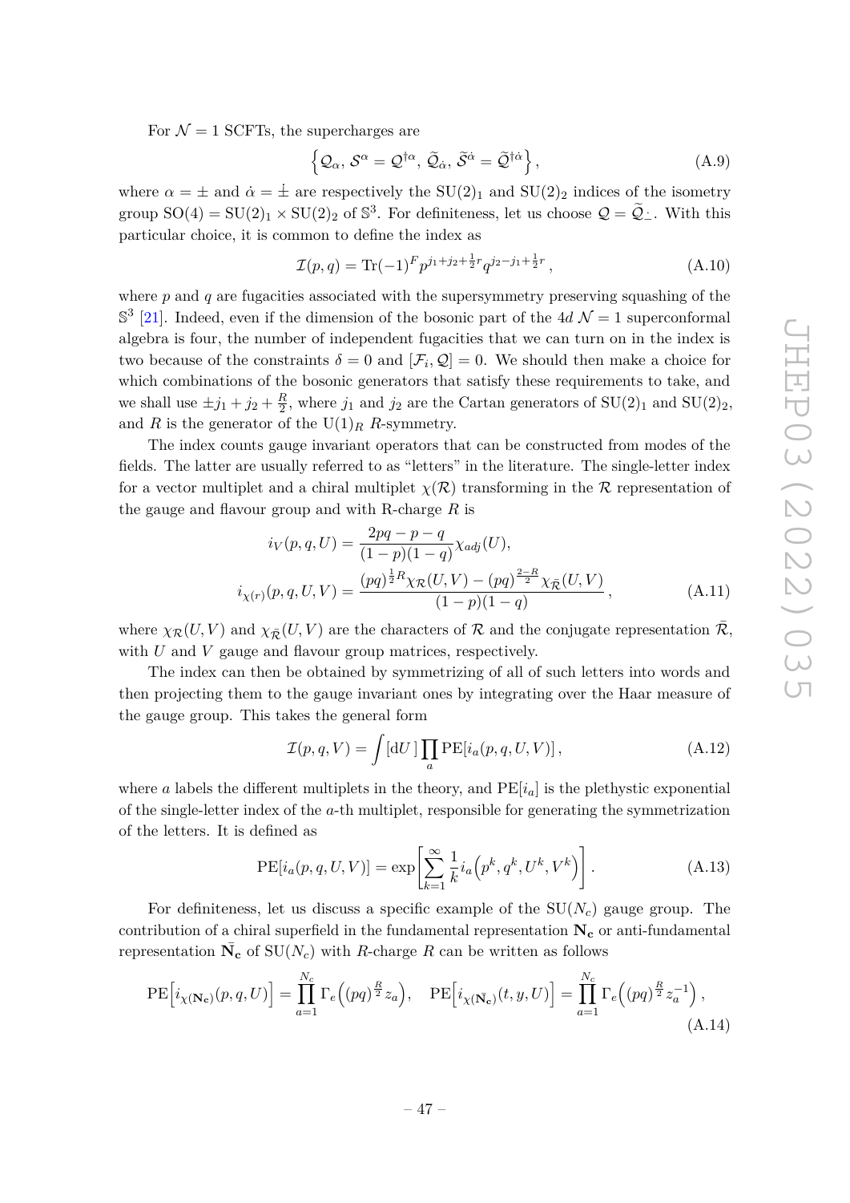For $\mathcal{N} = 1$ SCFTs, the supercharges are

$$\left\{ \mathcal{Q}_\alpha,\, \mathcal{S}^\alpha = \mathcal{Q}^{\dagger\alpha},\, \widetilde{\mathcal{Q}}_{\dot\alpha},\, \widetilde{\mathcal{S}}^{\dot\alpha} = \widetilde{\mathcal{Q}}^{\dagger\dot\alpha} \right\}, \tag{A.9}$$

where $\alpha = \pm$ and $\dot\alpha = \dot\pm$ are respectively the $\mathrm{SU}(2)_1$ and $\mathrm{SU}(2)_2$ indices of the isometry group $\mathrm{SO}(4) = \mathrm{SU}(2)_1 \times \mathrm{SU}(2)_2$ of $\mathbb{S}^3$. For definiteness, let us choose $\mathcal{Q} = \widetilde{\mathcal{Q}}_{\dot -}$. With this particular choice, it is common to define the index as

$$\mathcal{I}(p,q) = \mathrm{Tr}(-1)^F p^{j_1 + j_2 + \frac{1}{2}r} q^{j_2 - j_1 + \frac{1}{2}r}\,, \tag{A.10}$$

where $p$ and $q$ are fugacities associated with the supersymmetry preserving squashing of the $\mathbb{S}^3$ [21]. Indeed, even if the dimension of the bosonic part of the $4d$ $\mathcal{N} = 1$ superconformal algebra is four, the number of independent fugacities that we can turn on in the index is two because of the constraints $\delta = 0$ and $[\mathcal{F}_i, \mathcal{Q}] = 0$. We should then make a choice for which combinations of the bosonic generators that satisfy these requirements to take, and we shall use $\pm j_1 + j_2 + \frac{R}{2}$, where $j_1$ and $j_2$ are the Cartan generators of $\mathrm{SU}(2)_1$ and $\mathrm{SU}(2)_2$, and $R$ is the generator of the $\mathrm{U}(1)_R$ $R$-symmetry.

The index counts gauge invariant operators that can be constructed from modes of the fields. The latter are usually referred to as "letters" in the literature. The single-letter index for a vector multiplet and a chiral multiplet $\chi(\mathcal{R})$ transforming in the $\mathcal{R}$ representation of the gauge and flavour group and with R-charge $R$ is

$$\begin{aligned}
i_V(p,q,U) &= \frac{2pq - p - q}{(1-p)(1-q)}\chi_{adj}(U), \\
i_{\chi(r)}(p,q,U,V) &= \frac{(pq)^{\frac{1}{2}R}\chi_{\mathcal{R}}(U,V) - (pq)^{\frac{2-R}{2}}\chi_{\bar{\mathcal{R}}}(U,V)}{(1-p)(1-q)}\,,
\end{aligned} \tag{A.11}$$

where $\chi_{\mathcal{R}}(U,V)$ and $\chi_{\bar{\mathcal{R}}}(U,V)$ are the characters of $\mathcal{R}$ and the conjugate representation $\bar{\mathcal{R}}$, with $U$ and $V$ gauge and flavour group matrices, respectively.

The index can then be obtained by symmetrizing of all of such letters into words and then projecting them to the gauge invariant ones by integrating over the Haar measure of the gauge group. This takes the general form

$$\mathcal{I}(p,q,V) = \int [\mathrm{d}U\,] \prod_a \mathrm{PE}[i_a(p,q,U,V)]\,, \tag{A.12}$$

where $a$ labels the different multiplets in the theory, and $\mathrm{PE}[i_a]$ is the plethystic exponential of the single-letter index of the $a$-th multiplet, responsible for generating the symmetrization of the letters. It is defined as

$$\mathrm{PE}[i_a(p,q,U,V)] = \exp\left[\sum_{k=1}^{\infty} \frac{1}{k} i_a\Big(p^k, q^k, U^k, V^k\Big)\right]. \tag{A.13}$$

For definiteness, let us discuss a specific example of the $\mathrm{SU}(N_c)$ gauge group. The contribution of a chiral superfield in the fundamental representation $\mathbf{N_c}$ or anti-fundamental representation $\bar{\mathbf{N}}_\mathbf{c}$ of $\mathrm{SU}(N_c)$ with $R$-charge $R$ can be written as follows

$$\mathrm{PE}\Big[i_{\chi(\mathbf{N_c})}(p,q,U)\Big] = \prod_{a=1}^{N_c} \Gamma_e\Big((pq)^{\frac{R}{2}} z_a\Big), \quad \mathrm{PE}\Big[i_{\chi(\bar{\mathbf{N}}_\mathbf{c})}(t,y,U)\Big] = \prod_{a=1}^{N_c} \Gamma_e\Big((pq)^{\frac{R}{2}} z_a^{-1}\Big)\,, \tag{A.14}$$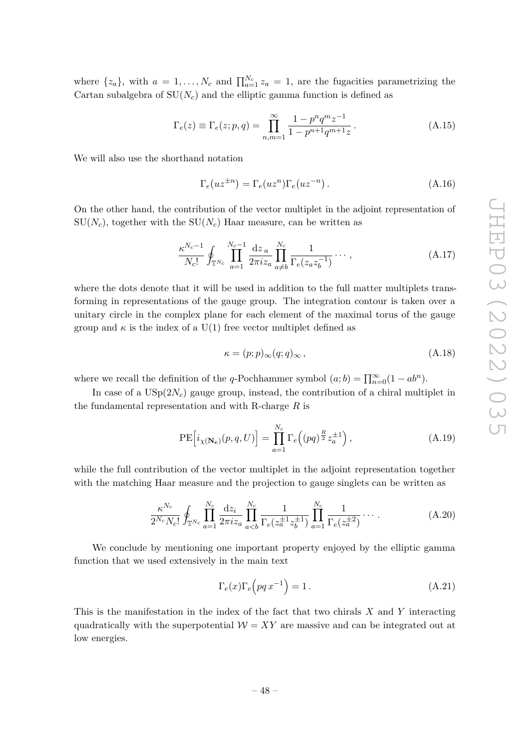where $\{z_a\}$, with $a = 1, \ldots, N_c$ and $\prod_{a=1}^{N_c} z_a = 1$, are the fugacities parametrizing the Cartan subalgebra of $\mathrm{SU}(N_c)$ and the elliptic gamma function is defined as

$$\Gamma_e(z) \equiv \Gamma_e(z; p, q) = \prod_{n,m=1}^{\infty} \frac{1 - p^n q^m z^{-1}}{1 - p^{n+1} q^{m+1} z} \,. \tag{A.15}$$

We will also use the shorthand notation

$$\Gamma_e(uz^{\pm n}) = \Gamma_e(uz^n)\Gamma_e(uz^{-n}) \,. \tag{A.16}$$

On the other hand, the contribution of the vector multiplet in the adjoint representation of $\mathrm{SU}(N_c)$, together with the $\mathrm{SU}(N_c)$ Haar measure, can be written as

$$\frac{\kappa^{N_c - 1}}{N_c!} \oint_{\mathbb{T}^{N_c}} \prod_{a=1}^{N_c - 1} \frac{\mathrm{d}z_a}{2\pi i z_a} \prod_{a \neq b}^{N_c} \frac{1}{\Gamma_e(z_a z_b^{-1})} \cdots \,, \tag{A.17}$$

where the dots denote that it will be used in addition to the full matter multiplets transforming in representations of the gauge group. The integration contour is taken over a unitary circle in the complex plane for each element of the maximal torus of the gauge group and $\kappa$ is the index of a U(1) free vector multiplet defined as

$$\kappa = (p; p)_\infty (q; q)_\infty \,, \tag{A.18}$$

where we recall the definition of the $q$-Pochhammer symbol $(a; b) = \prod_{n=0}^{\infty}(1 - ab^n)$.

In case of a $\mathrm{USp}(2N_c)$ gauge group, instead, the contribution of a chiral multiplet in the fundamental representation and with R-charge $R$ is

$$\mathrm{PE}\Big[i_{\chi(\mathbf{N_c})}(p, q, U)\Big] = \prod_{a=1}^{N_c} \Gamma_e\Big((pq)^{\frac{R}{2}} z_a^{\pm 1}\Big) \,, \tag{A.19}$$

while the full contribution of the vector multiplet in the adjoint representation together with the matching Haar measure and the projection to gauge singlets can be written as

$$\frac{\kappa^{N_c}}{2^{N_c} N_c!} \oint_{\mathbb{T}^{N_c}} \prod_{a=1}^{N_c} \frac{\mathrm{d}z_i}{2\pi i z_a} \prod_{a<b}^{N_c} \frac{1}{\Gamma_e(z_a^{\pm 1} z_b^{\pm 1})} \prod_{a=1}^{N_c} \frac{1}{\Gamma_e(z_a^{\pm 2})} \cdots \,. \tag{A.20}$$

We conclude by mentioning one important property enjoyed by the elliptic gamma function that we used extensively in the main text

$$\Gamma_e(x)\Gamma_e\Big(pq\, x^{-1}\Big) = 1 \,. \tag{A.21}$$

This is the manifestation in the index of the fact that two chirals $X$ and $Y$ interacting quadratically with the superpotential $\mathcal{W} = XY$ are massive and can be integrated out at low energies.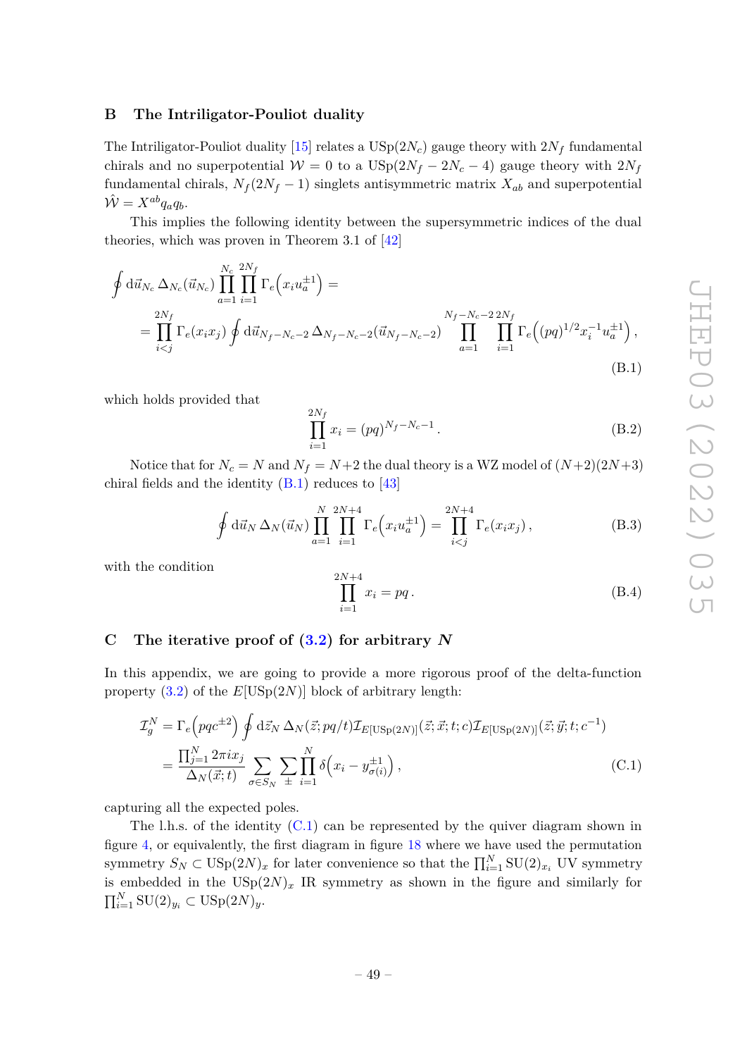## B The Intriligator-Pouliot duality

The Intriligator-Pouliot duality [15] relates a $\mathrm{USp}(2N_c)$ gauge theory with $2N_f$ fundamental chirals and no superpotential $\mathcal{W}=0$ to a $\mathrm{USp}(2N_f-2N_c-4)$ gauge theory with $2N_f$ fundamental chirals, $N_f(2N_f-1)$ singlets antisymmetric matrix $X_{ab}$ and superpotential $\hat{\mathcal{W}}=X^{ab}q_aq_b$.

This implies the following identity between the supersymmetric indices of the dual theories, which was proven in Theorem 3.1 of [42]

$$
\begin{aligned}
&\oint \mathrm{d}\vec{u}_{N_c}\,\Delta_{N_c}(\vec{u}_{N_c})\prod_{a=1}^{N_c}\prod_{i=1}^{2N_f}\Gamma_e\Big(x_iu_a^{\pm1}\Big)= \\
&=\prod_{i<j}^{2N_f}\Gamma_e(x_ix_j)\oint \mathrm{d}\vec{u}_{N_f-N_c-2}\,\Delta_{N_f-N_c-2}(\vec{u}_{N_f-N_c-2})\prod_{a=1}^{N_f-N_c-2}\prod_{i=1}^{2N_f}\Gamma_e\Big((pq)^{1/2}x_i^{-1}u_a^{\pm1}\Big)\,,
\end{aligned}
\tag{B.1}
$$

which holds provided that

$$
\prod_{i=1}^{2N_f}x_i=(pq)^{N_f-N_c-1}\,. \tag{B.2}
$$

Notice that for $N_c=N$ and $N_f=N+2$ the dual theory is a WZ model of $(N+2)(2N+3)$ chiral fields and the identity (B.1) reduces to [43]

$$
\oint \mathrm{d}\vec{u}_N\,\Delta_N(\vec{u}_N)\prod_{a=1}^{N}\prod_{i=1}^{2N+4}\Gamma_e\Big(x_iu_a^{\pm1}\Big)=\prod_{i<j}^{2N+4}\Gamma_e(x_ix_j)\,, \tag{B.3}
$$

with the condition

$$
\prod_{i=1}^{2N+4}x_i=pq\,. \tag{B.4}
$$

## C The iterative proof of (3.2) for arbitrary $N$

In this appendix, we are going to provide a more rigorous proof of the delta-function property (3.2) of the $E[\mathrm{USp}(2N)]$ block of arbitrary length:

$$
\begin{aligned}
\mathcal{I}_g^N&=\Gamma_e\Big(pqc^{\pm2}\Big)\oint \mathrm{d}\vec{z}_N\,\Delta_N(\vec{z};pq/t)\mathcal{I}_{E[\mathrm{USp}(2N)]}(\vec{z};\vec{x};t;c)\mathcal{I}_{E[\mathrm{USp}(2N)]}(\vec{z};\vec{y};t;c^{-1}) \\
&=\frac{\prod_{j=1}^N 2\pi i x_j}{\Delta_N(\vec{x};t)}\sum_{\sigma\in S_N}\sum_{\pm}\prod_{i=1}^N\delta\Big(x_i-y_{\sigma(i)}^{\pm1}\Big)\,,
\end{aligned}
\tag{C.1}
$$

capturing all the expected poles.

The l.h.s. of the identity (C.1) can be represented by the quiver diagram shown in figure 4, or equivalently, the first diagram in figure 18 where we have used the permutation symmetry $S_N\subset \mathrm{USp}(2N)_x$ for later convenience so that the $\prod_{i=1}^N\mathrm{SU}(2)_{x_i}$ UV symmetry is embedded in the $\mathrm{USp}(2N)_x$ IR symmetry as shown in the figure and similarly for $\prod_{i=1}^N\mathrm{SU}(2)_{y_i}\subset \mathrm{USp}(2N)_y$.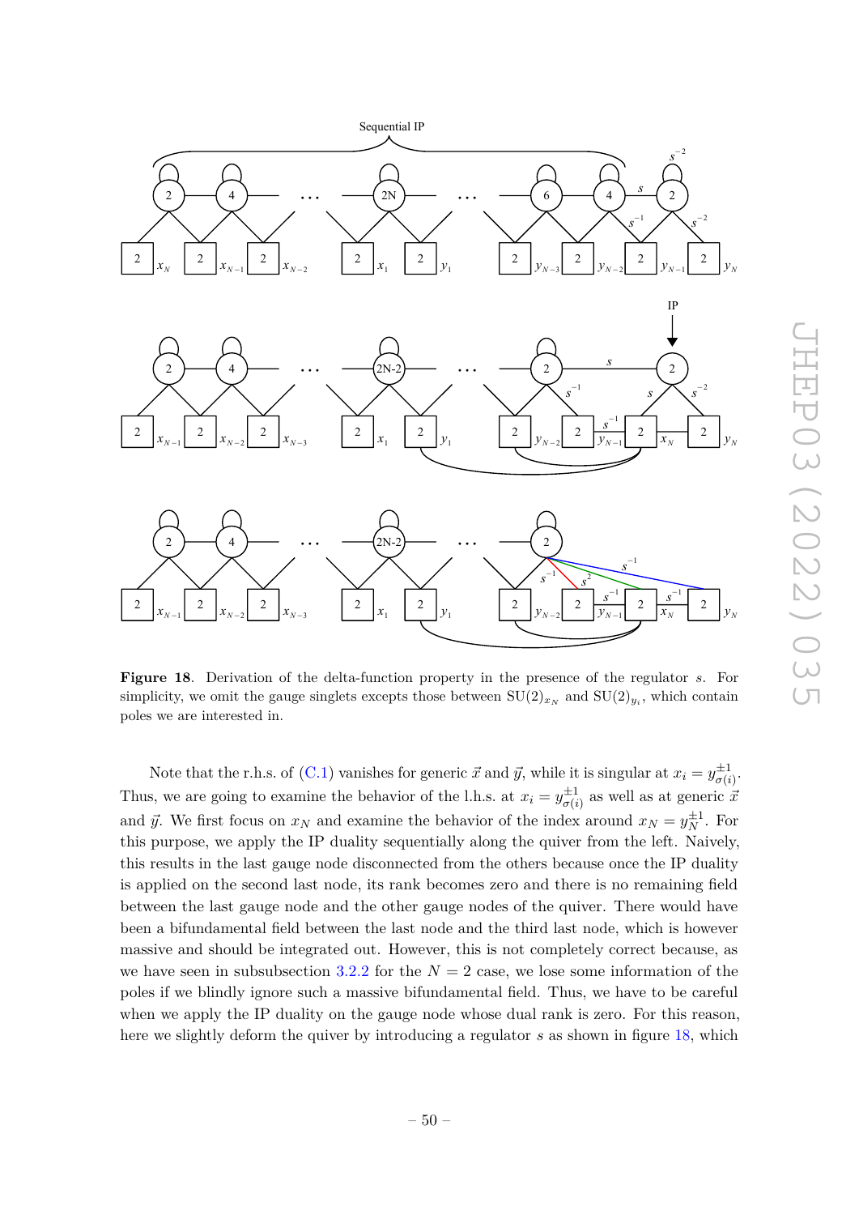Figure 18. Derivation of the delta-function property in the presence of the regulator $s$. For simplicity, we omit the gauge singlets excepts those between $\mathrm{SU}(2)_{x_N}$ and $\mathrm{SU}(2)_{y_i}$, which contain poles we are interested in.

Note that the r.h.s. of (C.1) vanishes for generic $\vec{x}$ and $\vec{y}$, while it is singular at $x_i = y_{\sigma(i)}^{\pm 1}$. Thus, we are going to examine the behavior of the l.h.s. at $x_i = y_{\sigma(i)}^{\pm 1}$ as well as at generic $\vec{x}$ and $\vec{y}$. We first focus on $x_N$ and examine the behavior of the index around $x_N = y_N^{\pm 1}$. For this purpose, we apply the IP duality sequentially along the quiver from the left. Naively, this results in the last gauge node disconnected from the others because once the IP duality is applied on the second last node, its rank becomes zero and there is no remaining field between the last gauge node and the other gauge nodes of the quiver. There would have been a bifundamental field between the last node and the third last node, which is however massive and should be integrated out. However, this is not completely correct because, as we have seen in subsubsection 3.2.2 for the $N = 2$ case, we lose some information of the poles if we blindly ignore such a massive bifundamental field. Thus, we have to be careful when we apply the IP duality on the gauge node whose dual rank is zero. For this reason, here we slightly deform the quiver by introducing a regulator $s$ as shown in figure 18, which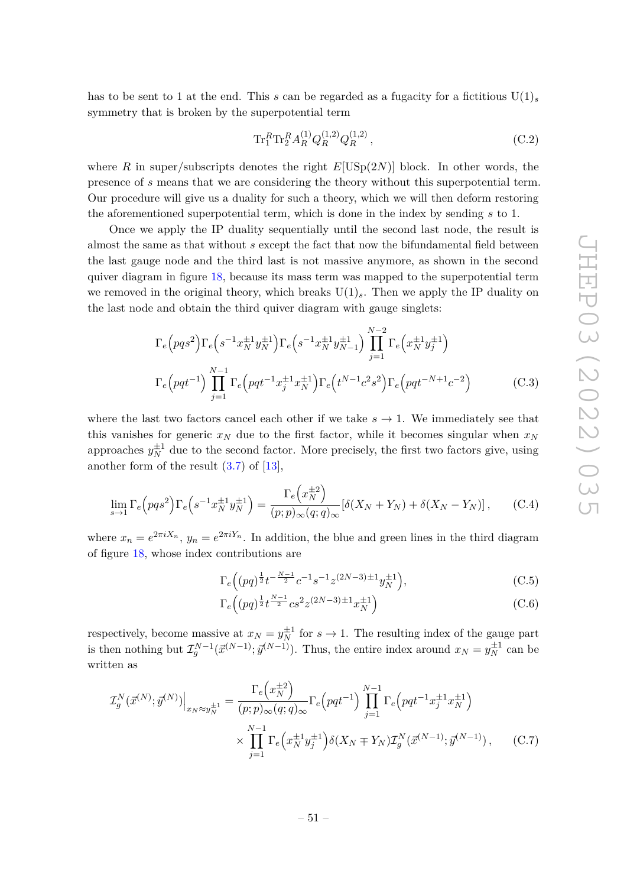has to be sent to 1 at the end. This $s$ can be regarded as a fugacity for a fictitious $\mathrm{U}(1)_s$ symmetry that is broken by the superpotential term

$$\mathrm{Tr}_1^R \mathrm{Tr}_2^R A_R^{(1)} Q_R^{(1,2)} Q_R^{(1,2)}\,, \tag{C.2}$$

where $R$ in super/subscripts denotes the right $E[\mathrm{USp}(2N)]$ block. In other words, the presence of $s$ means that we are considering the theory without this superpotential term. Our procedure will give us a duality for such a theory, which we will then deform restoring the aforementioned superpotential term, which is done in the index by sending $s$ to 1.

Once we apply the IP duality sequentially until the second last node, the result is almost the same as that without $s$ except the fact that now the bifundamental field between the last gauge node and the third last is not massive anymore, as shown in the second quiver diagram in figure 18, because its mass term was mapped to the superpotential term we removed in the original theory, which breaks $\mathrm{U}(1)_s$. Then we apply the IP duality on the last node and obtain the third quiver diagram with gauge singlets:

$$\begin{aligned}
&\Gamma_e\Big(pqs^2\Big)\Gamma_e\Big(s^{-1}x_N^{\pm 1}y_N^{\pm 1}\Big)\Gamma_e\Big(s^{-1}x_N^{\pm 1}y_{N-1}^{\pm 1}\Big)\prod_{j=1}^{N-2}\Gamma_e\Big(x_N^{\pm 1}y_j^{\pm 1}\Big) \\
&\Gamma_e\Big(pqt^{-1}\Big)\prod_{j=1}^{N-1}\Gamma_e\Big(pqt^{-1}x_j^{\pm 1}x_N^{\pm 1}\Big)\Gamma_e\Big(t^{N-1}c^2s^2\Big)\Gamma_e\Big(pqt^{-N+1}c^{-2}\Big)
\end{aligned} \tag{C.3}$$

where the last two factors cancel each other if we take $s \to 1$. We immediately see that this vanishes for generic $x_N$ due to the first factor, while it becomes singular when $x_N$ approaches $y_N^{\pm 1}$ due to the second factor. More precisely, the first two factors give, using another form of the result (3.7) of [13],

$$\lim_{s\to 1}\Gamma_e\Big(pqs^2\Big)\Gamma_e\Big(s^{-1}x_N^{\pm 1}y_N^{\pm 1}\Big) = \frac{\Gamma_e\Big(x_N^{\pm 2}\Big)}{(p;p)_\infty (q;q)_\infty}\left[\delta(X_N+Y_N)+\delta(X_N-Y_N)\right], \tag{C.4}$$

where $x_n = e^{2\pi i X_n}$, $y_n = e^{2\pi i Y_n}$. In addition, the blue and green lines in the third diagram of figure 18, whose index contributions are

$$\Gamma_e\Big((pq)^{\frac{1}{2}}t^{-\frac{N-1}{2}}c^{-1}s^{-1}z^{(2N-3)\pm 1}y_N^{\pm 1}\Big), \tag{C.5}$$

$$\Gamma_e\Big((pq)^{\frac{1}{2}}t^{\frac{N-1}{2}}cs^2z^{(2N-3)\pm 1}x_N^{\pm 1}\Big) \tag{C.6}$$

respectively, become massive at $x_N = y_N^{\pm 1}$ for $s \to 1$. The resulting index of the gauge part is then nothing but $\mathcal{I}_g^{N-1}(\vec{x}^{(N-1)};\vec{y}^{(N-1)})$. Thus, the entire index around $x_N = y_N^{\pm 1}$ can be written as

$$\begin{aligned}
\mathcal{I}_g^N(\vec{x}^{(N)};\vec{y}^{(N)})\Big|_{x_N\approx y_N^{\pm 1}} &= \frac{\Gamma_e\Big(x_N^{\pm 2}\Big)}{(p;p)_\infty (q;q)_\infty}\Gamma_e\Big(pqt^{-1}\Big)\prod_{j=1}^{N-1}\Gamma_e\Big(pqt^{-1}x_j^{\pm 1}x_N^{\pm 1}\Big) \\
&\quad\times\prod_{j=1}^{N-1}\Gamma_e\Big(x_N^{\pm 1}y_j^{\pm 1}\Big)\delta(X_N\mp Y_N)\mathcal{I}_g^N(\vec{x}^{(N-1)};\vec{y}^{(N-1)})\,,
\end{aligned} \tag{C.7}$$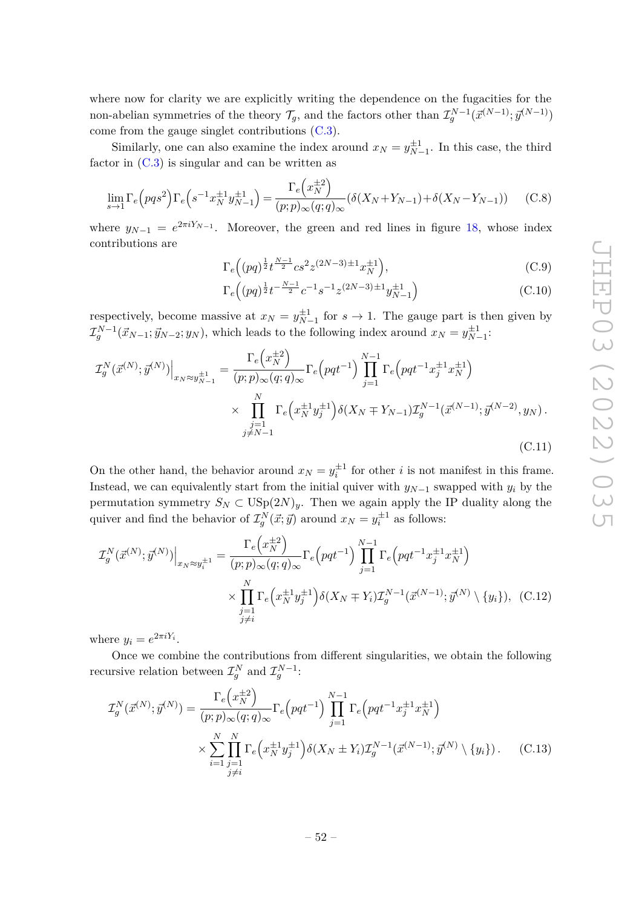where now for clarity we are explicitly writing the dependence on the fugacities for the non-abelian symmetries of the theory $\mathcal{T}_g$, and the factors other than $\mathcal{I}_g^{N-1}(\vec{x}^{(N-1)};\vec{y}^{(N-1)})$ come from the gauge singlet contributions (C.3).

Similarly, one can also examine the index around $x_N = y_{N-1}^{\pm 1}$. In this case, the third factor in (C.3) is singular and can be written as

$$\lim_{s\to 1}\Gamma_e\Big(pqs^2\Big)\Gamma_e\Big(s^{-1}x_N^{\pm 1}y_{N-1}^{\pm 1}\Big) = \frac{\Gamma_e\Big(x_N^{\pm 2}\Big)}{(p;p)_\infty(q;q)_\infty}\left(\delta(X_N+Y_{N-1})+\delta(X_N-Y_{N-1})\right) \tag{C.8}$$

where $y_{N-1} = e^{2\pi i Y_{N-1}}$. Moreover, the green and red lines in figure 18, whose index contributions are

$$\Gamma_e\Big((pq)^{\frac{1}{2}}t^{\frac{N-1}{2}}cs^2z^{(2N-3)\pm 1}x_N^{\pm 1}\Big), \tag{C.9}$$

$$\Gamma_e\Big((pq)^{\frac{1}{2}}t^{-\frac{N-1}{2}}c^{-1}s^{-1}z^{(2N-3)\pm 1}y_{N-1}^{\pm 1}\Big) \tag{C.10}$$

respectively, become massive at $x_N = y_{N-1}^{\pm 1}$ for $s \to 1$. The gauge part is then given by $\mathcal{I}_g^{N-1}(\vec{x}_{N-1};\vec{y}_{N-2};y_N)$, which leads to the following index around $x_N = y_{N-1}^{\pm 1}$:

$$\begin{aligned}\mathcal{I}_g^N(\vec{x}^{(N)};\vec{y}^{(N)})\Big|_{x_N\approx y_{N-1}^{\pm 1}} = &\frac{\Gamma_e\Big(x_N^{\pm 2}\Big)}{(p;p)_\infty(q;q)_\infty}\Gamma_e\Big(pqt^{-1}\Big)\prod_{j=1}^{N-1}\Gamma_e\Big(pqt^{-1}x_j^{\pm 1}x_N^{\pm 1}\Big)\\ &\times\prod_{\substack{j=1\\ j\neq N-1}}^{N}\Gamma_e\Big(x_N^{\pm 1}y_j^{\pm 1}\Big)\delta(X_N\mp Y_{N-1})\mathcal{I}_g^{N-1}(\vec{x}^{(N-1)};\vec{y}^{(N-2)},y_N)\,.\end{aligned} \tag{C.11}$$

On the other hand, the behavior around $x_N = y_i^{\pm 1}$ for other $i$ is not manifest in this frame. Instead, we can equivalently start from the initial quiver with $y_{N-1}$ swapped with $y_i$ by the permutation symmetry $S_N \subset \mathrm{USp}(2N)_y$. Then we again apply the IP duality along the quiver and find the behavior of $\mathcal{I}_g^N(\vec{x};\vec{y})$ around $x_N = y_i^{\pm 1}$ as follows:

$$\begin{aligned}\mathcal{I}_g^N(\vec{x}^{(N)};\vec{y}^{(N)})\Big|_{x_N\approx y_i^{\pm 1}} = &\frac{\Gamma_e\Big(x_N^{\pm 2}\Big)}{(p;p)_\infty(q;q)_\infty}\Gamma_e\Big(pqt^{-1}\Big)\prod_{j=1}^{N-1}\Gamma_e\Big(pqt^{-1}x_j^{\pm 1}x_N^{\pm 1}\Big)\\ &\times\prod_{\substack{j=1\\ j\neq i}}^{N}\Gamma_e\Big(x_N^{\pm 1}y_j^{\pm 1}\Big)\delta(X_N\mp Y_i)\mathcal{I}_g^{N-1}(\vec{x}^{(N-1)};\vec{y}^{(N)}\setminus\{y_i\}),\end{aligned} \tag{C.12}$$

where $y_i = e^{2\pi i Y_i}$.

Once we combine the contributions from different singularities, we obtain the following recursive relation between $\mathcal{I}_g^N$ and $\mathcal{I}_g^{N-1}$:

$$\begin{aligned}\mathcal{I}_g^N(\vec{x}^{(N)};\vec{y}^{(N)}) = &\frac{\Gamma_e\Big(x_N^{\pm 2}\Big)}{(p;p)_\infty(q;q)_\infty}\Gamma_e\Big(pqt^{-1}\Big)\prod_{j=1}^{N-1}\Gamma_e\Big(pqt^{-1}x_j^{\pm 1}x_N^{\pm 1}\Big)\\ &\times\sum_{i=1}^{N}\prod_{\substack{j=1\\ j\neq i}}^{N}\Gamma_e\Big(x_N^{\pm 1}y_j^{\pm 1}\Big)\delta(X_N\pm Y_i)\mathcal{I}_g^{N-1}(\vec{x}^{(N-1)};\vec{y}^{(N)}\setminus\{y_i\})\,.\end{aligned} \tag{C.13}$$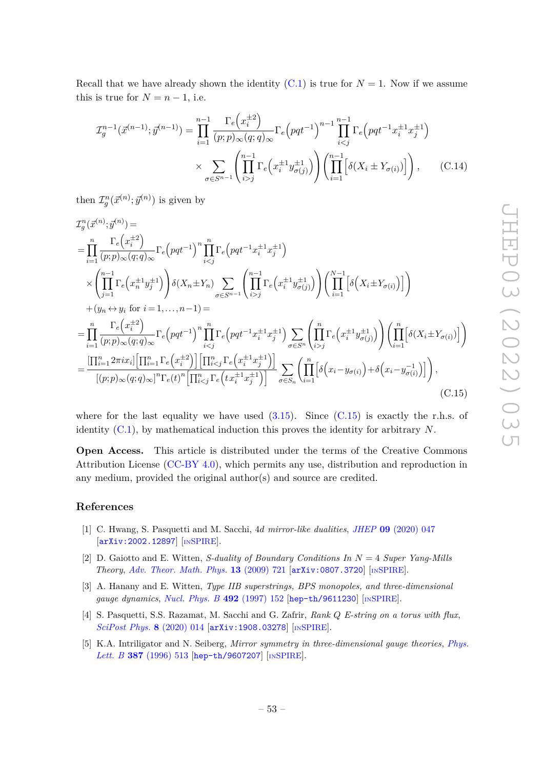Recall that we have already shown the identity (C.1) is true for $N=1$. Now if we assume this is true for $N=n-1$, i.e.

$$\mathcal{I}_g^{n-1}(\vec{x}^{(n-1)};\vec{y}^{(n-1)}) = \prod_{i=1}^{n-1} \frac{\Gamma_e\left(x_i^{\pm 2}\right)}{(p;p)_\infty (q;q)_\infty} \Gamma_e\left(pqt^{-1}\right)^{n-1} \prod_{i<j}^{n-1} \Gamma_e\left(pqt^{-1}x_i^{\pm 1}x_j^{\pm 1}\right)$$
$$\times \sum_{\sigma\in S^{n-1}} \left(\prod_{i>j}^{n-1} \Gamma_e\left(x_i^{\pm 1} y_{\sigma(j)}^{\pm 1}\right)\right)\left(\prod_{i=1}^{n-1}\left[\delta(X_i \pm Y_{\sigma(i)})\right]\right), \tag{C.14}$$

then $\mathcal{I}_g^n(\vec{x}^{(n)};\vec{y}^{(n)})$ is given by

$$\begin{aligned}
&\mathcal{I}_g^n(\vec{x}^{(n)};\vec{y}^{(n)}) = \\
&= \prod_{i=1}^{n} \frac{\Gamma_e\left(x_i^{\pm 2}\right)}{(p;p)_\infty (q;q)_\infty} \Gamma_e\left(pqt^{-1}\right)^n \prod_{i<j}^{n} \Gamma_e\left(pqt^{-1}x_i^{\pm 1}x_j^{\pm 1}\right) \\
&\times \left(\prod_{j=1}^{n-1} \Gamma_e\left(x_n^{\pm 1}y_j^{\pm 1}\right)\right)\delta(X_n \pm Y_n) \sum_{\sigma\in S^{n-1}} \left(\prod_{i>j}^{n-1} \Gamma_e\left(x_i^{\pm 1}y_{\sigma(j)}^{\pm 1}\right)\right)\left(\prod_{i=1}^{N-1}\left[\delta\left(X_i \pm Y_{\sigma(i)}\right)\right]\right) \\
&+ (y_n \leftrightarrow y_i \text{ for } i=1,\ldots,n-1) = \\
&= \prod_{i=1}^{n} \frac{\Gamma_e\left(x_i^{\pm 2}\right)}{(p;p)_\infty (q;q)_\infty} \Gamma_e\left(pqt^{-1}\right)^n \prod_{i<j}^{n} \Gamma_e\left(pqt^{-1}x_i^{\pm 1}x_j^{\pm 1}\right) \sum_{\sigma\in S^n} \left(\prod_{i>j}^{n} \Gamma_e\left(x_i^{\pm 1}y_{\sigma(j)}^{\pm 1}\right)\right)\left(\prod_{i=1}^{n}\left[\delta(X_i \pm Y_{\sigma(i)})\right]\right) \\
&= \frac{\left[\prod_{i=1}^n 2\pi i x_i\right]\left[\prod_{i=1}^n \Gamma_e\left(x_i^{\pm 2}\right)\right]\left[\prod_{i<j}^n \Gamma_e\left(x_i^{\pm 1}x_j^{\pm 1}\right)\right]}{\left[(p;p)_\infty (q;q)_\infty\right]^n \Gamma_e(t)^n \left[\prod_{i<j}^n \Gamma_e\left(t x_i^{\pm 1}x_j^{\pm 1}\right)\right]} \sum_{\sigma\in S_n} \left(\prod_{i=1}^{n}\left[\delta\left(x_i - y_{\sigma(i)}\right) + \delta\left(x_i - y_{\sigma(i)}^{-1}\right)\right]\right),
\end{aligned} \tag{C.15}$$

where for the last equality we have used (3.15). Since (C.15) is exactly the r.h.s. of identity (C.1), by mathematical induction this proves the identity for arbitrary $N$.

**Open Access.** This article is distributed under the terms of the Creative Commons Attribution License (CC-BY 4.0), which permits any use, distribution and reproduction in any medium, provided the original author(s) and source are credited.

## References

[1] C. Hwang, S. Pasquetti and M. Sacchi, *4d mirror-like dualities*, *JHEP* **09** (2020) 047 [arXiv:2002.12897] [INSPIRE].

[2] D. Gaiotto and E. Witten, *S-duality of Boundary Conditions In N = 4 Super Yang-Mills Theory*, *Adv. Theor. Math. Phys.* **13** (2009) 721 [arXiv:0807.3720] [INSPIRE].

[3] A. Hanany and E. Witten, *Type IIB superstrings, BPS monopoles, and three-dimensional gauge dynamics*, *Nucl. Phys. B* **492** (1997) 152 [hep-th/9611230] [INSPIRE].

[4] S. Pasquetti, S.S. Razamat, M. Sacchi and G. Zafrir, *Rank Q E-string on a torus with flux*, *SciPost Phys.* **8** (2020) 014 [arXiv:1908.03278] [INSPIRE].

[5] K.A. Intriligator and N. Seiberg, *Mirror symmetry in three-dimensional gauge theories*, *Phys. Lett. B* **387** (1996) 513 [hep-th/9607207] [INSPIRE].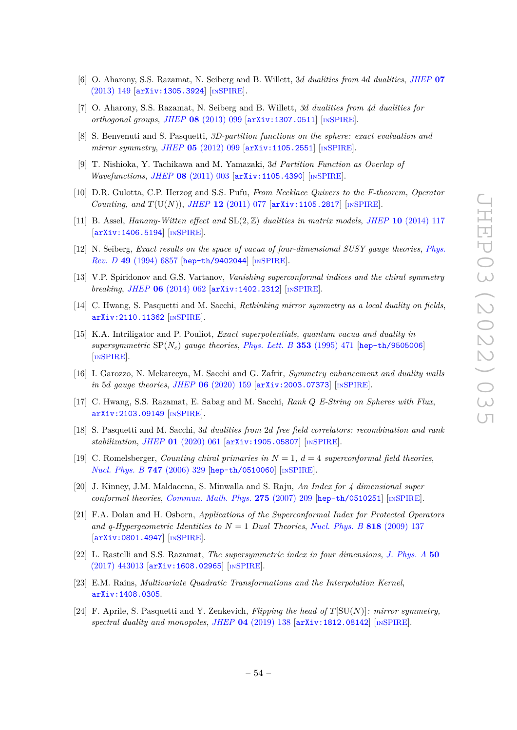- [6] O. Aharony, S.S. Razamat, N. Seiberg and B. Willett, *3d dualities from 4d dualities*, *JHEP* **07** (2013) 149 [arXiv:1305.3924] [INSPIRE].
- [7] O. Aharony, S.S. Razamat, N. Seiberg and B. Willett, *3d dualities from 4d dualities for orthogonal groups*, *JHEP* **08** (2013) 099 [arXiv:1307.0511] [INSPIRE].
- [8] S. Benvenuti and S. Pasquetti, *3D-partition functions on the sphere: exact evaluation and mirror symmetry*, *JHEP* **05** (2012) 099 [arXiv:1105.2551] [INSPIRE].
- [9] T. Nishioka, Y. Tachikawa and M. Yamazaki, *3d Partition Function as Overlap of Wavefunctions*, *JHEP* **08** (2011) 003 [arXiv:1105.4390] [INSPIRE].
- [10] D.R. Gulotta, C.P. Herzog and S.S. Pufu, *From Necklace Quivers to the F-theorem, Operator Counting, and $T(\mathrm{U}(N))$*, *JHEP* **12** (2011) 077 [arXiv:1105.2817] [INSPIRE].
- [11] B. Assel, *Hanany-Witten effect and $\mathrm{SL}(2,\mathbb{Z})$ dualities in matrix models*, *JHEP* **10** (2014) 117 [arXiv:1406.5194] [INSPIRE].
- [12] N. Seiberg, *Exact results on the space of vacua of four-dimensional SUSY gauge theories*, *Phys. Rev. D* **49** (1994) 6857 [hep-th/9402044] [INSPIRE].
- [13] V.P. Spiridonov and G.S. Vartanov, *Vanishing superconformal indices and the chiral symmetry breaking*, *JHEP* **06** (2014) 062 [arXiv:1402.2312] [INSPIRE].
- [14] C. Hwang, S. Pasquetti and M. Sacchi, *Rethinking mirror symmetry as a local duality on fields*, arXiv:2110.11362 [INSPIRE].
- [15] K.A. Intriligator and P. Pouliot, *Exact superpotentials, quantum vacua and duality in supersymmetric $\mathrm{SP}(N_c)$ gauge theories*, *Phys. Lett. B* **353** (1995) 471 [hep-th/9505006] [INSPIRE].
- [16] I. Garozzo, N. Mekareeya, M. Sacchi and G. Zafrir, *Symmetry enhancement and duality walls in 5d gauge theories*, *JHEP* **06** (2020) 159 [arXiv:2003.07373] [INSPIRE].
- [17] C. Hwang, S.S. Razamat, E. Sabag and M. Sacchi, *Rank Q E-String on Spheres with Flux*, arXiv:2103.09149 [INSPIRE].
- [18] S. Pasquetti and M. Sacchi, *3d dualities from 2d free field correlators: recombination and rank stabilization*, *JHEP* **01** (2020) 061 [arXiv:1905.05807] [INSPIRE].
- [19] C. Romelsberger, *Counting chiral primaries in $\mathcal{N}=1$, $d=4$ superconformal field theories*, *Nucl. Phys. B* **747** (2006) 329 [hep-th/0510060] [INSPIRE].
- [20] J. Kinney, J.M. Maldacena, S. Minwalla and S. Raju, *An Index for 4 dimensional super conformal theories*, *Commun. Math. Phys.* **275** (2007) 209 [hep-th/0510251] [INSPIRE].
- [21] F.A. Dolan and H. Osborn, *Applications of the Superconformal Index for Protected Operators and q-Hypergeometric Identities to $\mathcal{N}=1$ Dual Theories*, *Nucl. Phys. B* **818** (2009) 137 [arXiv:0801.4947] [INSPIRE].
- [22] L. Rastelli and S.S. Razamat, *The supersymmetric index in four dimensions*, *J. Phys. A* **50** (2017) 443013 [arXiv:1608.02965] [INSPIRE].
- [23] E.M. Rains, *Multivariate Quadratic Transformations and the Interpolation Kernel*, arXiv:1408.0305.
- [24] F. Aprile, S. Pasquetti and Y. Zenkevich, *Flipping the head of $T[\mathrm{SU}(N)]$: mirror symmetry, spectral duality and monopoles*, *JHEP* **04** (2019) 138 [arXiv:1812.08142] [INSPIRE].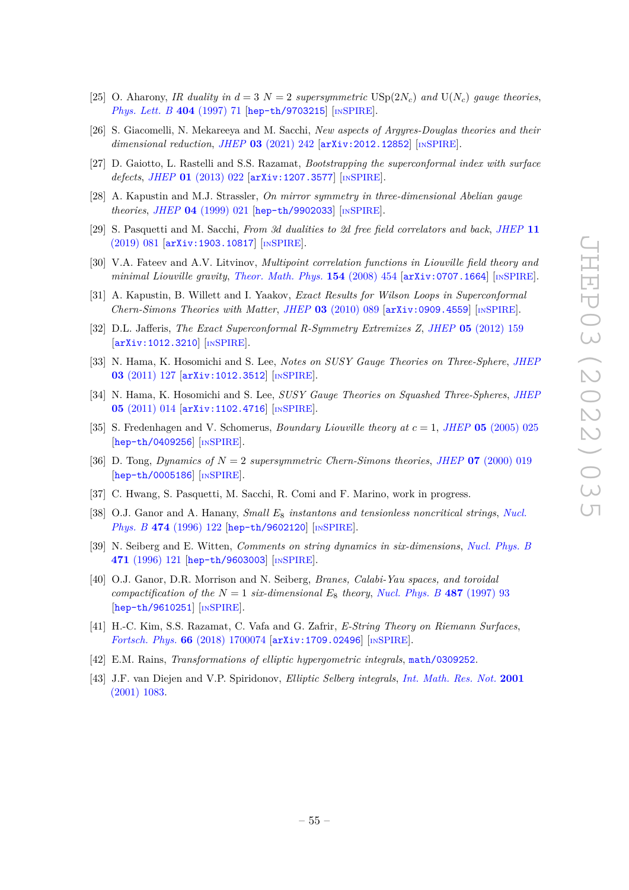[25] O. Aharony, *IR duality in $d = 3$ $\mathcal{N} = 2$ supersymmetric* $\mathrm{USp}(2N_c)$ *and* $\mathrm{U}(N_c)$ *gauge theories*, *Phys. Lett. B* **404** (1997) 71 [hep-th/9703215] [INSPIRE].

[26] S. Giacomelli, N. Mekareeya and M. Sacchi, *New aspects of Argyres-Douglas theories and their dimensional reduction*, *JHEP* **03** (2021) 242 [arXiv:2012.12852] [INSPIRE].

[27] D. Gaiotto, L. Rastelli and S.S. Razamat, *Bootstrapping the superconformal index with surface defects*, *JHEP* **01** (2013) 022 [arXiv:1207.3577] [INSPIRE].

[28] A. Kapustin and M.J. Strassler, *On mirror symmetry in three-dimensional Abelian gauge theories*, *JHEP* **04** (1999) 021 [hep-th/9902033] [INSPIRE].

[29] S. Pasquetti and M. Sacchi, *From 3d dualities to 2d free field correlators and back*, *JHEP* **11** (2019) 081 [arXiv:1903.10817] [INSPIRE].

[30] V.A. Fateev and A.V. Litvinov, *Multipoint correlation functions in Liouville field theory and minimal Liouville gravity*, *Theor. Math. Phys.* **154** (2008) 454 [arXiv:0707.1664] [INSPIRE].

[31] A. Kapustin, B. Willett and I. Yaakov, *Exact Results for Wilson Loops in Superconformal Chern-Simons Theories with Matter*, *JHEP* **03** (2010) 089 [arXiv:0909.4559] [INSPIRE].

[32] D.L. Jafferis, *The Exact Superconformal R-Symmetry Extremizes Z*, *JHEP* **05** (2012) 159 [arXiv:1012.3210] [INSPIRE].

[33] N. Hama, K. Hosomichi and S. Lee, *Notes on SUSY Gauge Theories on Three-Sphere*, *JHEP* **03** (2011) 127 [arXiv:1012.3512] [INSPIRE].

[34] N. Hama, K. Hosomichi and S. Lee, *SUSY Gauge Theories on Squashed Three-Spheres*, *JHEP* **05** (2011) 014 [arXiv:1102.4716] [INSPIRE].

[35] S. Fredenhagen and V. Schomerus, *Boundary Liouville theory at $c = 1$*, *JHEP* **05** (2005) 025 [hep-th/0409256] [INSPIRE].

[36] D. Tong, *Dynamics of $\mathcal{N} = 2$ supersymmetric Chern-Simons theories*, *JHEP* **07** (2000) 019 [hep-th/0005186] [INSPIRE].

[37] C. Hwang, S. Pasquetti, M. Sacchi, R. Comi and F. Marino, work in progress.

[38] O.J. Ganor and A. Hanany, *Small $E_8$ instantons and tensionless noncritical strings*, *Nucl. Phys. B* **474** (1996) 122 [hep-th/9602120] [INSPIRE].

[39] N. Seiberg and E. Witten, *Comments on string dynamics in six-dimensions*, *Nucl. Phys. B* **471** (1996) 121 [hep-th/9603003] [INSPIRE].

[40] O.J. Ganor, D.R. Morrison and N. Seiberg, *Branes, Calabi-Yau spaces, and toroidal compactification of the $\mathcal{N} = 1$ six-dimensional $E_8$ theory*, *Nucl. Phys. B* **487** (1997) 93 [hep-th/9610251] [INSPIRE].

[41] H.-C. Kim, S.S. Razamat, C. Vafa and G. Zafrir, *E-String Theory on Riemann Surfaces*, *Fortsch. Phys.* **66** (2018) 1700074 [arXiv:1709.02496] [INSPIRE].

[42] E.M. Rains, *Transformations of elliptic hypergeometric integrals*, math/0309252.

[43] J.F. van Diejen and V.P. Spiridonov, *Elliptic Selberg integrals*, *Int. Math. Res. Not.* **2001** (2001) 1083.